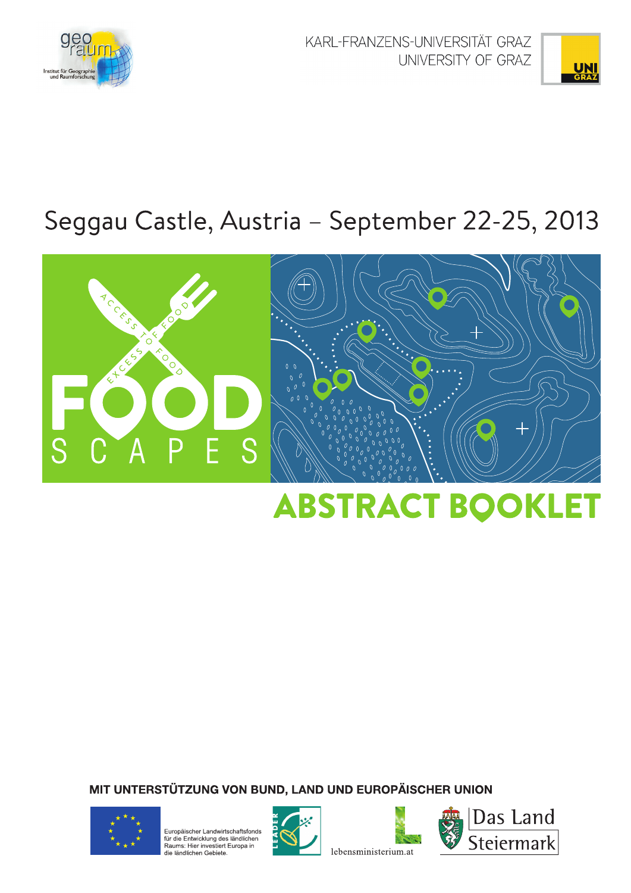geo raum
Institut für Geographie und Raumforschung

KARL-FRANZENS-UNIVERSITÄT GRAZ
UNIVERSITY OF GRAZ

Seggau Castle, Austria – September 22-25, 2013

ACCESS TO FOOD
EXCESS OF FOOD

FOOD SCAPES

# ABSTRACT BOOKLET

**MIT UNTERSTÜTZUNG VON BUND, LAND UND EUROPÄISCHER UNION**

Europäischer Landwirtschaftsfonds für die Entwicklung des ländlichen Raums: Hier investiert Europa in die ländlichen Gebiete.

LEADER

lebensministerium.at

Das Land Steiermark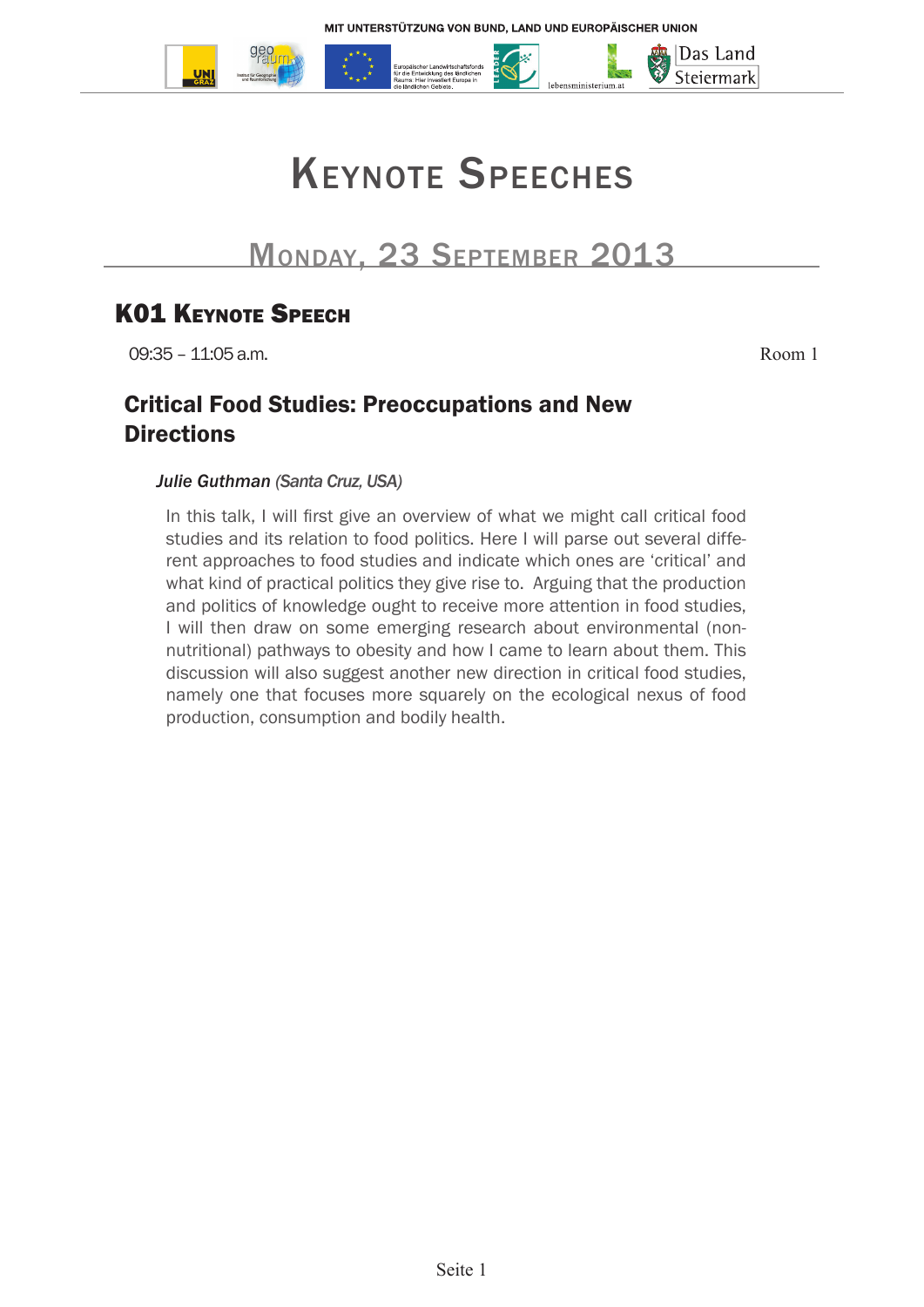# Keynote Speeches

## Monday, 23 September 2013

### K01 Keynote Speech

09:35 – 11:05 a.m. Room 1

#### Critical Food Studies: Preoccupations and New Directions

*Julie Guthman (Santa Cruz, USA)*

In this talk, I will first give an overview of what we might call critical food studies and its relation to food politics. Here I will parse out several different approaches to food studies and indicate which ones are 'critical' and what kind of practical politics they give rise to. Arguing that the production and politics of knowledge ought to receive more attention in food studies, I will then draw on some emerging research about environmental (non-nutritional) pathways to obesity and how I came to learn about them. This discussion will also suggest another new direction in critical food studies, namely one that focuses more squarely on the ecological nexus of food production, consumption and bodily health.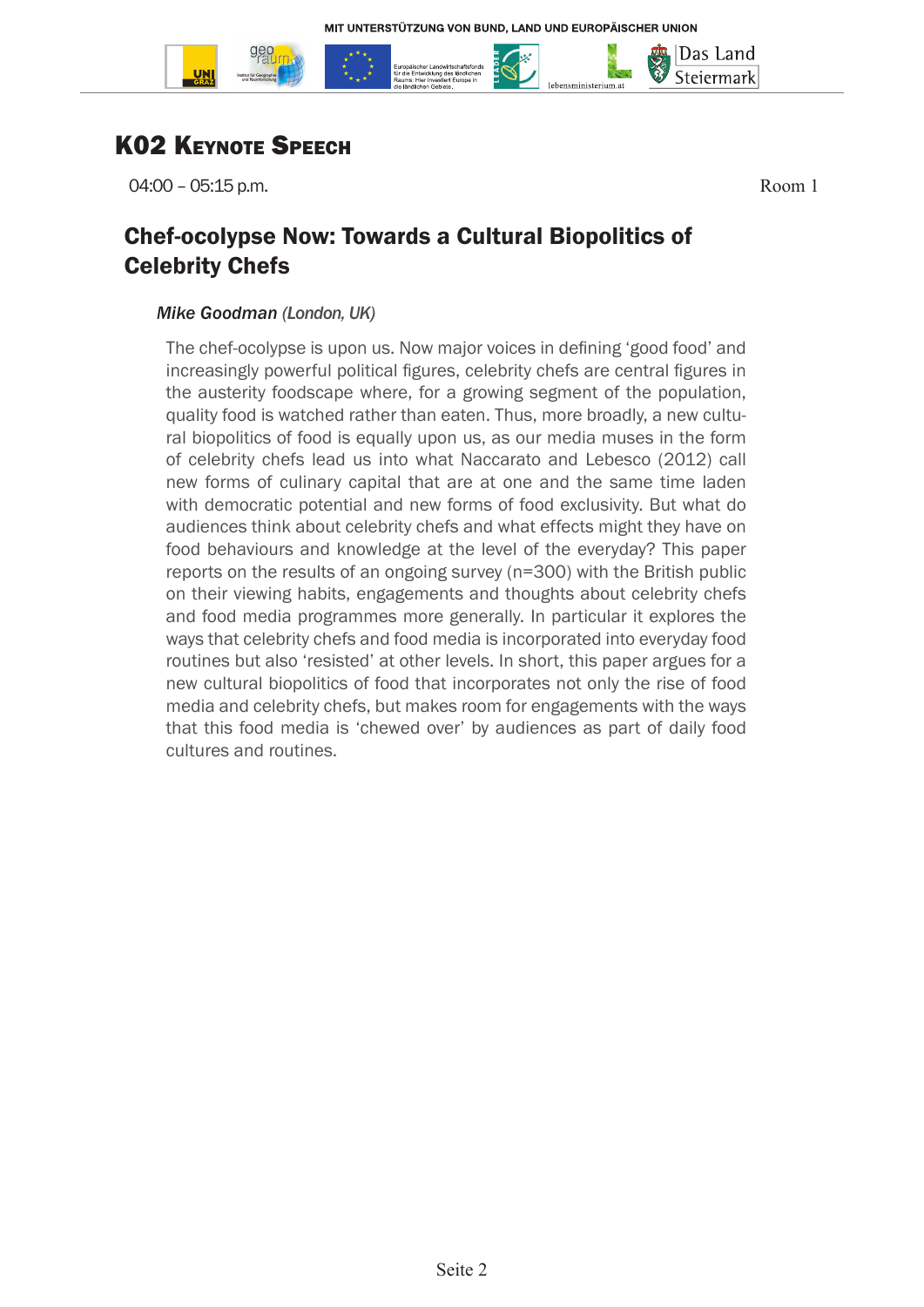## K02 Keynote Speech

04:00 – 05:15 p.m. Room 1

### Chef-ocolypse Now: Towards a Cultural Biopolitics of Celebrity Chefs

***Mike Goodman** (London, UK)*

The chef-ocolypse is upon us. Now major voices in defining 'good food' and increasingly powerful political figures, celebrity chefs are central figures in the austerity foodscape where, for a growing segment of the population, quality food is watched rather than eaten. Thus, more broadly, a new cultural biopolitics of food is equally upon us, as our media muses in the form of celebrity chefs lead us into what Naccarato and Lebesco (2012) call new forms of culinary capital that are at one and the same time laden with democratic potential and new forms of food exclusivity. But what do audiences think about celebrity chefs and what effects might they have on food behaviours and knowledge at the level of the everyday? This paper reports on the results of an ongoing survey (n=300) with the British public on their viewing habits, engagements and thoughts about celebrity chefs and food media programmes more generally. In particular it explores the ways that celebrity chefs and food media is incorporated into everyday food routines but also 'resisted' at other levels. In short, this paper argues for a new cultural biopolitics of food that incorporates not only the rise of food media and celebrity chefs, but makes room for engagements with the ways that this food media is 'chewed over' by audiences as part of daily food cultures and routines.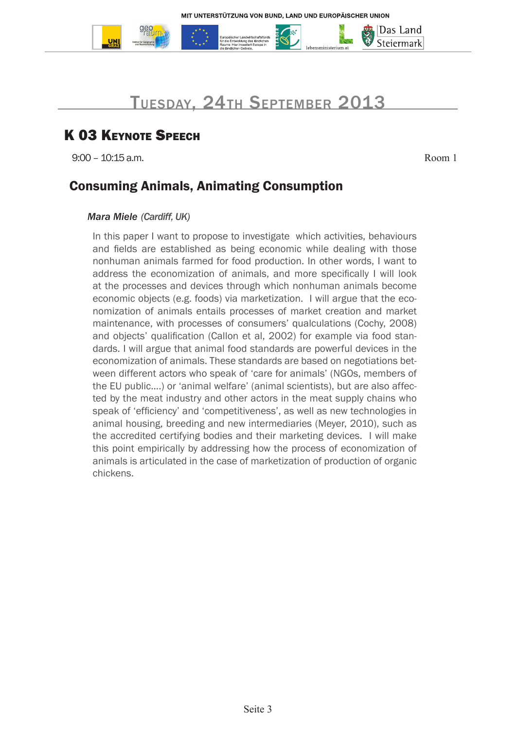# Tuesday, 24th September 2013

## K 03 Keynote Speech

9:00 – 10:15 a.m. Room 1

### Consuming Animals, Animating Consumption

*Mara Miele (Cardiff, UK)*

In this paper I want to propose to investigate which activities, behaviours and fields are established as being economic while dealing with those nonhuman animals farmed for food production. In other words, I want to address the economization of animals, and more specifically I will look at the processes and devices through which nonhuman animals become economic objects (e.g. foods) via marketization. I will argue that the economization of animals entails processes of market creation and market maintenance, with processes of consumers' qualculations (Cochy, 2008) and objects' qualification (Callon et al, 2002) for example via food standards. I will argue that animal food standards are powerful devices in the economization of animals. These standards are based on negotiations between different actors who speak of 'care for animals' (NGOs, members of the EU public....) or 'animal welfare' (animal scientists), but are also affected by the meat industry and other actors in the meat supply chains who speak of 'efficiency' and 'competitiveness', as well as new technologies in animal housing, breeding and new intermediaries (Meyer, 2010), such as the accredited certifying bodies and their marketing devices. I will make this point empirically by addressing how the process of economization of animals is articulated in the case of marketization of production of organic chickens.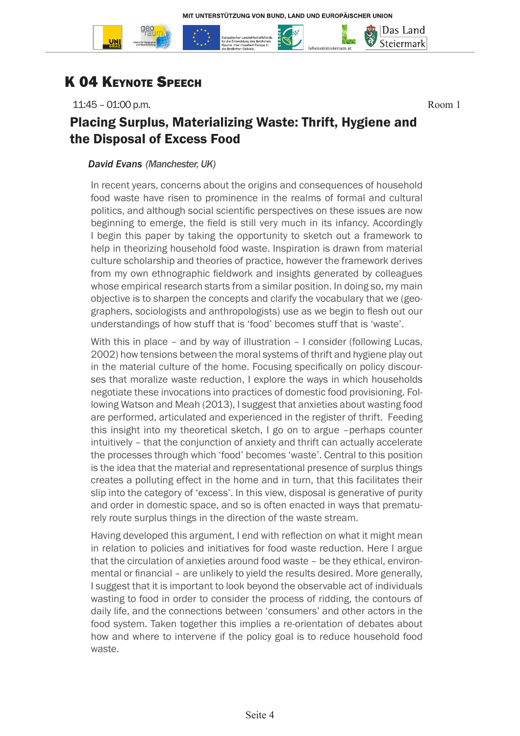# K 04 Keynote Speech

11:45 – 01:00 p.m. Room 1

## Placing Surplus, Materializing Waste: Thrift, Hygiene and the Disposal of Excess Food

***David Evans** (Manchester, UK)*

In recent years, concerns about the origins and consequences of household food waste have risen to prominence in the realms of formal and cultural politics, and although social scientific perspectives on these issues are now beginning to emerge, the field is still very much in its infancy. Accordingly I begin this paper by taking the opportunity to sketch out a framework to help in theorizing household food waste. Inspiration is drawn from material culture scholarship and theories of practice, however the framework derives from my own ethnographic fieldwork and insights generated by colleagues whose empirical research starts from a similar position. In doing so, my main objective is to sharpen the concepts and clarify the vocabulary that we (geographers, sociologists and anthropologists) use as we begin to flesh out our understandings of how stuff that is 'food' becomes stuff that is 'waste'.

With this in place – and by way of illustration – I consider (following Lucas, 2002) how tensions between the moral systems of thrift and hygiene play out in the material culture of the home. Focusing specifically on policy discourses that moralize waste reduction, I explore the ways in which households negotiate these invocations into practices of domestic food provisioning. Following Watson and Meah (2013), I suggest that anxieties about wasting food are performed, articulated and experienced in the register of thrift. Feeding this insight into my theoretical sketch, I go on to argue –perhaps counter intuitively – that the conjunction of anxiety and thrift can actually accelerate the processes through which 'food' becomes 'waste'. Central to this position is the idea that the material and representational presence of surplus things creates a polluting effect in the home and in turn, that this facilitates their slip into the category of 'excess'. In this view, disposal is generative of purity and order in domestic space, and so is often enacted in ways that prematurely route surplus things in the direction of the waste stream.

Having developed this argument, I end with reflection on what it might mean in relation to policies and initiatives for food waste reduction. Here I argue that the circulation of anxieties around food waste – be they ethical, environmental or financial – are unlikely to yield the results desired. More generally, I suggest that it is important to look beyond the observable act of individuals wasting to food in order to consider the process of ridding, the contours of daily life, and the connections between 'consumers' and other actors in the food system. Taken together this implies a re-orientation of debates about how and where to intervene if the policy goal is to reduce household food waste.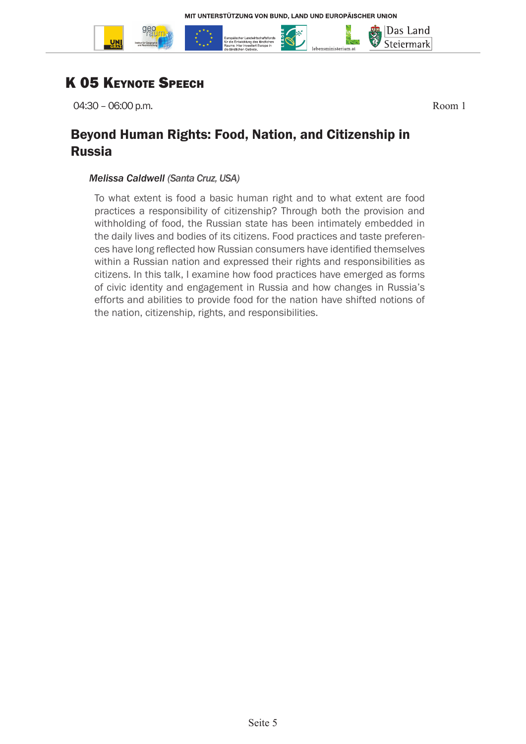## K 05 Keynote Speech

04:30 – 06:00 p.m. Room 1

### Beyond Human Rights: Food, Nation, and Citizenship in Russia

***Melissa Caldwell*** *(Santa Cruz, USA)*

To what extent is food a basic human right and to what extent are food practices a responsibility of citizenship? Through both the provision and withholding of food, the Russian state has been intimately embedded in the daily lives and bodies of its citizens. Food practices and taste preferences have long reflected how Russian consumers have identified themselves within a Russian nation and expressed their rights and responsibilities as citizens. In this talk, I examine how food practices have emerged as forms of civic identity and engagement in Russia and how changes in Russia's efforts and abilities to provide food for the nation have shifted notions of the nation, citizenship, rights, and responsibilities.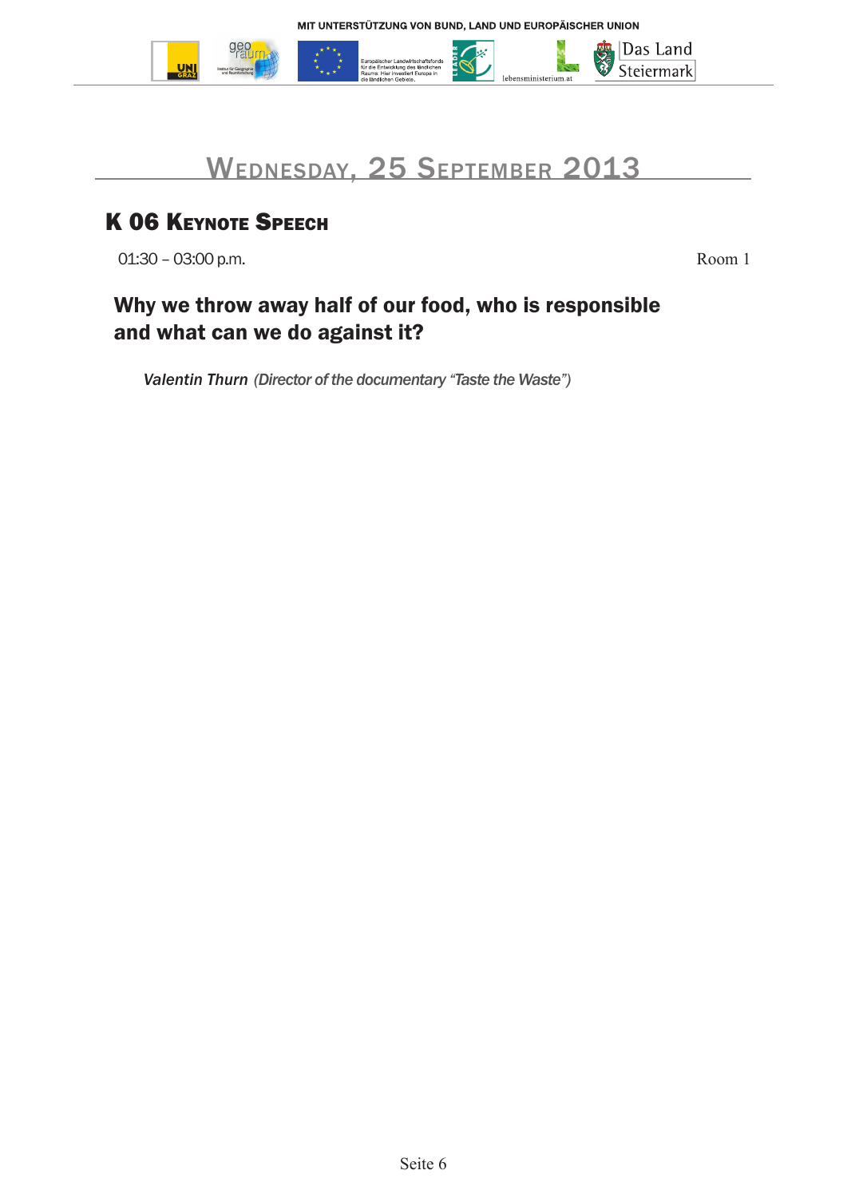## Wednesday, 25 September 2013

### K 06 Keynote Speech

01:30 – 03:00 p.m. Room 1

**Why we throw away half of our food, who is responsible and what can we do against it?**

*Valentin Thurn (Director of the documentary "Taste the Waste")*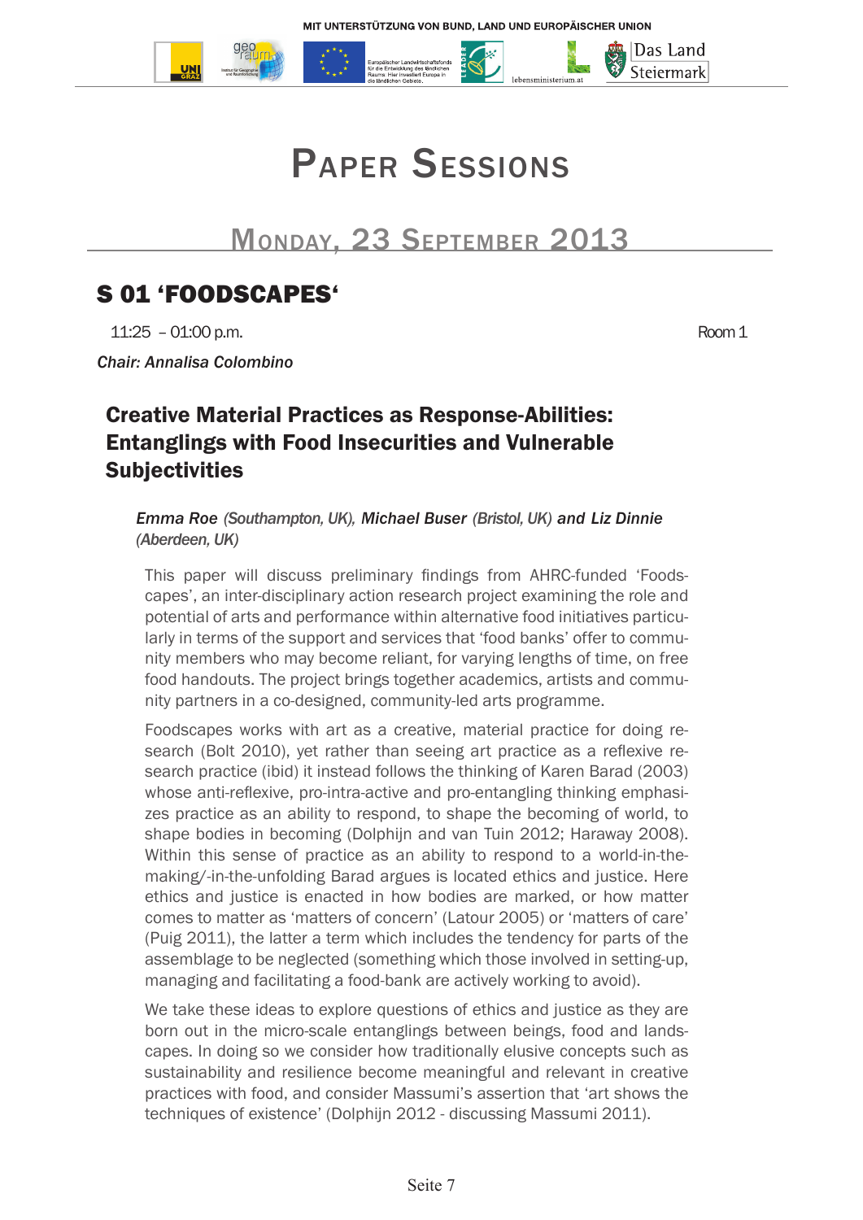# Paper Sessions

## Monday, 23 September 2013

## S 01 'FOODSCAPES'

11:25 – 01:00 p.m. Room 1

*Chair: Annalisa Colombino*

### Creative Material Practices as Response-Abilities: Entanglings with Food Insecurities and Vulnerable Subjectivities

***Emma Roe** (Southampton, UK), **Michael Buser** (Bristol, UK) and **Liz Dinnie** (Aberdeen, UK)*

This paper will discuss preliminary findings from AHRC-funded 'Foodscapes', an inter-disciplinary action research project examining the role and potential of arts and performance within alternative food initiatives particularly in terms of the support and services that 'food banks' offer to community members who may become reliant, for varying lengths of time, on free food handouts. The project brings together academics, artists and community partners in a co-designed, community-led arts programme.

Foodscapes works with art as a creative, material practice for doing research (Bolt 2010), yet rather than seeing art practice as a reflexive research practice (ibid) it instead follows the thinking of Karen Barad (2003) whose anti-reflexive, pro-intra-active and pro-entangling thinking emphasizes practice as an ability to respond, to shape the becoming of world, to shape bodies in becoming (Dolphijn and van Tuin 2012; Haraway 2008). Within this sense of practice as an ability to respond to a world-in-the-making/-in-the-unfolding Barad argues is located ethics and justice. Here ethics and justice is enacted in how bodies are marked, or how matter comes to matter as 'matters of concern' (Latour 2005) or 'matters of care' (Puig 2011), the latter a term which includes the tendency for parts of the assemblage to be neglected (something which those involved in setting-up, managing and facilitating a food-bank are actively working to avoid).

We take these ideas to explore questions of ethics and justice as they are born out in the micro-scale entanglings between beings, food and landscapes. In doing so we consider how traditionally elusive concepts such as sustainability and resilience become meaningful and relevant in creative practices with food, and consider Massumi's assertion that 'art shows the techniques of existence' (Dolphijn 2012 - discussing Massumi 2011).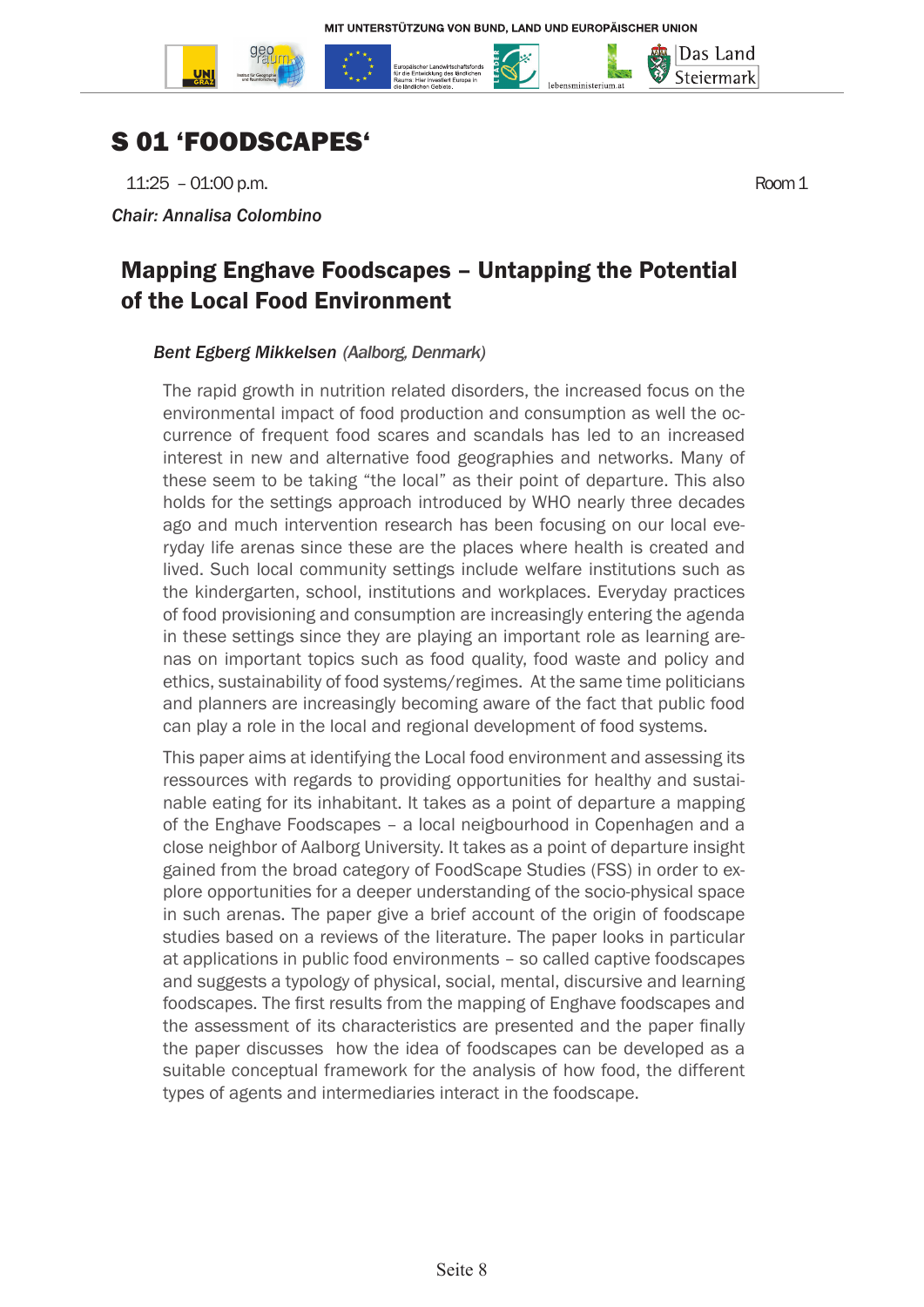# S 01 'FOODSCAPES'

11:25 – 01:00 p.m. Room 1

*Chair: Annalisa Colombino*

## Mapping Enghave Foodscapes – Untapping the Potential of the Local Food Environment

***Bent Egberg Mikkelsen** (Aalborg, Denmark)*

The rapid growth in nutrition related disorders, the increased focus on the environmental impact of food production and consumption as well the occurrence of frequent food scares and scandals has led to an increased interest in new and alternative food geographies and networks. Many of these seem to be taking "the local" as their point of departure. This also holds for the settings approach introduced by WHO nearly three decades ago and much intervention research has been focusing on our local everyday life arenas since these are the places where health is created and lived. Such local community settings include welfare institutions such as the kindergarten, school, institutions and workplaces. Everyday practices of food provisioning and consumption are increasingly entering the agenda in these settings since they are playing an important role as learning arenas on important topics such as food quality, food waste and policy and ethics, sustainability of food systems/regimes. At the same time politicians and planners are increasingly becoming aware of the fact that public food can play a role in the local and regional development of food systems.

This paper aims at identifying the Local food environment and assessing its ressources with regards to providing opportunities for healthy and sustainable eating for its inhabitant. It takes as a point of departure a mapping of the Enghave Foodscapes – a local neigbourhood in Copenhagen and a close neighbor of Aalborg University. It takes as a point of departure insight gained from the broad category of FoodScape Studies (FSS) in order to explore opportunities for a deeper understanding of the socio-physical space in such arenas. The paper give a brief account of the origin of foodscape studies based on a reviews of the literature. The paper looks in particular at applications in public food environments – so called captive foodscapes and suggests a typology of physical, social, mental, discursive and learning foodscapes. The first results from the mapping of Enghave foodscapes and the assessment of its characteristics are presented and the paper finally the paper discusses how the idea of foodscapes can be developed as a suitable conceptual framework for the analysis of how food, the different types of agents and intermediaries interact in the foodscape.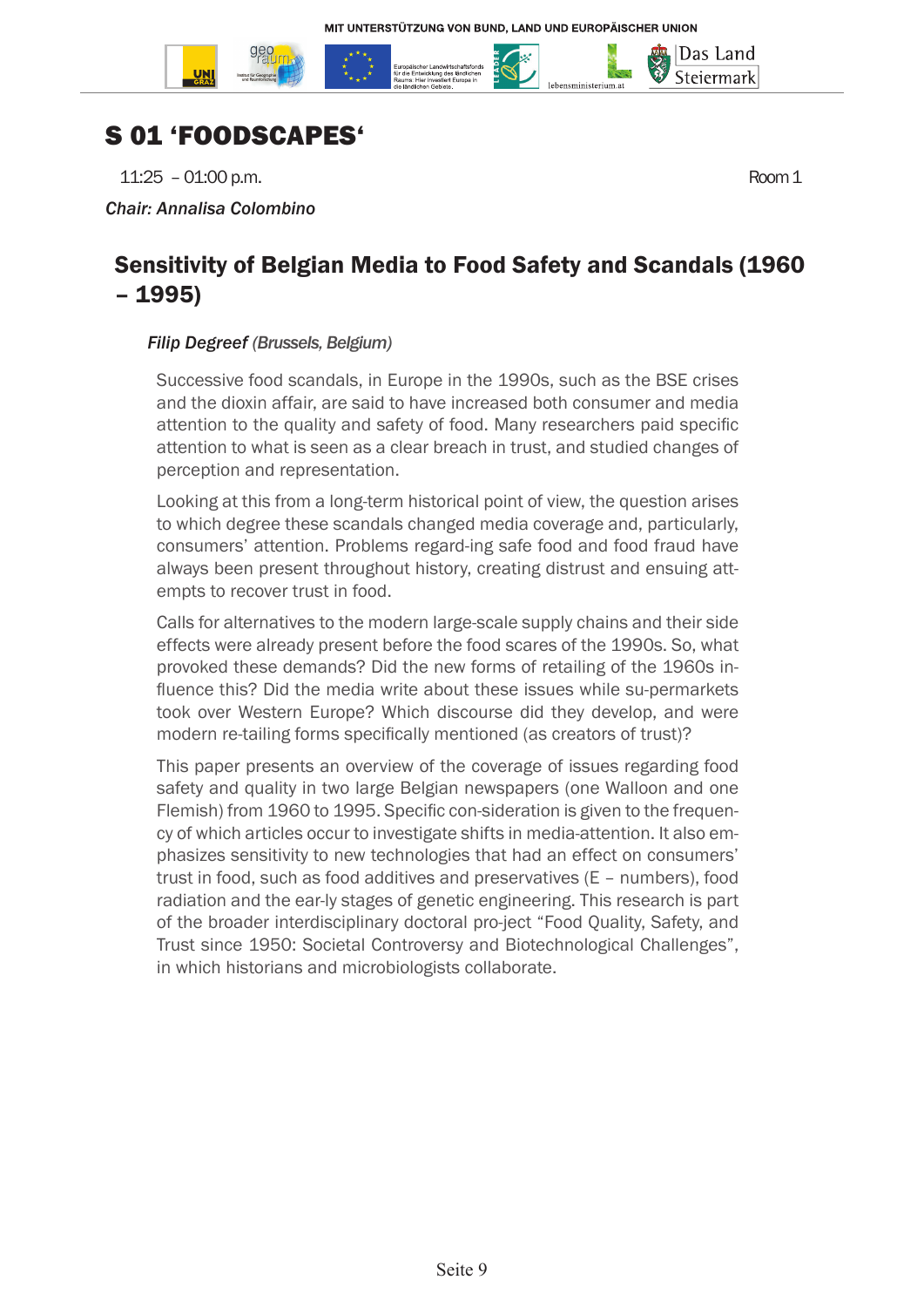# S 01 'FOODSCAPES'

11:25 – 01:00 p.m. Room 1

*Chair: Annalisa Colombino*

## Sensitivity of Belgian Media to Food Safety and Scandals (1960 – 1995)

***Filip Degreef** (Brussels, Belgium)*

Successive food scandals, in Europe in the 1990s, such as the BSE crises and the dioxin affair, are said to have increased both consumer and media attention to the quality and safety of food. Many researchers paid specific attention to what is seen as a clear breach in trust, and studied changes of perception and representation.

Looking at this from a long-term historical point of view, the question arises to which degree these scandals changed media coverage and, particularly, consumers' attention. Problems regard-ing safe food and food fraud have always been present throughout history, creating distrust and ensuing att-empts to recover trust in food.

Calls for alternatives to the modern large-scale supply chains and their side effects were already present before the food scares of the 1990s. So, what provoked these demands? Did the new forms of retailing of the 1960s in-fluence this? Did the media write about these issues while su-permarkets took over Western Europe? Which discourse did they develop, and were modern re-tailing forms specifically mentioned (as creators of trust)?

This paper presents an overview of the coverage of issues regarding food safety and quality in two large Belgian newspapers (one Walloon and one Flemish) from 1960 to 1995. Specific con-sideration is given to the frequen-cy of which articles occur to investigate shifts in media-attention. It also em-phasizes sensitivity to new technologies that had an effect on consumers' trust in food, such as food additives and preservatives (E – numbers), food radiation and the ear-ly stages of genetic engineering. This research is part of the broader interdisciplinary doctoral pro-ject "Food Quality, Safety, and Trust since 1950: Societal Controversy and Biotechnological Challenges", in which historians and microbiologists collaborate.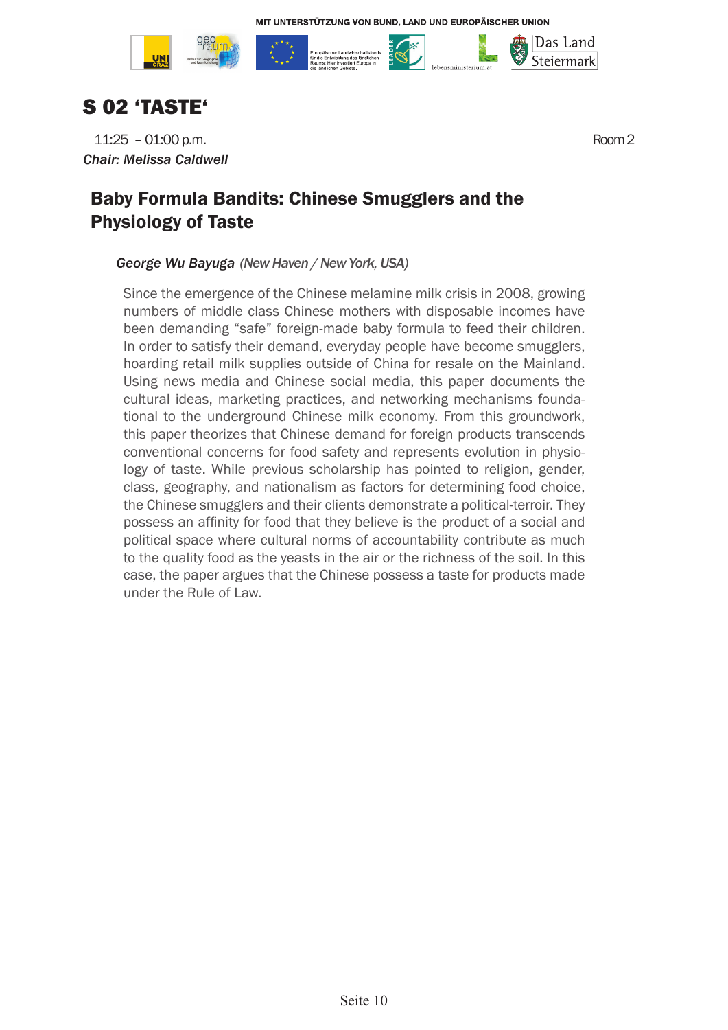# S 02 'TASTE'

11:25 – 01:00 p.m. Room 2

*Chair: Melissa Caldwell*

## Baby Formula Bandits: Chinese Smugglers and the Physiology of Taste

*George Wu Bayuga (New Haven / New York, USA)*

Since the emergence of the Chinese melamine milk crisis in 2008, growing numbers of middle class Chinese mothers with disposable incomes have been demanding "safe" foreign-made baby formula to feed their children. In order to satisfy their demand, everyday people have become smugglers, hoarding retail milk supplies outside of China for resale on the Mainland. Using news media and Chinese social media, this paper documents the cultural ideas, marketing practices, and networking mechanisms foundational to the underground Chinese milk economy. From this groundwork, this paper theorizes that Chinese demand for foreign products transcends conventional concerns for food safety and represents evolution in physiology of taste. While previous scholarship has pointed to religion, gender, class, geography, and nationalism as factors for determining food choice, the Chinese smugglers and their clients demonstrate a political-terroir. They possess an affinity for food that they believe is the product of a social and political space where cultural norms of accountability contribute as much to the quality food as the yeasts in the air or the richness of the soil. In this case, the paper argues that the Chinese possess a taste for products made under the Rule of Law.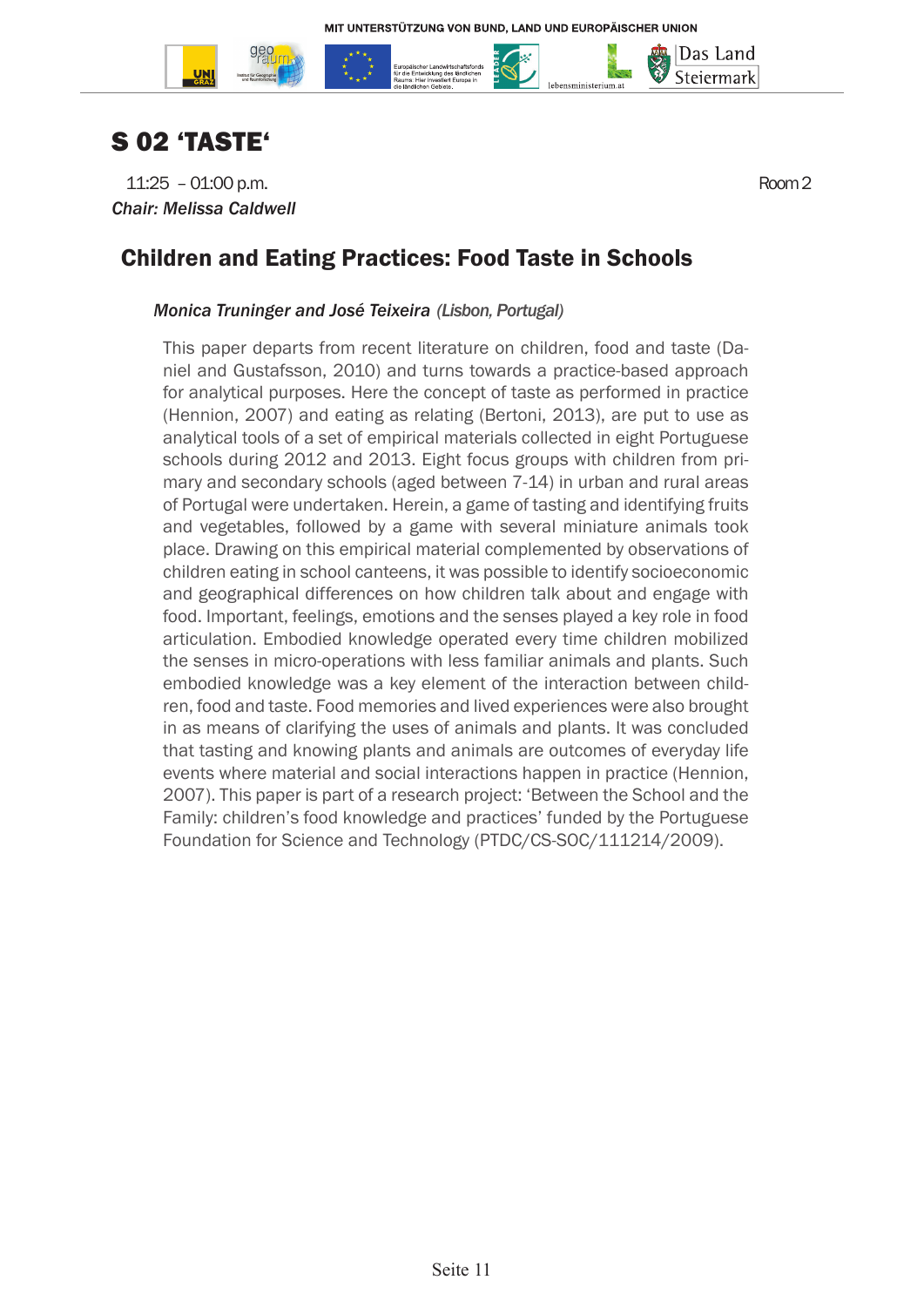## S 02 'TASTE'

11:25 – 01:00 p.m. Room 2

*Chair: Melissa Caldwell*

### Children and Eating Practices: Food Taste in Schools

*Monica Truninger and José Teixeira (Lisbon, Portugal)*

This paper departs from recent literature on children, food and taste (Daniel and Gustafsson, 2010) and turns towards a practice-based approach for analytical purposes. Here the concept of taste as performed in practice (Hennion, 2007) and eating as relating (Bertoni, 2013), are put to use as analytical tools of a set of empirical materials collected in eight Portuguese schools during 2012 and 2013. Eight focus groups with children from primary and secondary schools (aged between 7-14) in urban and rural areas of Portugal were undertaken. Herein, a game of tasting and identifying fruits and vegetables, followed by a game with several miniature animals took place. Drawing on this empirical material complemented by observations of children eating in school canteens, it was possible to identify socioeconomic and geographical differences on how children talk about and engage with food. Important, feelings, emotions and the senses played a key role in food articulation. Embodied knowledge operated every time children mobilized the senses in micro-operations with less familiar animals and plants. Such embodied knowledge was a key element of the interaction between children, food and taste. Food memories and lived experiences were also brought in as means of clarifying the uses of animals and plants. It was concluded that tasting and knowing plants and animals are outcomes of everyday life events where material and social interactions happen in practice (Hennion, 2007). This paper is part of a research project: 'Between the School and the Family: children's food knowledge and practices' funded by the Portuguese Foundation for Science and Technology (PTDC/CS-SOC/111214/2009).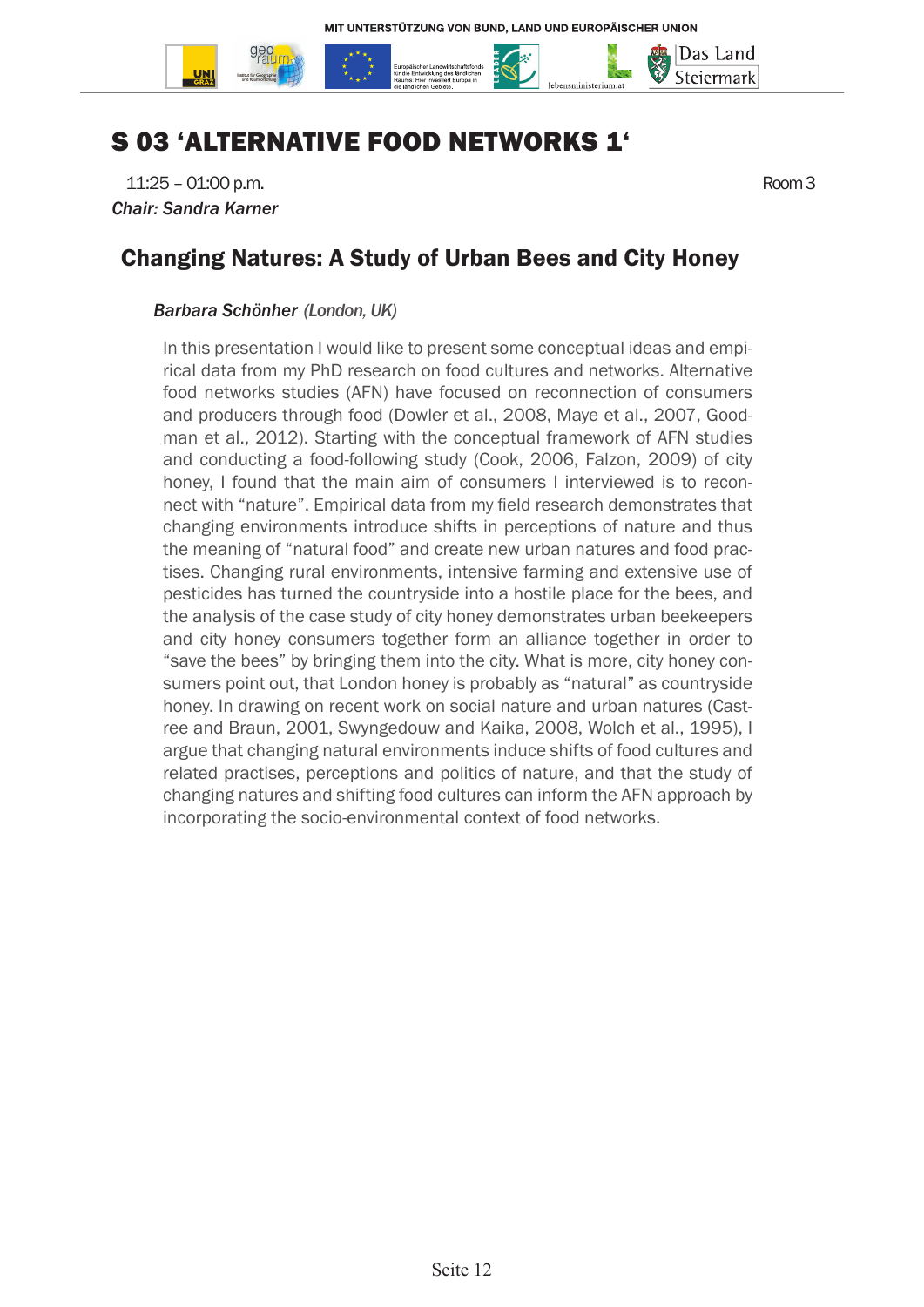# S 03 'ALTERNATIVE FOOD NETWORKS 1'

11:25 – 01:00 p.m. Room 3

*Chair: Sandra Karner*

## Changing Natures: A Study of Urban Bees and City Honey

*Barbara Schönher (London, UK)*

In this presentation I would like to present some conceptual ideas and empirical data from my PhD research on food cultures and networks. Alternative food networks studies (AFN) have focused on reconnection of consumers and producers through food (Dowler et al., 2008, Maye et al., 2007, Goodman et al., 2012). Starting with the conceptual framework of AFN studies and conducting a food-following study (Cook, 2006, Falzon, 2009) of city honey, I found that the main aim of consumers I interviewed is to reconnect with "nature". Empirical data from my field research demonstrates that changing environments introduce shifts in perceptions of nature and thus the meaning of "natural food" and create new urban natures and food practises. Changing rural environments, intensive farming and extensive use of pesticides has turned the countryside into a hostile place for the bees, and the analysis of the case study of city honey demonstrates urban beekeepers and city honey consumers together form an alliance together in order to "save the bees" by bringing them into the city. What is more, city honey consumers point out, that London honey is probably as "natural" as countryside honey. In drawing on recent work on social nature and urban natures (Castree and Braun, 2001, Swyngedouw and Kaika, 2008, Wolch et al., 1995), I argue that changing natural environments induce shifts of food cultures and related practises, perceptions and politics of nature, and that the study of changing natures and shifting food cultures can inform the AFN approach by incorporating the socio-environmental context of food networks.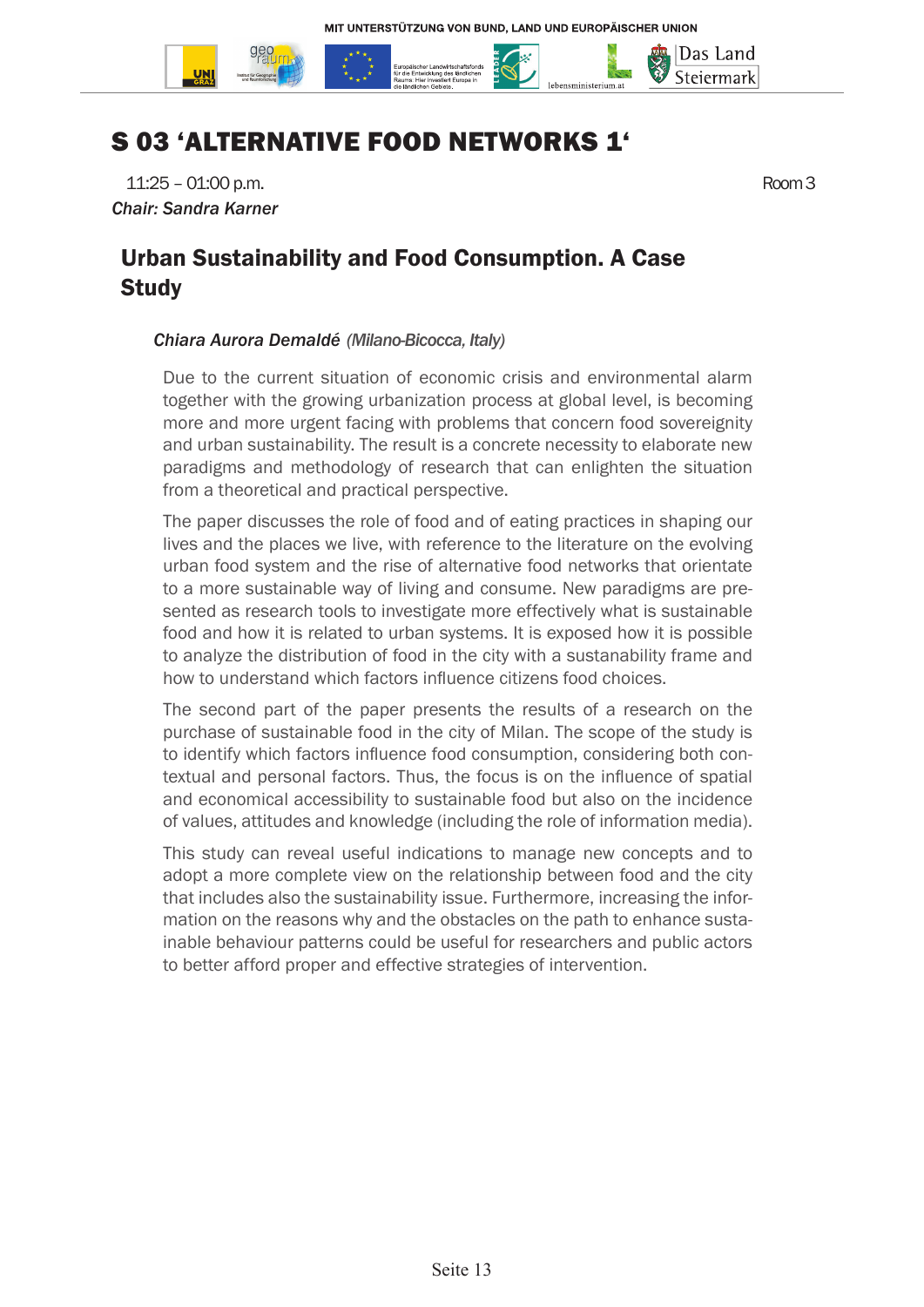# S 03 'ALTERNATIVE FOOD NETWORKS 1'

11:25 – 01:00 p.m. Room 3

*Chair: Sandra Karner*

## Urban Sustainability and Food Consumption. A Case Study

***Chiara Aurora Demaldé*** *(Milano-Bicocca, Italy)*

Due to the current situation of economic crisis and environmental alarm together with the growing urbanization process at global level, is becoming more and more urgent facing with problems that concern food sovereignity and urban sustainability. The result is a concrete necessity to elaborate new paradigms and methodology of research that can enlighten the situation from a theoretical and practical perspective.

The paper discusses the role of food and of eating practices in shaping our lives and the places we live, with reference to the literature on the evolving urban food system and the rise of alternative food networks that orientate to a more sustainable way of living and consume. New paradigms are presented as research tools to investigate more effectively what is sustainable food and how it is related to urban systems. It is exposed how it is possible to analyze the distribution of food in the city with a sustanability frame and how to understand which factors influence citizens food choices.

The second part of the paper presents the results of a research on the purchase of sustainable food in the city of Milan. The scope of the study is to identify which factors influence food consumption, considering both contextual and personal factors. Thus, the focus is on the influence of spatial and economical accessibility to sustainable food but also on the incidence of values, attitudes and knowledge (including the role of information media).

This study can reveal useful indications to manage new concepts and to adopt a more complete view on the relationship between food and the city that includes also the sustainability issue. Furthermore, increasing the information on the reasons why and the obstacles on the path to enhance sustainable behaviour patterns could be useful for researchers and public actors to better afford proper and effective strategies of intervention.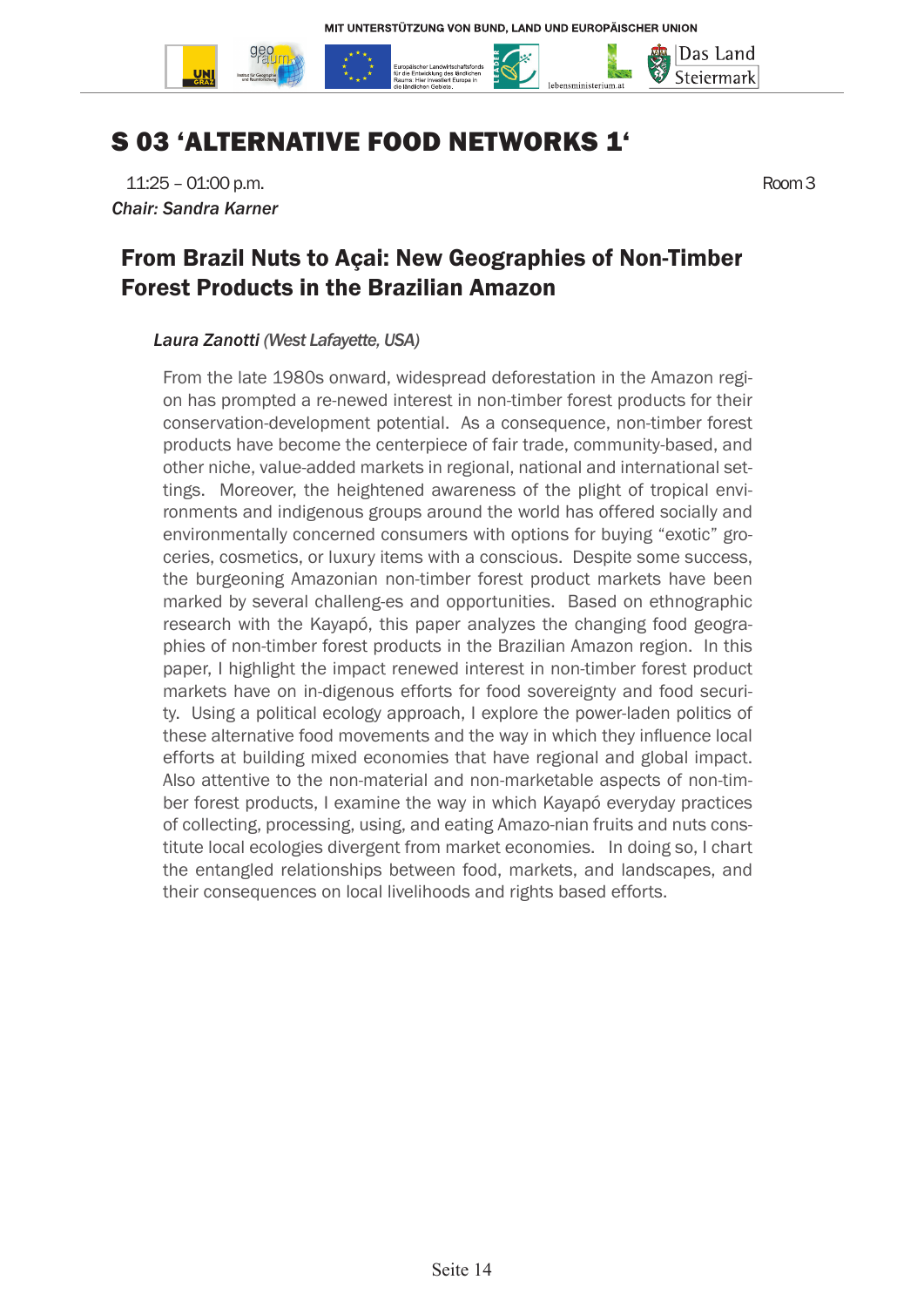# S 03 'ALTERNATIVE FOOD NETWORKS 1'

11:25 – 01:00 p.m. Room 3

*Chair: Sandra Karner*

## From Brazil Nuts to Açai: New Geographies of Non-Timber Forest Products in the Brazilian Amazon

*Laura Zanotti (West Lafayette, USA)*

From the late 1980s onward, widespread deforestation in the Amazon region has prompted a re-newed interest in non-timber forest products for their conservation-development potential. As a consequence, non-timber forest products have become the centerpiece of fair trade, community-based, and other niche, value-added markets in regional, national and international settings. Moreover, the heightened awareness of the plight of tropical environments and indigenous groups around the world has offered socially and environmentally concerned consumers with options for buying "exotic" groceries, cosmetics, or luxury items with a conscious. Despite some success, the burgeoning Amazonian non-timber forest product markets have been marked by several challeng-es and opportunities. Based on ethnographic research with the Kayapó, this paper analyzes the changing food geographies of non-timber forest products in the Brazilian Amazon region. In this paper, I highlight the impact renewed interest in non-timber forest product markets have on in-digenous efforts for food sovereignty and food security. Using a political ecology approach, I explore the power-laden politics of these alternative food movements and the way in which they influence local efforts at building mixed economies that have regional and global impact. Also attentive to the non-material and non-marketable aspects of non-timber forest products, I examine the way in which Kayapó everyday practices of collecting, processing, using, and eating Amazo-nian fruits and nuts constitute local ecologies divergent from market economies. In doing so, I chart the entangled relationships between food, markets, and landscapes, and their consequences on local livelihoods and rights based efforts.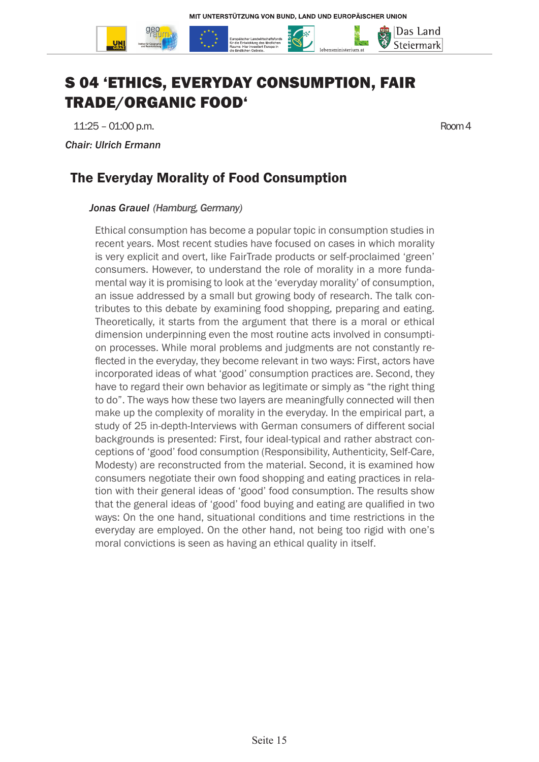# S 04 'ETHICS, EVERYDAY CONSUMPTION, FAIR TRADE/ORGANIC FOOD'

11:25 – 01:00 p.m. Room 4

*Chair: Ulrich Ermann*

## The Everyday Morality of Food Consumption

***Jonas Grauel*** *(Hamburg, Germany)*

Ethical consumption has become a popular topic in consumption studies in recent years. Most recent studies have focused on cases in which morality is very explicit and overt, like FairTrade products or self-proclaimed 'green' consumers. However, to understand the role of morality in a more fundamental way it is promising to look at the 'everyday morality' of consumption, an issue addressed by a small but growing body of research. The talk contributes to this debate by examining food shopping, preparing and eating. Theoretically, it starts from the argument that there is a moral or ethical dimension underpinning even the most routine acts involved in consumption processes. While moral problems and judgments are not constantly reflected in the everyday, they become relevant in two ways: First, actors have incorporated ideas of what 'good' consumption practices are. Second, they have to regard their own behavior as legitimate or simply as "the right thing to do". The ways how these two layers are meaningfully connected will then make up the complexity of morality in the everyday. In the empirical part, a study of 25 in-depth-Interviews with German consumers of different social backgrounds is presented: First, four ideal-typical and rather abstract conceptions of 'good' food consumption (Responsibility, Authenticity, Self-Care, Modesty) are reconstructed from the material. Second, it is examined how consumers negotiate their own food shopping and eating practices in relation with their general ideas of 'good' food consumption. The results show that the general ideas of 'good' food buying and eating are qualified in two ways: On the one hand, situational conditions and time restrictions in the everyday are employed. On the other hand, not being too rigid with one's moral convictions is seen as having an ethical quality in itself.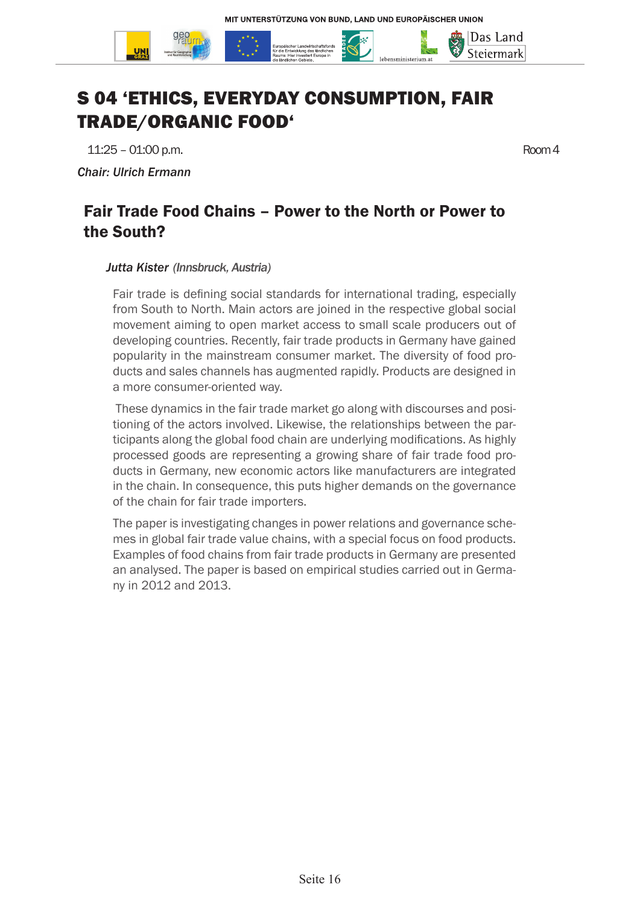# S 04 'ETHICS, EVERYDAY CONSUMPTION, FAIR TRADE/ORGANIC FOOD'

11:25 – 01:00 p.m. Room 4

*Chair: Ulrich Ermann*

## Fair Trade Food Chains – Power to the North or Power to the South?

***Jutta Kister*** *(Innsbruck, Austria)*

Fair trade is defining social standards for international trading, especially from South to North. Main actors are joined in the respective global social movement aiming to open market access to small scale producers out of developing countries. Recently, fair trade products in Germany have gained popularity in the mainstream consumer market. The diversity of food products and sales channels has augmented rapidly. Products are designed in a more consumer-oriented way.

These dynamics in the fair trade market go along with discourses and positioning of the actors involved. Likewise, the relationships between the participants along the global food chain are underlying modifications. As highly processed goods are representing a growing share of fair trade food products in Germany, new economic actors like manufacturers are integrated in the chain. In consequence, this puts higher demands on the governance of the chain for fair trade importers.

The paper is investigating changes in power relations and governance schemes in global fair trade value chains, with a special focus on food products. Examples of food chains from fair trade products in Germany are presented an analysed. The paper is based on empirical studies carried out in Germany in 2012 and 2013.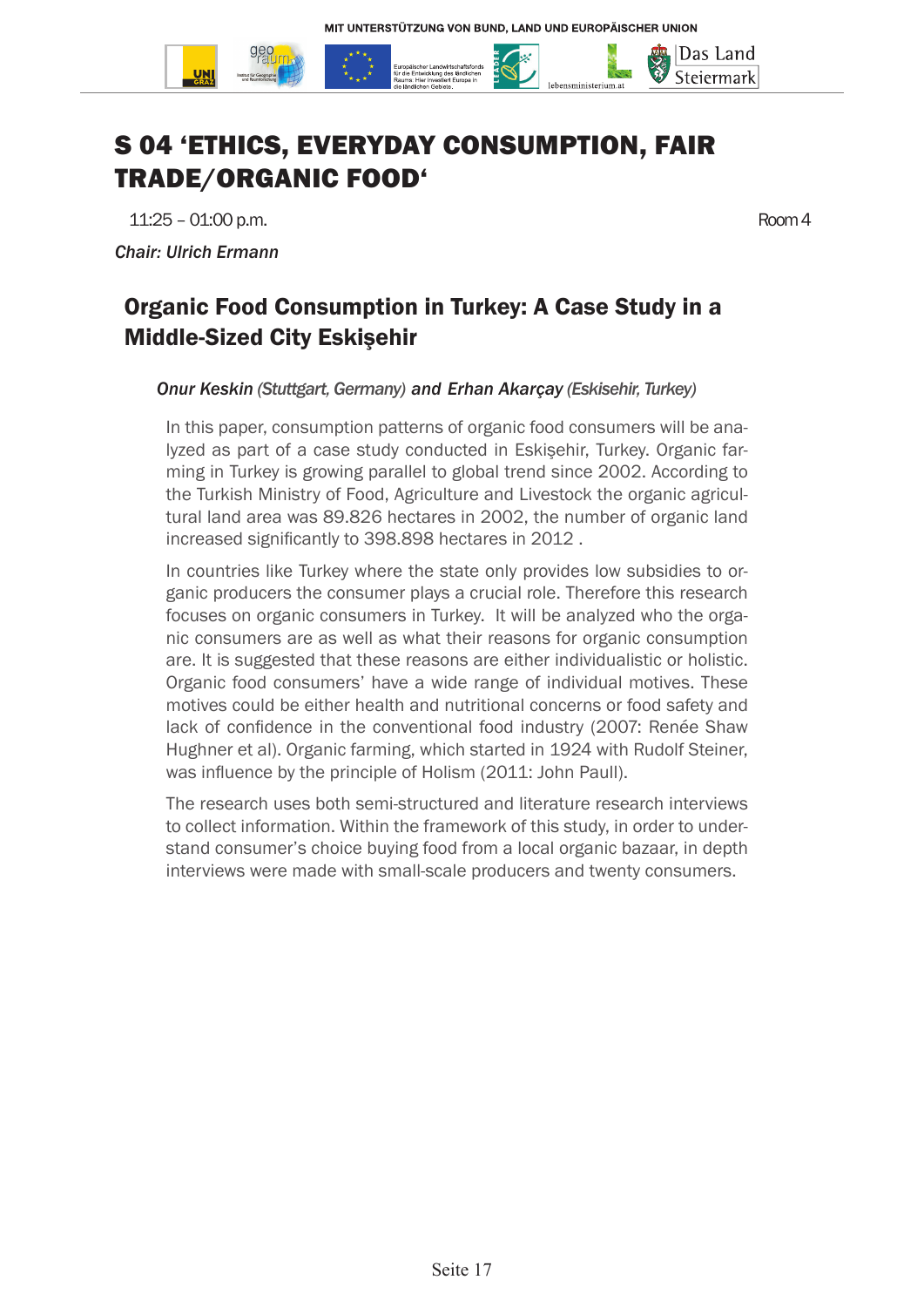#  S 04 'ETHICS, EVERYDAY CONSUMPTION, FAIR TRADE/ORGANIC FOOD'

11:25 – 01:00 p.m. Room 4

*Chair: Ulrich Ermann*

## Organic Food Consumption in Turkey: A Case Study in a Middle-Sized City Eskişehir

***Onur Keskin** (Stuttgart, Germany) **and Erhan Akarçay** (Eskisehir, Turkey)*

In this paper, consumption patterns of organic food consumers will be analyzed as part of a case study conducted in Eskişehir, Turkey. Organic farming in Turkey is growing parallel to global trend since 2002. According to the Turkish Ministry of Food, Agriculture and Livestock the organic agricultural land area was 89.826 hectares in 2002, the number of organic land increased significantly to 398.898 hectares in 2012 .

In countries like Turkey where the state only provides low subsidies to organic producers the consumer plays a crucial role. Therefore this research focuses on organic consumers in Turkey. It will be analyzed who the organic consumers are as well as what their reasons for organic consumption are. It is suggested that these reasons are either individualistic or holistic. Organic food consumers' have a wide range of individual motives. These motives could be either health and nutritional concerns or food safety and lack of confidence in the conventional food industry (2007: Renée Shaw Hughner et al). Organic farming, which started in 1924 with Rudolf Steiner, was influence by the principle of Holism (2011: John Paull).

The research uses both semi-structured and literature research interviews to collect information. Within the framework of this study, in order to understand consumer's choice buying food from a local organic bazaar, in depth interviews were made with small-scale producers and twenty consumers.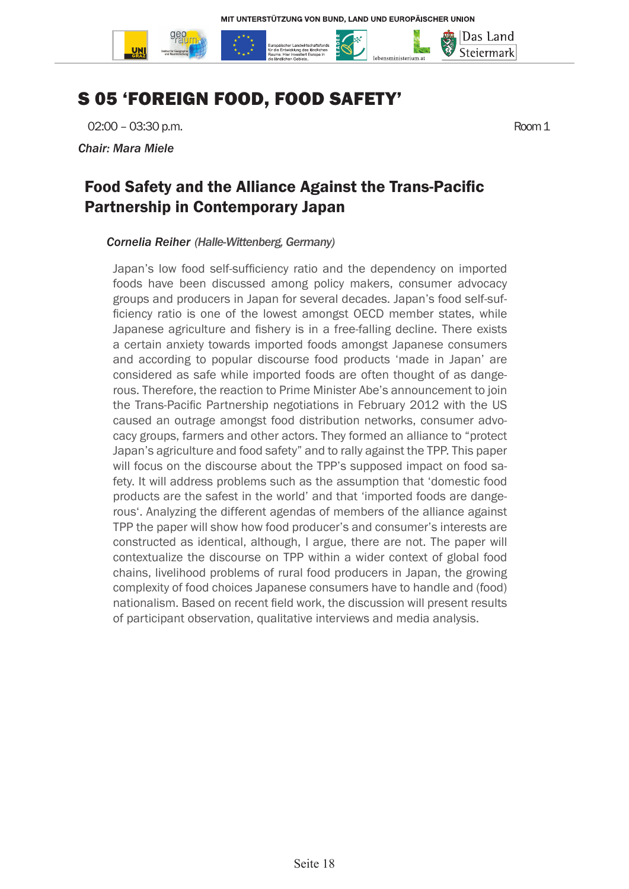# S 05 'FOREIGN FOOD, FOOD SAFETY'

02:00 – 03:30 p.m. Room 1

*Chair: Mara Miele*

## Food Safety and the Alliance Against the Trans-Pacific Partnership in Contemporary Japan

***Cornelia Reiher*** *(Halle-Wittenberg, Germany)*

Japan's low food self-sufficiency ratio and the dependency on imported foods have been discussed among policy makers, consumer advocacy groups and producers in Japan for several decades. Japan's food self-sufficiency ratio is one of the lowest amongst OECD member states, while Japanese agriculture and fishery is in a free-falling decline. There exists a certain anxiety towards imported foods amongst Japanese consumers and according to popular discourse food products 'made in Japan' are considered as safe while imported foods are often thought of as dangerous. Therefore, the reaction to Prime Minister Abe's announcement to join the Trans-Pacific Partnership negotiations in February 2012 with the US caused an outrage amongst food distribution networks, consumer advocacy groups, farmers and other actors. They formed an alliance to "protect Japan's agriculture and food safety" and to rally against the TPP. This paper will focus on the discourse about the TPP's supposed impact on food safety. It will address problems such as the assumption that 'domestic food products are the safest in the world' and that 'imported foods are dangerous'. Analyzing the different agendas of members of the alliance against TPP the paper will show how food producer's and consumer's interests are constructed as identical, although, I argue, there are not. The paper will contextualize the discourse on TPP within a wider context of global food chains, livelihood problems of rural food producers in Japan, the growing complexity of food choices Japanese consumers have to handle and (food) nationalism. Based on recent field work, the discussion will present results of participant observation, qualitative interviews and media analysis.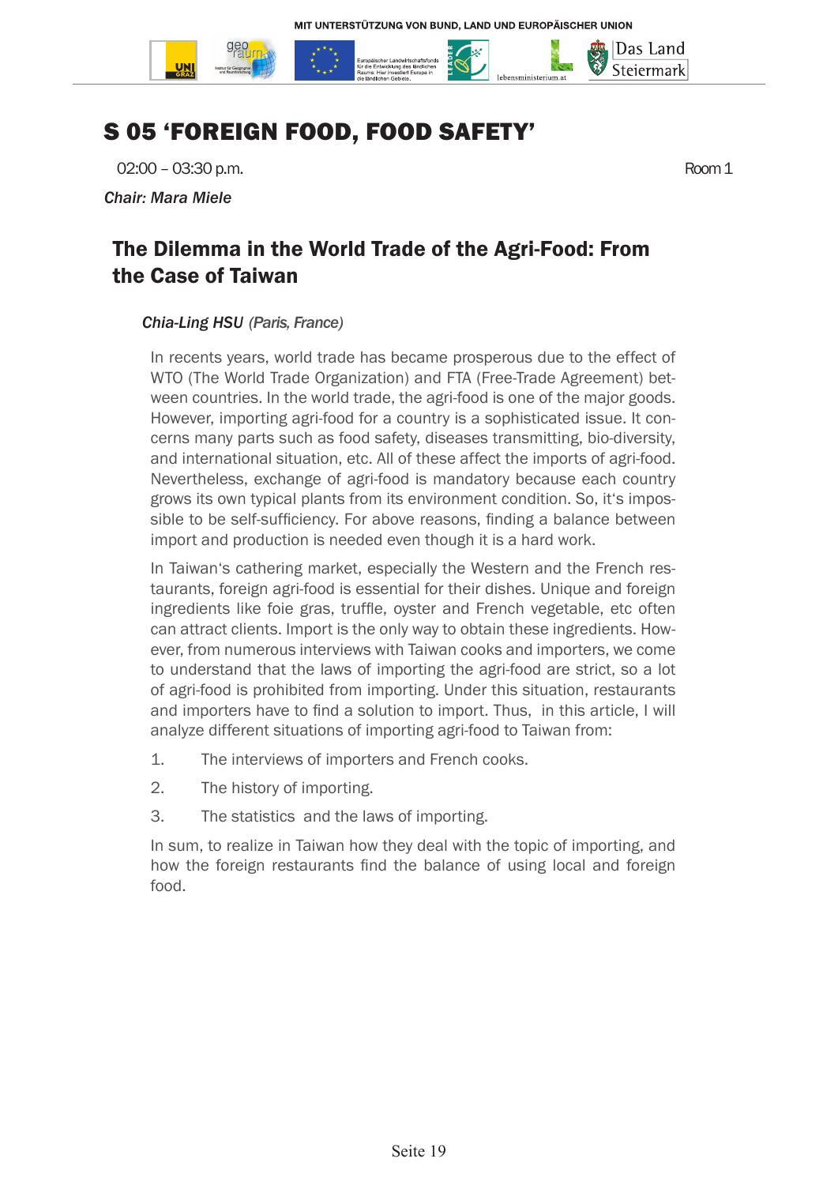# S 05 'FOREIGN FOOD, FOOD SAFETY'

02:00 – 03:30 p.m. Room 1

*Chair: Mara Miele*

## The Dilemma in the World Trade of the Agri-Food: From the Case of Taiwan

*Chia-Ling HSU (Paris, France)*

In recents years, world trade has became prosperous due to the effect of WTO (The World Trade Organization) and FTA (Free-Trade Agreement) between countries. In the world trade, the agri-food is one of the major goods. However, importing agri-food for a country is a sophisticated issue. It concerns many parts such as food safety, diseases transmitting, bio-diversity, and international situation, etc. All of these affect the imports of agri-food. Nevertheless, exchange of agri-food is mandatory because each country grows its own typical plants from its environment condition. So, it's impossible to be self-sufficiency. For above reasons, finding a balance between import and production is needed even though it is a hard work.

In Taiwan's cathering market, especially the Western and the French restaurants, foreign agri-food is essential for their dishes. Unique and foreign ingredients like foie gras, truffle, oyster and French vegetable, etc often can attract clients. Import is the only way to obtain these ingredients. However, from numerous interviews with Taiwan cooks and importers, we come to understand that the laws of importing the agri-food are strict, so a lot of agri-food is prohibited from importing. Under this situation, restaurants and importers have to find a solution to import. Thus, in this article, I will analyze different situations of importing agri-food to Taiwan from:

1. The interviews of importers and French cooks.
2. The history of importing.
3. The statistics and the laws of importing.

In sum, to realize in Taiwan how they deal with the topic of importing, and how the foreign restaurants find the balance of using local and foreign food.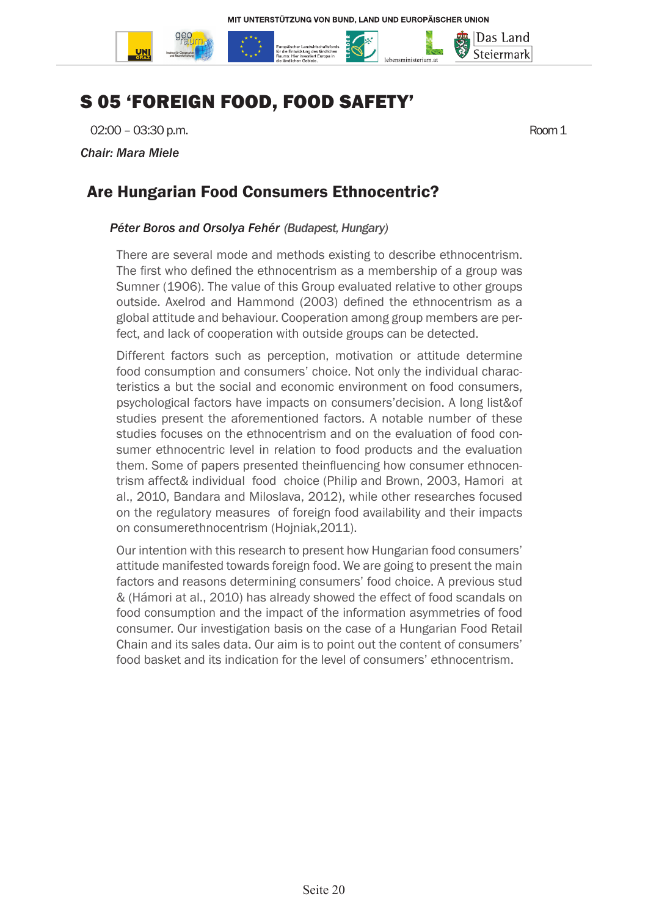# S 05 'FOREIGN FOOD, FOOD SAFETY'

02:00 – 03:30 p.m. Room 1

*Chair: Mara Miele*

## Are Hungarian Food Consumers Ethnocentric?

***Péter Boros and Orsolya Fehér** (Budapest, Hungary)*

There are several mode and methods existing to describe ethnocentrism. The first who defined the ethnocentrism as a membership of a group was Sumner (1906). The value of this Group evaluated relative to other groups outside. Axelrod and Hammond (2003) defined the ethnocentrism as a global attitude and behaviour. Cooperation among group members are perfect, and lack of cooperation with outside groups can be detected.

Different factors such as perception, motivation or attitude determine food consumption and consumers' choice. Not only the individual characteristics a but the social and economic environment on food consumers, psychological factors have impacts on consumers'decision. A long list&of studies present the aforementioned factors. A notable number of these studies focuses on the ethnocentrism and on the evaluation of food consumer ethnocentric level in relation to food products and the evaluation them. Some of papers presented theinfluencing how consumer ethnocentrism affect& individual food choice (Philip and Brown, 2003, Hamori at al., 2010, Bandara and Miloslava, 2012), while other researches focused on the regulatory measures of foreign food availability and their impacts on consumerethnocentrism (Hojniak,2011).

Our intention with this research to present how Hungarian food consumers' attitude manifested towards foreign food. We are going to present the main factors and reasons determining consumers' food choice. A previous stud & (Hámori at al., 2010) has already showed the effect of food scandals on food consumption and the impact of the information asymmetries of food consumer. Our investigation basis on the case of a Hungarian Food Retail Chain and its sales data. Our aim is to point out the content of consumers' food basket and its indication for the level of consumers' ethnocentrism.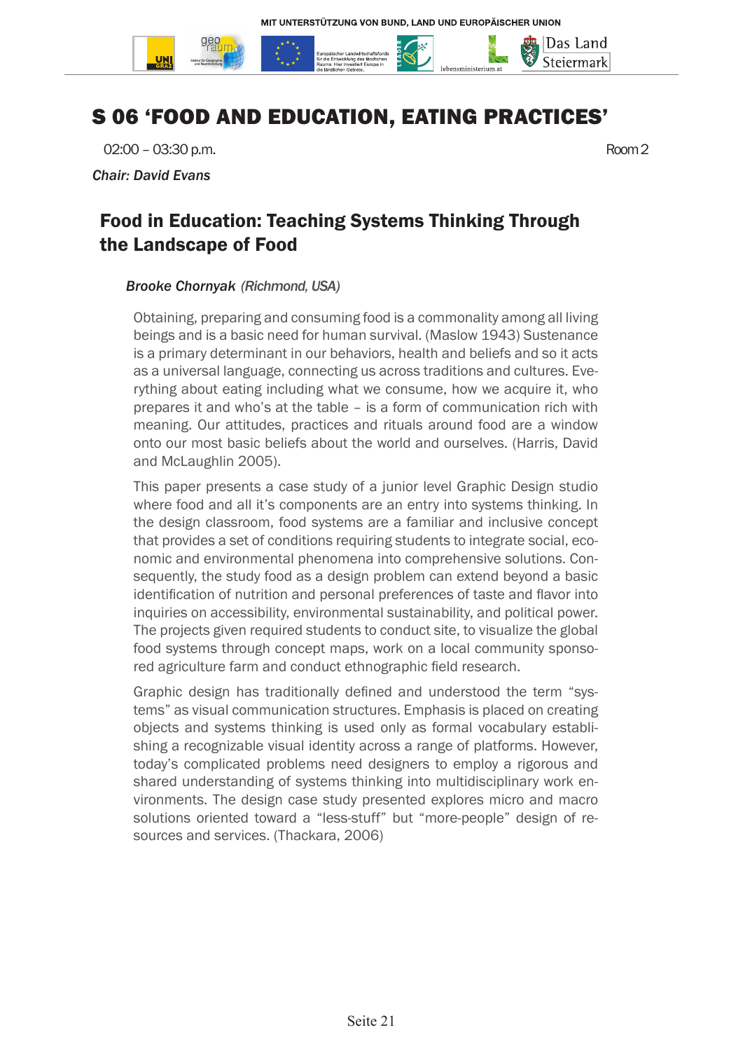# S 06 'FOOD AND EDUCATION, EATING PRACTICES'

02:00 – 03:30 p.m. Room 2

*Chair: David Evans*

## Food in Education: Teaching Systems Thinking Through the Landscape of Food

*Brooke Chornyak (Richmond, USA)*

Obtaining, preparing and consuming food is a commonality among all living beings and is a basic need for human survival. (Maslow 1943) Sustenance is a primary determinant in our behaviors, health and beliefs and so it acts as a universal language, connecting us across traditions and cultures. Everything about eating including what we consume, how we acquire it, who prepares it and who's at the table – is a form of communication rich with meaning. Our attitudes, practices and rituals around food are a window onto our most basic beliefs about the world and ourselves. (Harris, David and McLaughlin 2005).

This paper presents a case study of a junior level Graphic Design studio where food and all it's components are an entry into systems thinking. In the design classroom, food systems are a familiar and inclusive concept that provides a set of conditions requiring students to integrate social, economic and environmental phenomena into comprehensive solutions. Consequently, the study food as a design problem can extend beyond a basic identification of nutrition and personal preferences of taste and flavor into inquiries on accessibility, environmental sustainability, and political power. The projects given required students to conduct site, to visualize the global food systems through concept maps, work on a local community sponsored agriculture farm and conduct ethnographic field research.

Graphic design has traditionally defined and understood the term "systems" as visual communication structures. Emphasis is placed on creating objects and systems thinking is used only as formal vocabulary establishing a recognizable visual identity across a range of platforms. However, today's complicated problems need designers to employ a rigorous and shared understanding of systems thinking into multidisciplinary work environments. The design case study presented explores micro and macro solutions oriented toward a "less-stuff" but "more-people" design of resources and services. (Thackara, 2006)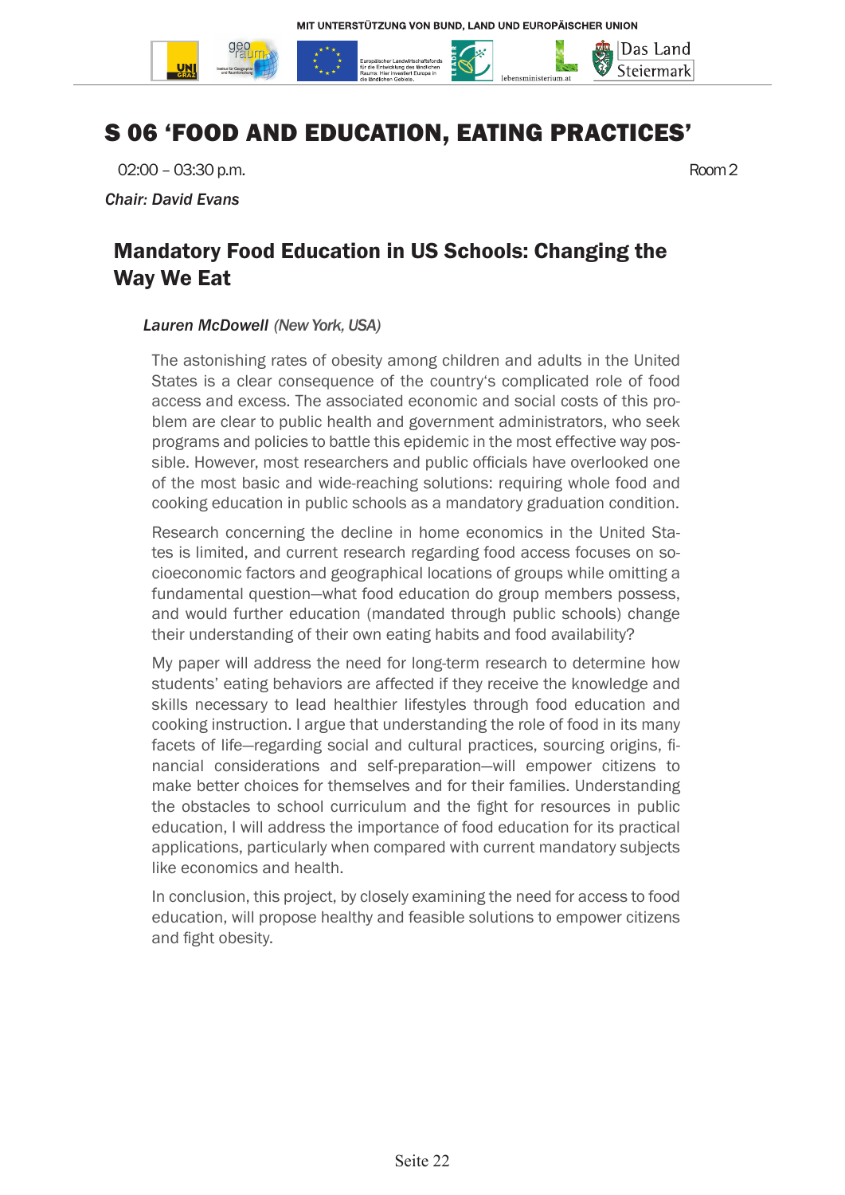# S 06 'FOOD AND EDUCATION, EATING PRACTICES'

02:00 – 03:30 p.m. Room 2

*Chair: David Evans*

## Mandatory Food Education in US Schools: Changing the Way We Eat

*Lauren McDowell (New York, USA)*

The astonishing rates of obesity among children and adults in the United States is a clear consequence of the country's complicated role of food access and excess. The associated economic and social costs of this problem are clear to public health and government administrators, who seek programs and policies to battle this epidemic in the most effective way possible. However, most researchers and public officials have overlooked one of the most basic and wide-reaching solutions: requiring whole food and cooking education in public schools as a mandatory graduation condition.

Research concerning the decline in home economics in the United States is limited, and current research regarding food access focuses on socioeconomic factors and geographical locations of groups while omitting a fundamental question—what food education do group members possess, and would further education (mandated through public schools) change their understanding of their own eating habits and food availability?

My paper will address the need for long-term research to determine how students' eating behaviors are affected if they receive the knowledge and skills necessary to lead healthier lifestyles through food education and cooking instruction. I argue that understanding the role of food in its many facets of life—regarding social and cultural practices, sourcing origins, financial considerations and self-preparation—will empower citizens to make better choices for themselves and for their families. Understanding the obstacles to school curriculum and the fight for resources in public education, I will address the importance of food education for its practical applications, particularly when compared with current mandatory subjects like economics and health.

In conclusion, this project, by closely examining the need for access to food education, will propose healthy and feasible solutions to empower citizens and fight obesity.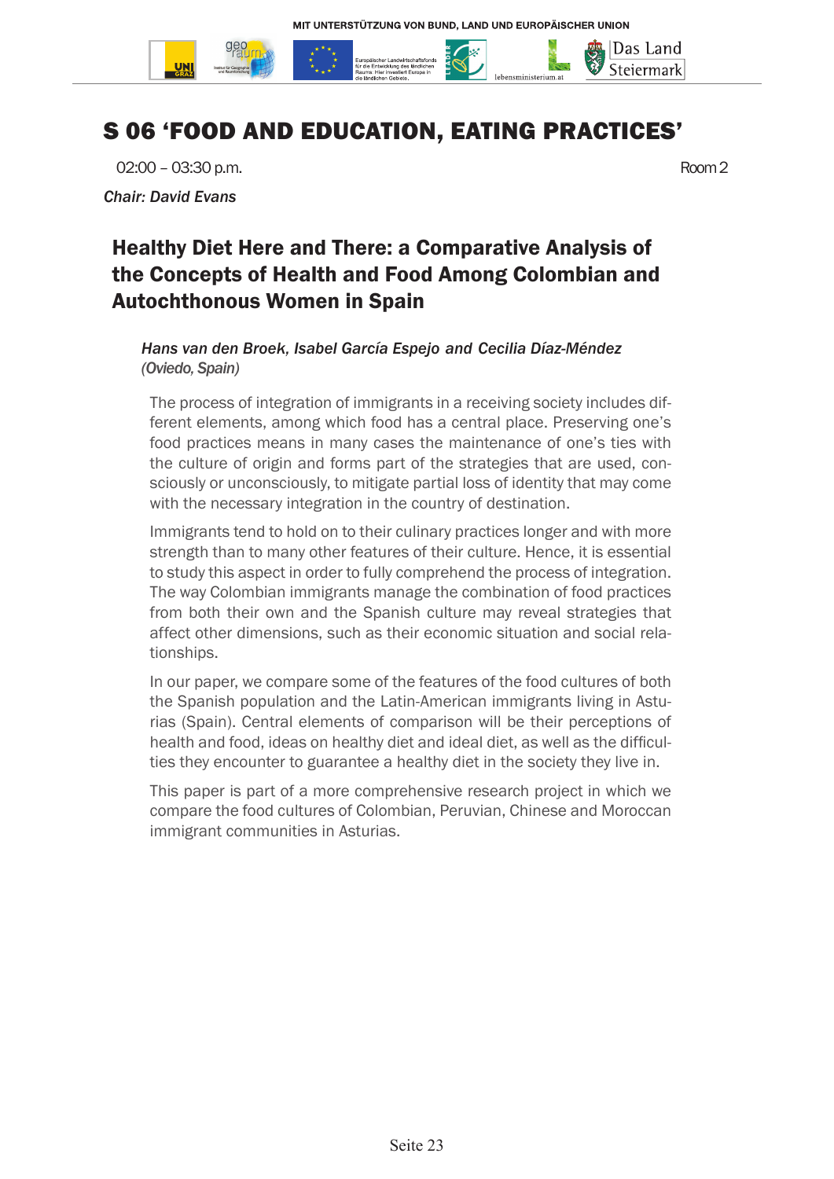# S 06 'FOOD AND EDUCATION, EATING PRACTICES'

02:00 – 03:30 p.m. Room 2

*Chair: David Evans*

## Healthy Diet Here and There: a Comparative Analysis of the Concepts of Health and Food Among Colombian and Autochthonous Women in Spain

*Hans van den Broek, Isabel García Espejo and Cecilia Díaz-Méndez (Oviedo, Spain)*

The process of integration of immigrants in a receiving society includes different elements, among which food has a central place. Preserving one's food practices means in many cases the maintenance of one's ties with the culture of origin and forms part of the strategies that are used, consciously or unconsciously, to mitigate partial loss of identity that may come with the necessary integration in the country of destination.

Immigrants tend to hold on to their culinary practices longer and with more strength than to many other features of their culture. Hence, it is essential to study this aspect in order to fully comprehend the process of integration. The way Colombian immigrants manage the combination of food practices from both their own and the Spanish culture may reveal strategies that affect other dimensions, such as their economic situation and social relationships.

In our paper, we compare some of the features of the food cultures of both the Spanish population and the Latin-American immigrants living in Asturias (Spain). Central elements of comparison will be their perceptions of health and food, ideas on healthy diet and ideal diet, as well as the difficulties they encounter to guarantee a healthy diet in the society they live in.

This paper is part of a more comprehensive research project in which we compare the food cultures of Colombian, Peruvian, Chinese and Moroccan immigrant communities in Asturias.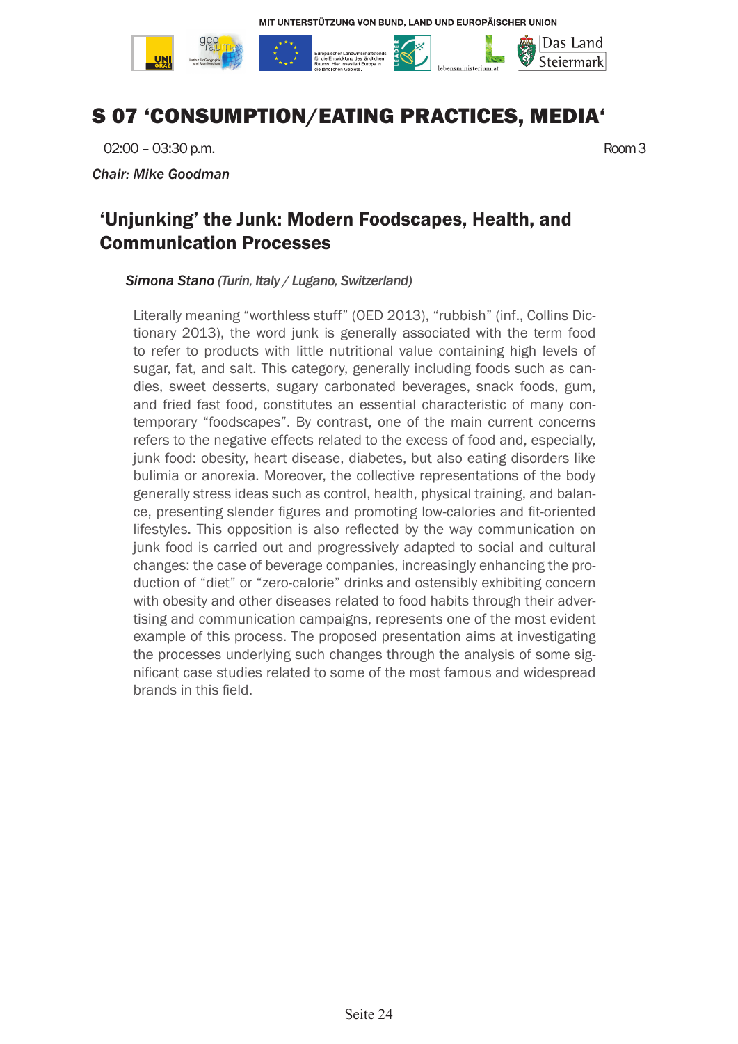# S 07 'CONSUMPTION/EATING PRACTICES, MEDIA'

02:00 – 03:30 p.m. Room 3

*Chair: Mike Goodman*

## 'Unjunking' the Junk: Modern Foodscapes, Health, and Communication Processes

*Simona Stano (Turin, Italy / Lugano, Switzerland)*

Literally meaning "worthless stuff" (OED 2013), "rubbish" (inf., Collins Dictionary 2013), the word junk is generally associated with the term food to refer to products with little nutritional value containing high levels of sugar, fat, and salt. This category, generally including foods such as candies, sweet desserts, sugary carbonated beverages, snack foods, gum, and fried fast food, constitutes an essential characteristic of many contemporary "foodscapes". By contrast, one of the main current concerns refers to the negative effects related to the excess of food and, especially, junk food: obesity, heart disease, diabetes, but also eating disorders like bulimia or anorexia. Moreover, the collective representations of the body generally stress ideas such as control, health, physical training, and balance, presenting slender figures and promoting low-calories and fit-oriented lifestyles. This opposition is also reflected by the way communication on junk food is carried out and progressively adapted to social and cultural changes: the case of beverage companies, increasingly enhancing the production of "diet" or "zero-calorie" drinks and ostensibly exhibiting concern with obesity and other diseases related to food habits through their advertising and communication campaigns, represents one of the most evident example of this process. The proposed presentation aims at investigating the processes underlying such changes through the analysis of some significant case studies related to some of the most famous and widespread brands in this field.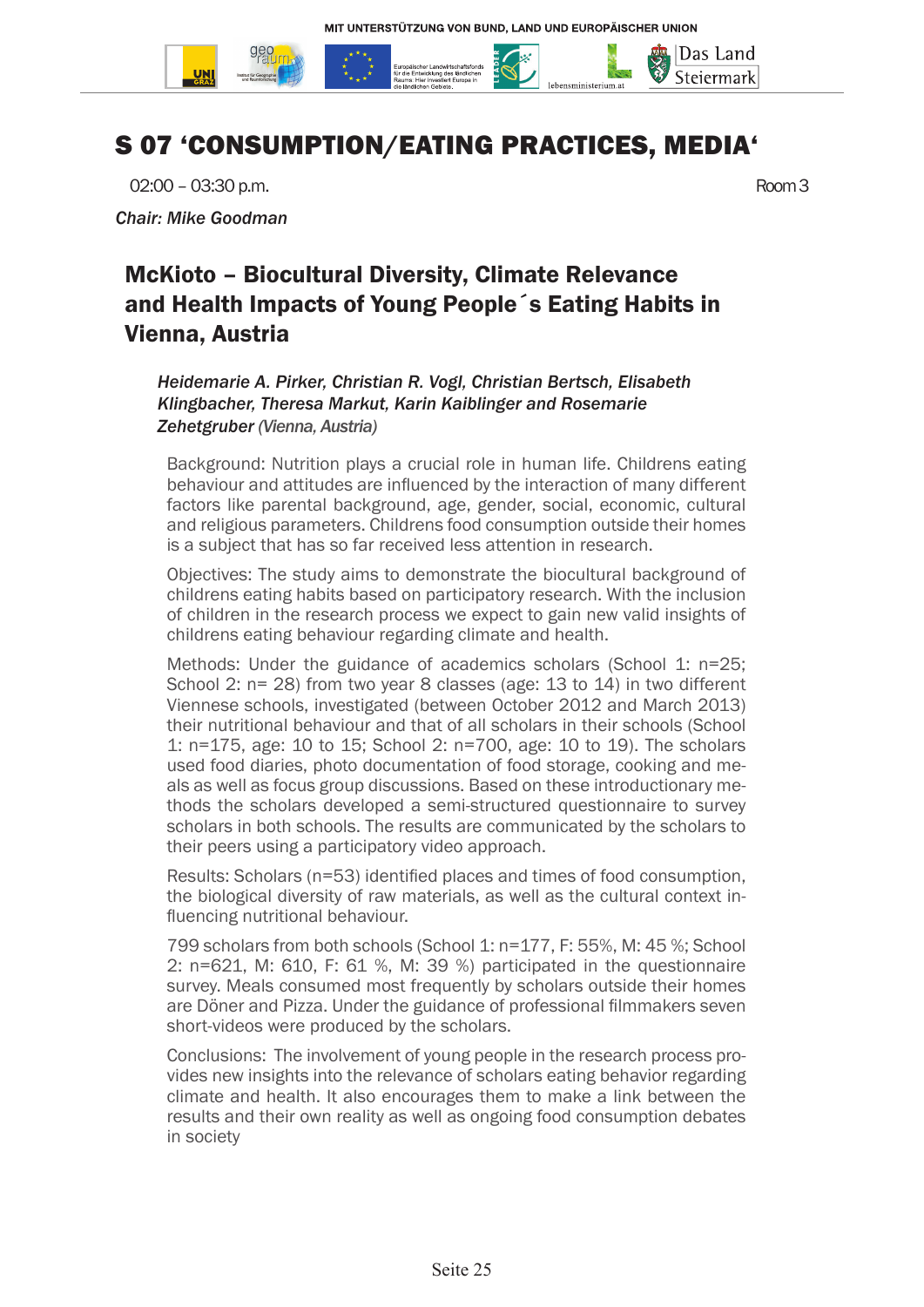# S 07 'CONSUMPTION/EATING PRACTICES, MEDIA'

02:00 – 03:30 p.m. Room 3

*Chair: Mike Goodman*

## McKioto – Biocultural Diversity, Climate Relevance and Health Impacts of Young People´s Eating Habits in Vienna, Austria

*Heidemarie A. Pirker, Christian R. Vogl, Christian Bertsch, Elisabeth Klingbacher, Theresa Markut, Karin Kaiblinger and Rosemarie Zehetgruber (Vienna, Austria)*

Background: Nutrition plays a crucial role in human life. Childrens eating behaviour and attitudes are influenced by the interaction of many different factors like parental background, age, gender, social, economic, cultural and religious parameters. Childrens food consumption outside their homes is a subject that has so far received less attention in research.

Objectives: The study aims to demonstrate the biocultural background of childrens eating habits based on participatory research. With the inclusion of children in the research process we expect to gain new valid insights of childrens eating behaviour regarding climate and health.

Methods: Under the guidance of academics scholars (School 1: n=25; School 2: n= 28) from two year 8 classes (age: 13 to 14) in two different Viennese schools, investigated (between October 2012 and March 2013) their nutritional behaviour and that of all scholars in their schools (School 1: n=175, age: 10 to 15; School 2: n=700, age: 10 to 19). The scholars used food diaries, photo documentation of food storage, cooking and meals as well as focus group discussions. Based on these introductionary methods the scholars developed a semi-structured questionnaire to survey scholars in both schools. The results are communicated by the scholars to their peers using a participatory video approach.

Results: Scholars (n=53) identified places and times of food consumption, the biological diversity of raw materials, as well as the cultural context influencing nutritional behaviour.

799 scholars from both schools (School 1: n=177, F: 55%, M: 45 %; School 2: n=621, M: 610, F: 61 %, M: 39 %) participated in the questionnaire survey. Meals consumed most frequently by scholars outside their homes are Döner and Pizza. Under the guidance of professional filmmakers seven short-videos were produced by the scholars.

Conclusions: The involvement of young people in the research process provides new insights into the relevance of scholars eating behavior regarding climate and health. It also encourages them to make a link between the results and their own reality as well as ongoing food consumption debates in society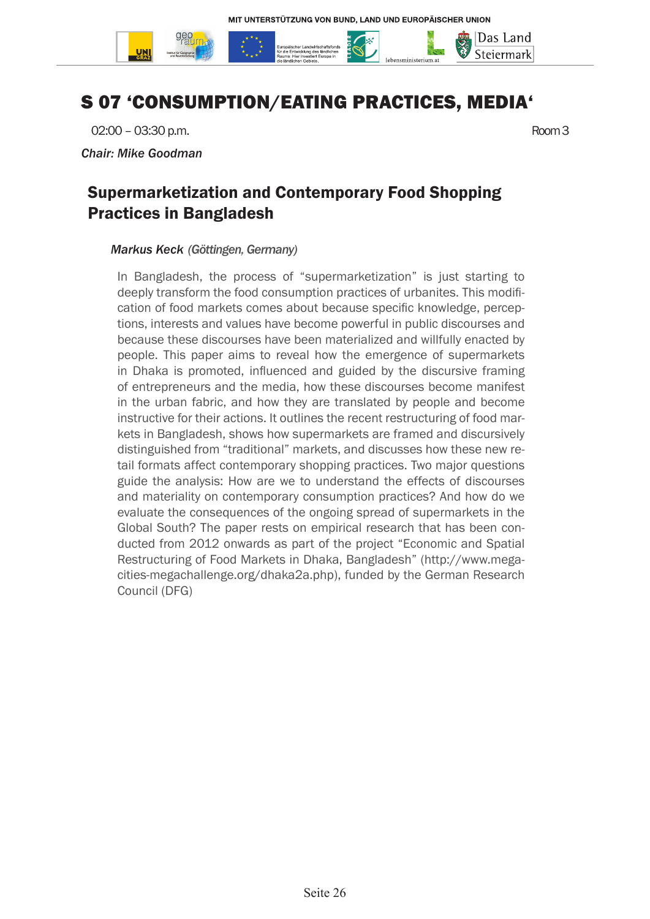# S 07 'CONSUMPTION/EATING PRACTICES, MEDIA'

02:00 – 03:30 p.m. Room 3

*Chair: Mike Goodman*

## Supermarketization and Contemporary Food Shopping Practices in Bangladesh

*Markus Keck (Göttingen, Germany)*

In Bangladesh, the process of "supermarketization" is just starting to deeply transform the food consumption practices of urbanites. This modification of food markets comes about because specific knowledge, perceptions, interests and values have become powerful in public discourses and because these discourses have been materialized and willfully enacted by people. This paper aims to reveal how the emergence of supermarkets in Dhaka is promoted, influenced and guided by the discursive framing of entrepreneurs and the media, how these discourses become manifest in the urban fabric, and how they are translated by people and become instructive for their actions. It outlines the recent restructuring of food markets in Bangladesh, shows how supermarkets are framed and discursively distinguished from "traditional" markets, and discusses how these new retail formats affect contemporary shopping practices. Two major questions guide the analysis: How are we to understand the effects of discourses and materiality on contemporary consumption practices? And how do we evaluate the consequences of the ongoing spread of supermarkets in the Global South? The paper rests on empirical research that has been conducted from 2012 onwards as part of the project "Economic and Spatial Restructuring of Food Markets in Dhaka, Bangladesh" (http://www.megacities-megachallenge.org/dhaka2a.php), funded by the German Research Council (DFG)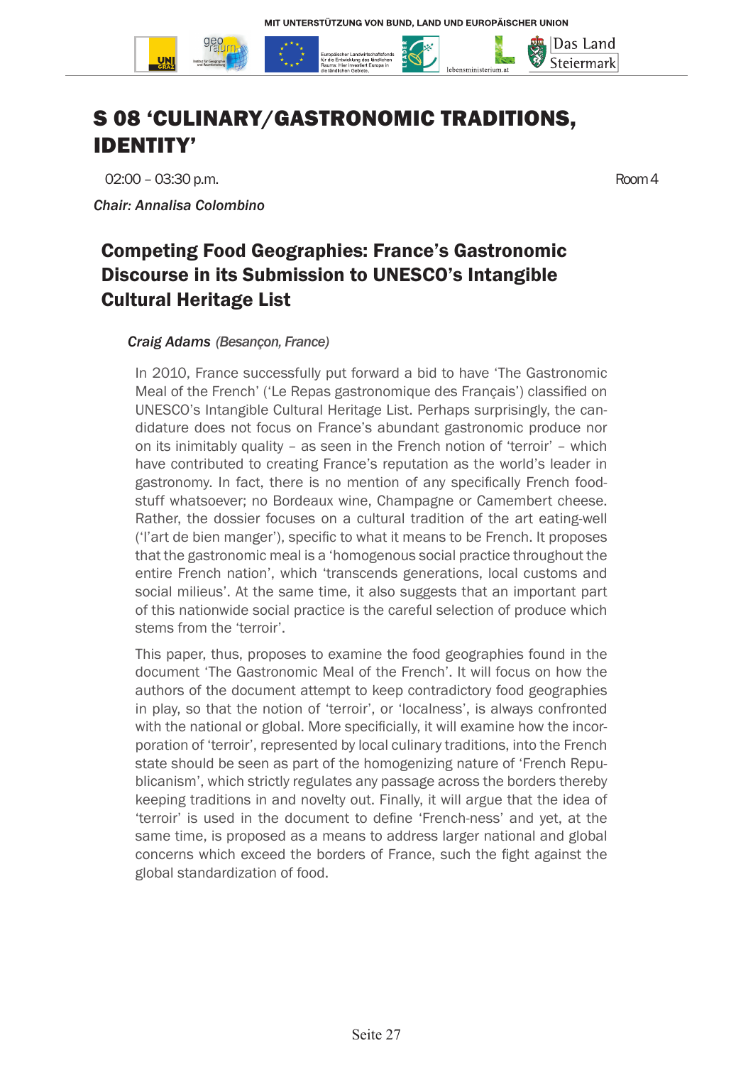# S 08 'CULINARY/GASTRONOMIC TRADITIONS, IDENTITY'

02:00 – 03:30 p.m. Room 4

*Chair: Annalisa Colombino*

## Competing Food Geographies: France's Gastronomic Discourse in its Submission to UNESCO's Intangible Cultural Heritage List

***Craig Adams*** *(Besançon, France)*

In 2010, France successfully put forward a bid to have 'The Gastronomic Meal of the French' ('Le Repas gastronomique des Français') classified on UNESCO's Intangible Cultural Heritage List. Perhaps surprisingly, the candidature does not focus on France's abundant gastronomic produce nor on its inimitably quality – as seen in the French notion of 'terroir' – which have contributed to creating France's reputation as the world's leader in gastronomy. In fact, there is no mention of any specifically French foodstuff whatsoever; no Bordeaux wine, Champagne or Camembert cheese. Rather, the dossier focuses on a cultural tradition of the art eating-well ('l'art de bien manger'), specific to what it means to be French. It proposes that the gastronomic meal is a 'homogenous social practice throughout the entire French nation', which 'transcends generations, local customs and social milieus'. At the same time, it also suggests that an important part of this nationwide social practice is the careful selection of produce which stems from the 'terroir'.

This paper, thus, proposes to examine the food geographies found in the document 'The Gastronomic Meal of the French'. It will focus on how the authors of the document attempt to keep contradictory food geographies in play, so that the notion of 'terroir', or 'localness', is always confronted with the national or global. More specificially, it will examine how the incorporation of 'terroir', represented by local culinary traditions, into the French state should be seen as part of the homogenizing nature of 'French Republicanism', which strictly regulates any passage across the borders thereby keeping traditions in and novelty out. Finally, it will argue that the idea of 'terroir' is used in the document to define 'French-ness' and yet, at the same time, is proposed as a means to address larger national and global concerns which exceed the borders of France, such the fight against the global standardization of food.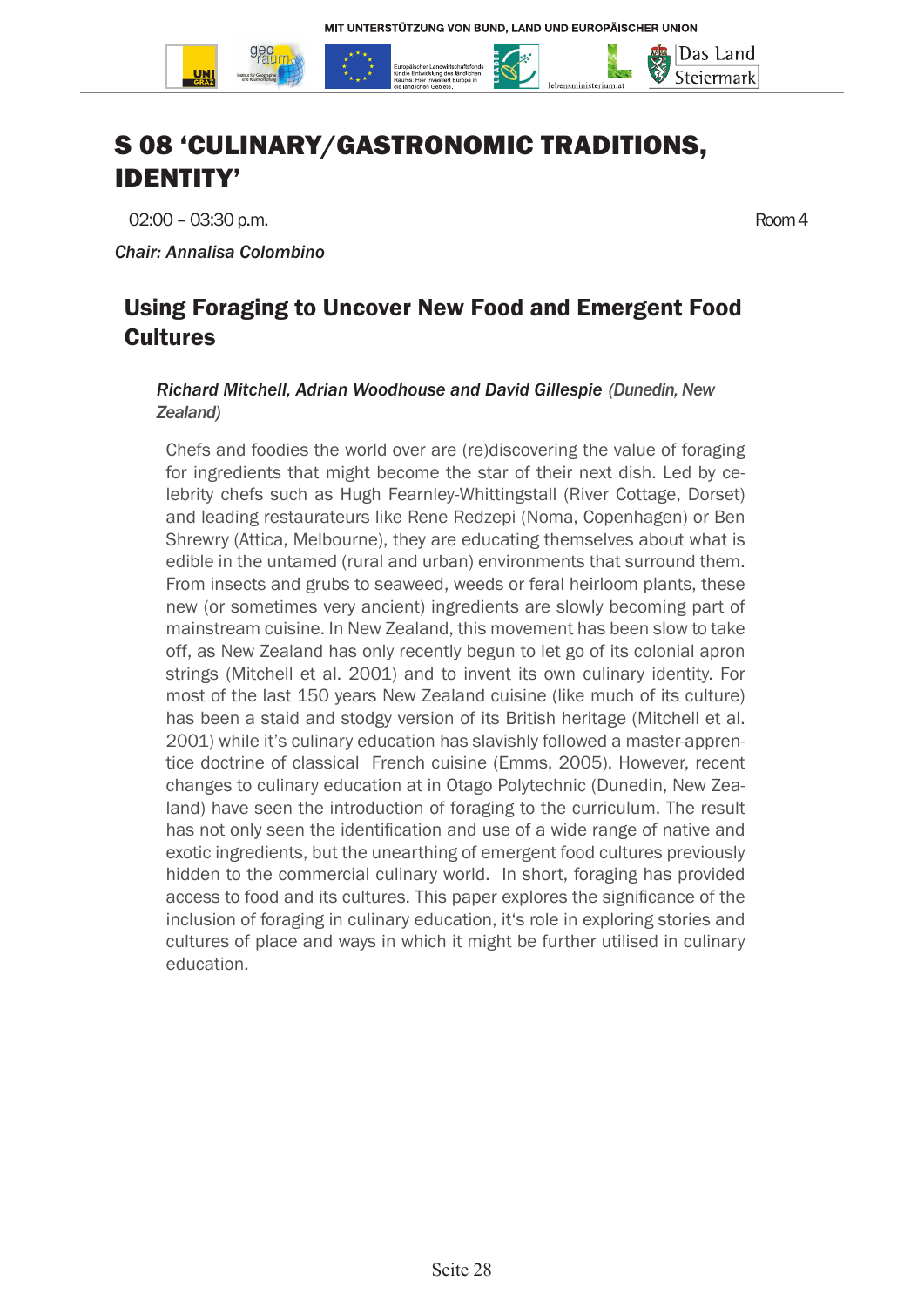# S 08 'CULINARY/GASTRONOMIC TRADITIONS, IDENTITY'

02:00 – 03:30 p.m. Room 4

*Chair: Annalisa Colombino*

## Using Foraging to Uncover New Food and Emergent Food Cultures

***Richard Mitchell, Adrian Woodhouse and David Gillespie** (Dunedin, New Zealand)*

Chefs and foodies the world over are (re)discovering the value of foraging for ingredients that might become the star of their next dish. Led by celebrity chefs such as Hugh Fearnley-Whittingstall (River Cottage, Dorset) and leading restaurateurs like Rene Redzepi (Noma, Copenhagen) or Ben Shrewry (Attica, Melbourne), they are educating themselves about what is edible in the untamed (rural and urban) environments that surround them. From insects and grubs to seaweed, weeds or feral heirloom plants, these new (or sometimes very ancient) ingredients are slowly becoming part of mainstream cuisine. In New Zealand, this movement has been slow to take off, as New Zealand has only recently begun to let go of its colonial apron strings (Mitchell et al. 2001) and to invent its own culinary identity. For most of the last 150 years New Zealand cuisine (like much of its culture) has been a staid and stodgy version of its British heritage (Mitchell et al. 2001) while it's culinary education has slavishly followed a master-apprentice doctrine of classical French cuisine (Emms, 2005). However, recent changes to culinary education at in Otago Polytechnic (Dunedin, New Zealand) have seen the introduction of foraging to the curriculum. The result has not only seen the identification and use of a wide range of native and exotic ingredients, but the unearthing of emergent food cultures previously hidden to the commercial culinary world. In short, foraging has provided access to food and its cultures. This paper explores the significance of the inclusion of foraging in culinary education, it's role in exploring stories and cultures of place and ways in which it might be further utilised in culinary education.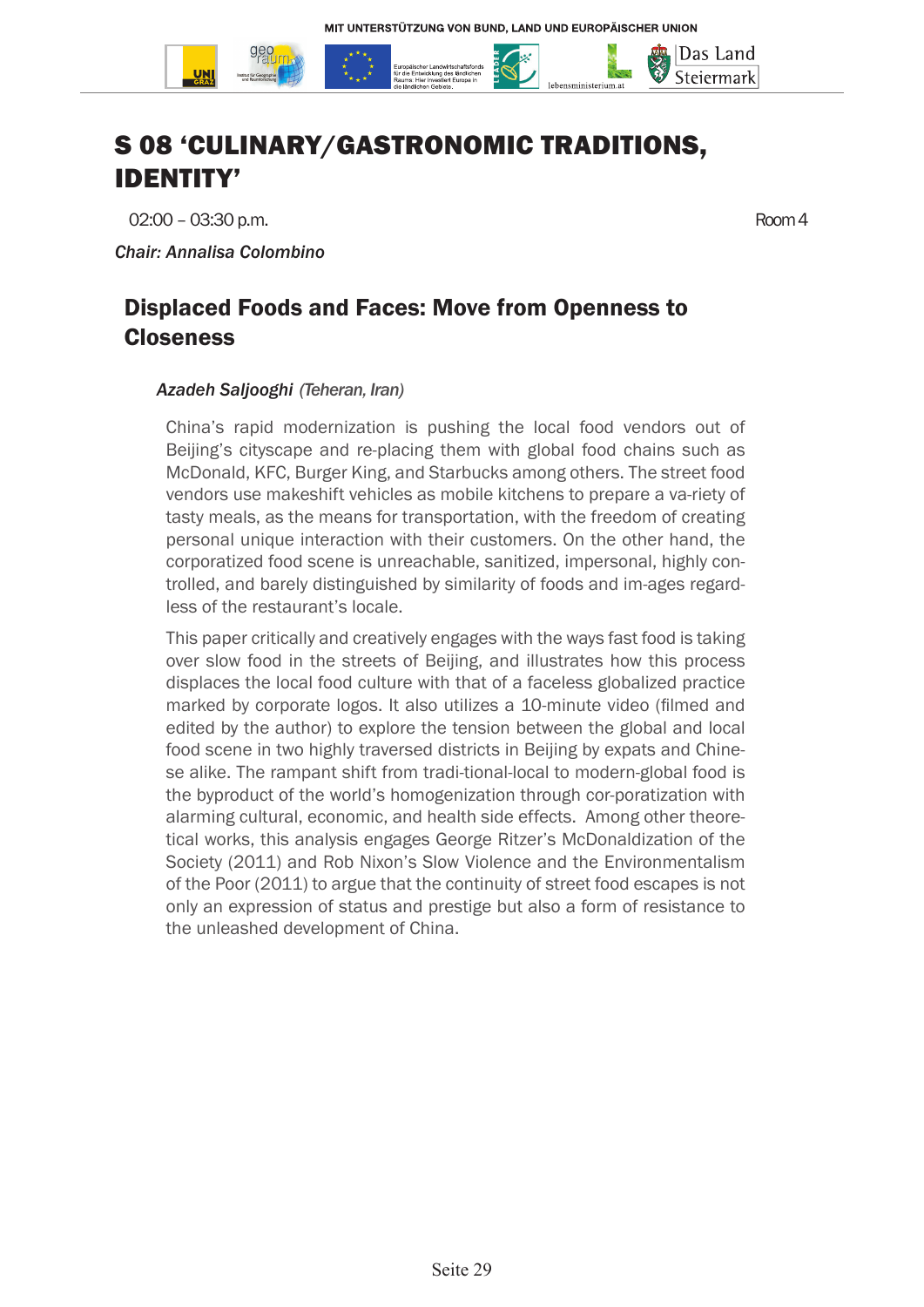# S 08 'CULINARY/GASTRONOMIC TRADITIONS, IDENTITY'

02:00 – 03:30 p.m. Room 4

*Chair: Annalisa Colombino*

## Displaced Foods and Faces: Move from Openness to Closeness

***Azadeh Saljooghi** (Teheran, Iran)*

China's rapid modernization is pushing the local food vendors out of Beijing's cityscape and re-placing them with global food chains such as McDonald, KFC, Burger King, and Starbucks among others. The street food vendors use makeshift vehicles as mobile kitchens to prepare a va-riety of tasty meals, as the means for transportation, with the freedom of creating personal unique interaction with their customers. On the other hand, the corporatized food scene is unreachable, sanitized, impersonal, highly con-trolled, and barely distinguished by similarity of foods and im-ages regard-less of the restaurant's locale.

This paper critically and creatively engages with the ways fast food is taking over slow food in the streets of Beijing, and illustrates how this process displaces the local food culture with that of a faceless globalized practice marked by corporate logos. It also utilizes a 10-minute video (filmed and edited by the author) to explore the tension between the global and local food scene in two highly traversed districts in Beijing by expats and Chinese alike. The rampant shift from tradi-tional-local to modern-global food is the byproduct of the world's homogenization through cor-poratization with alarming cultural, economic, and health side effects. Among other theoretical works, this analysis engages George Ritzer's McDonaldization of the Society (2011) and Rob Nixon's Slow Violence and the Environmentalism of the Poor (2011) to argue that the continuity of street food escapes is not only an expression of status and prestige but also a form of resistance to the unleashed development of China.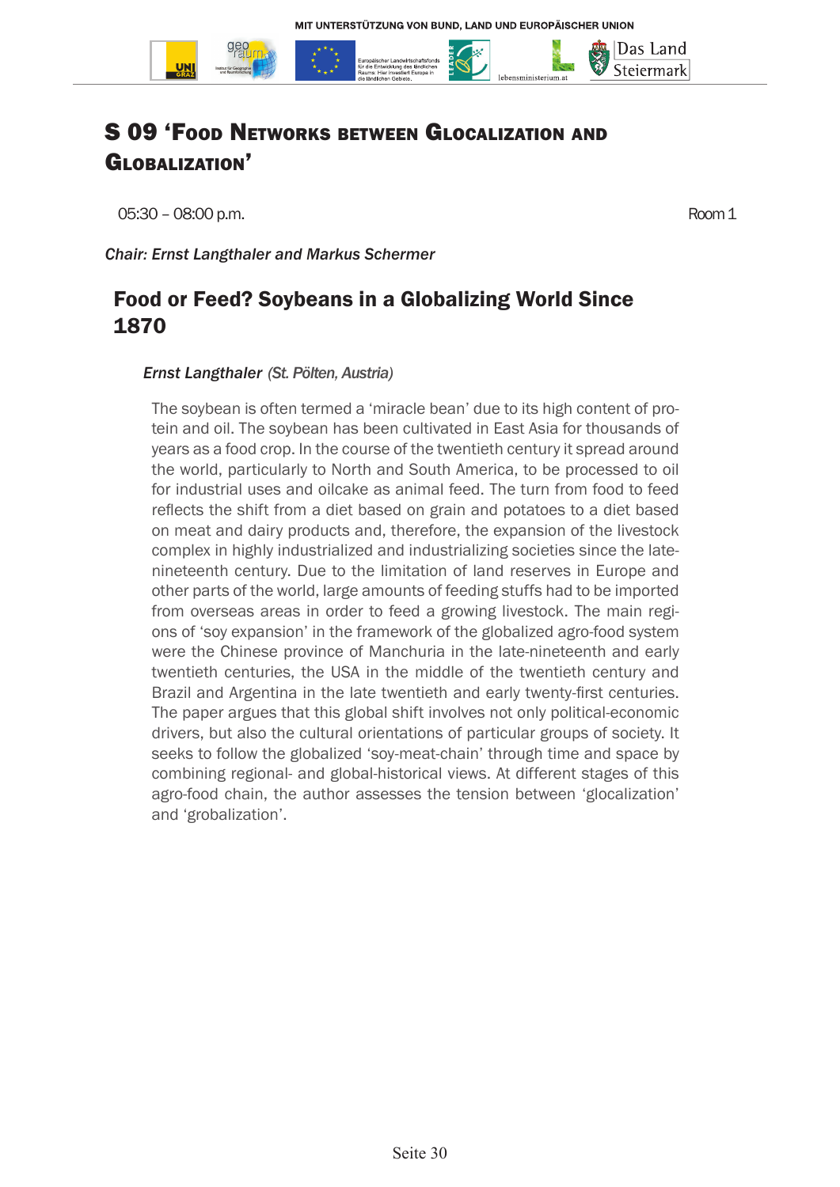# S 09 'Food Networks between Glocalization and Globalization'

05:30 – 08:00 p.m. Room 1

*Chair: Ernst Langthaler and Markus Schermer*

## Food or Feed? Soybeans in a Globalizing World Since 1870

*Ernst Langthaler (St. Pölten, Austria)*

The soybean is often termed a 'miracle bean' due to its high content of protein and oil. The soybean has been cultivated in East Asia for thousands of years as a food crop. In the course of the twentieth century it spread around the world, particularly to North and South America, to be processed to oil for industrial uses and oilcake as animal feed. The turn from food to feed reflects the shift from a diet based on grain and potatoes to a diet based on meat and dairy products and, therefore, the expansion of the livestock complex in highly industrialized and industrializing societies since the late-nineteenth century. Due to the limitation of land reserves in Europe and other parts of the world, large amounts of feeding stuffs had to be imported from overseas areas in order to feed a growing livestock. The main regions of 'soy expansion' in the framework of the globalized agro-food system were the Chinese province of Manchuria in the late-nineteenth and early twentieth centuries, the USA in the middle of the twentieth century and Brazil and Argentina in the late twentieth and early twenty-first centuries. The paper argues that this global shift involves not only political-economic drivers, but also the cultural orientations of particular groups of society. It seeks to follow the globalized 'soy-meat-chain' through time and space by combining regional- and global-historical views. At different stages of this agro-food chain, the author assesses the tension between 'glocalization' and 'grobalization'.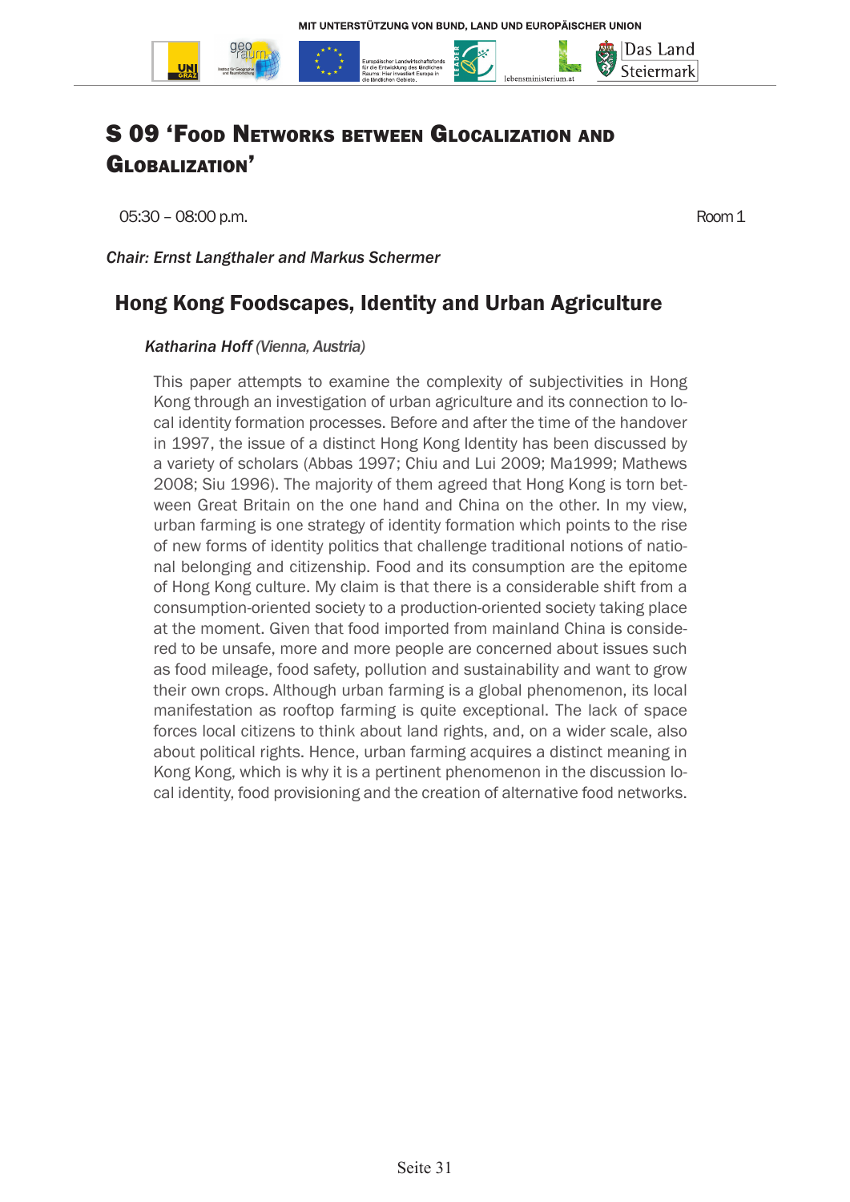# S 09 'Food Networks between Glocalization and Globalization'

05:30 – 08:00 p.m. Room 1

*Chair: Ernst Langthaler and Markus Schermer*

## Hong Kong Foodscapes, Identity and Urban Agriculture

***Katharina Hoff** (Vienna, Austria)*

This paper attempts to examine the complexity of subjectivities in Hong Kong through an investigation of urban agriculture and its connection to local identity formation processes. Before and after the time of the handover in 1997, the issue of a distinct Hong Kong Identity has been discussed by a variety of scholars (Abbas 1997; Chiu and Lui 2009; Ma1999; Mathews 2008; Siu 1996). The majority of them agreed that Hong Kong is torn between Great Britain on the one hand and China on the other. In my view, urban farming is one strategy of identity formation which points to the rise of new forms of identity politics that challenge traditional notions of national belonging and citizenship. Food and its consumption are the epitome of Hong Kong culture. My claim is that there is a considerable shift from a consumption-oriented society to a production-oriented society taking place at the moment. Given that food imported from mainland China is considered to be unsafe, more and more people are concerned about issues such as food mileage, food safety, pollution and sustainability and want to grow their own crops. Although urban farming is a global phenomenon, its local manifestation as rooftop farming is quite exceptional. The lack of space forces local citizens to think about land rights, and, on a wider scale, also about political rights. Hence, urban farming acquires a distinct meaning in Kong Kong, which is why it is a pertinent phenomenon in the discussion local identity, food provisioning and the creation of alternative food networks.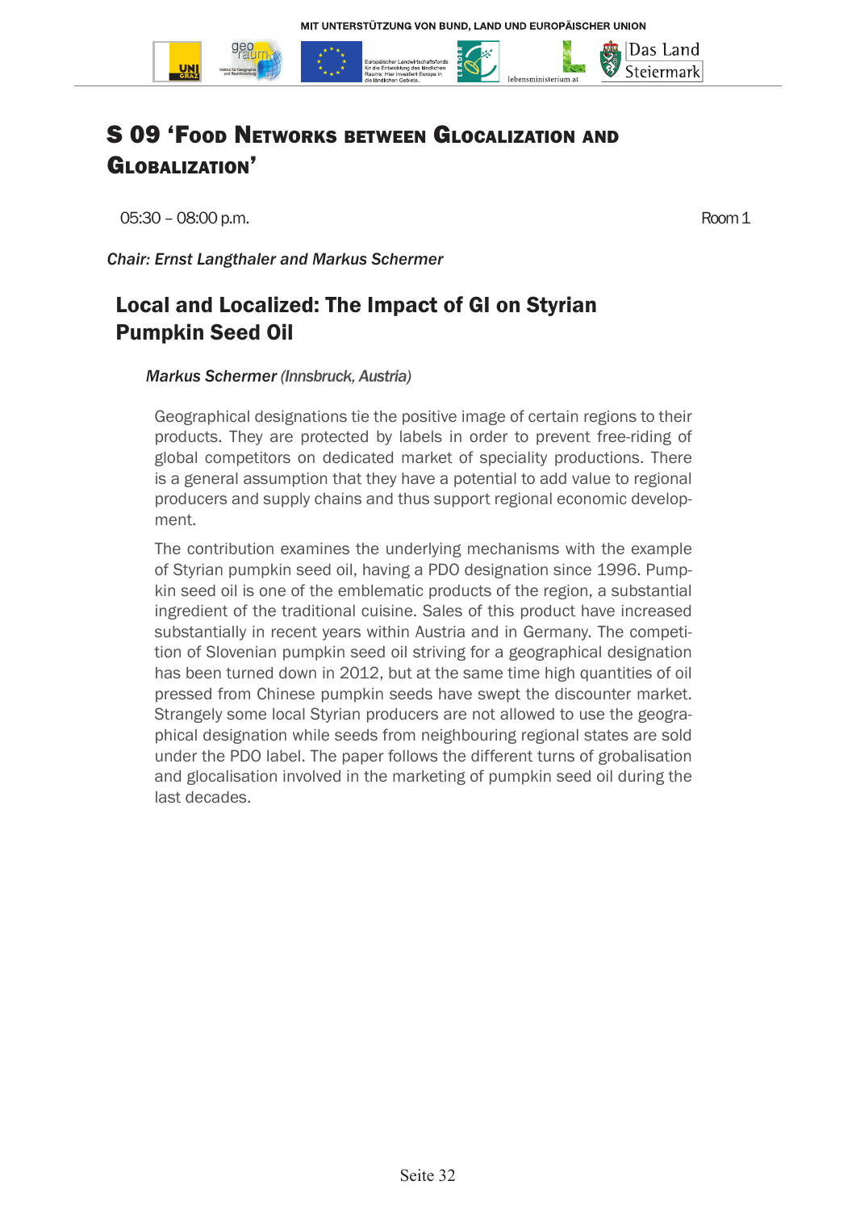# S 09 'Food Networks between Glocalization and Globalization'

05:30 – 08:00 p.m. Room 1

*Chair: Ernst Langthaler and Markus Schermer*

## Local and Localized: The Impact of GI on Styrian Pumpkin Seed Oil

*Markus Schermer (Innsbruck, Austria)*

Geographical designations tie the positive image of certain regions to their products. They are protected by labels in order to prevent free-riding of global competitors on dedicated market of speciality productions. There is a general assumption that they have a potential to add value to regional producers and supply chains and thus support regional economic development.

The contribution examines the underlying mechanisms with the example of Styrian pumpkin seed oil, having a PDO designation since 1996. Pumpkin seed oil is one of the emblematic products of the region, a substantial ingredient of the traditional cuisine. Sales of this product have increased substantially in recent years within Austria and in Germany. The competition of Slovenian pumpkin seed oil striving for a geographical designation has been turned down in 2012, but at the same time high quantities of oil pressed from Chinese pumpkin seeds have swept the discounter market. Strangely some local Styrian producers are not allowed to use the geographical designation while seeds from neighbouring regional states are sold under the PDO label. The paper follows the different turns of grobalisation and glocalisation involved in the marketing of pumpkin seed oil during the last decades.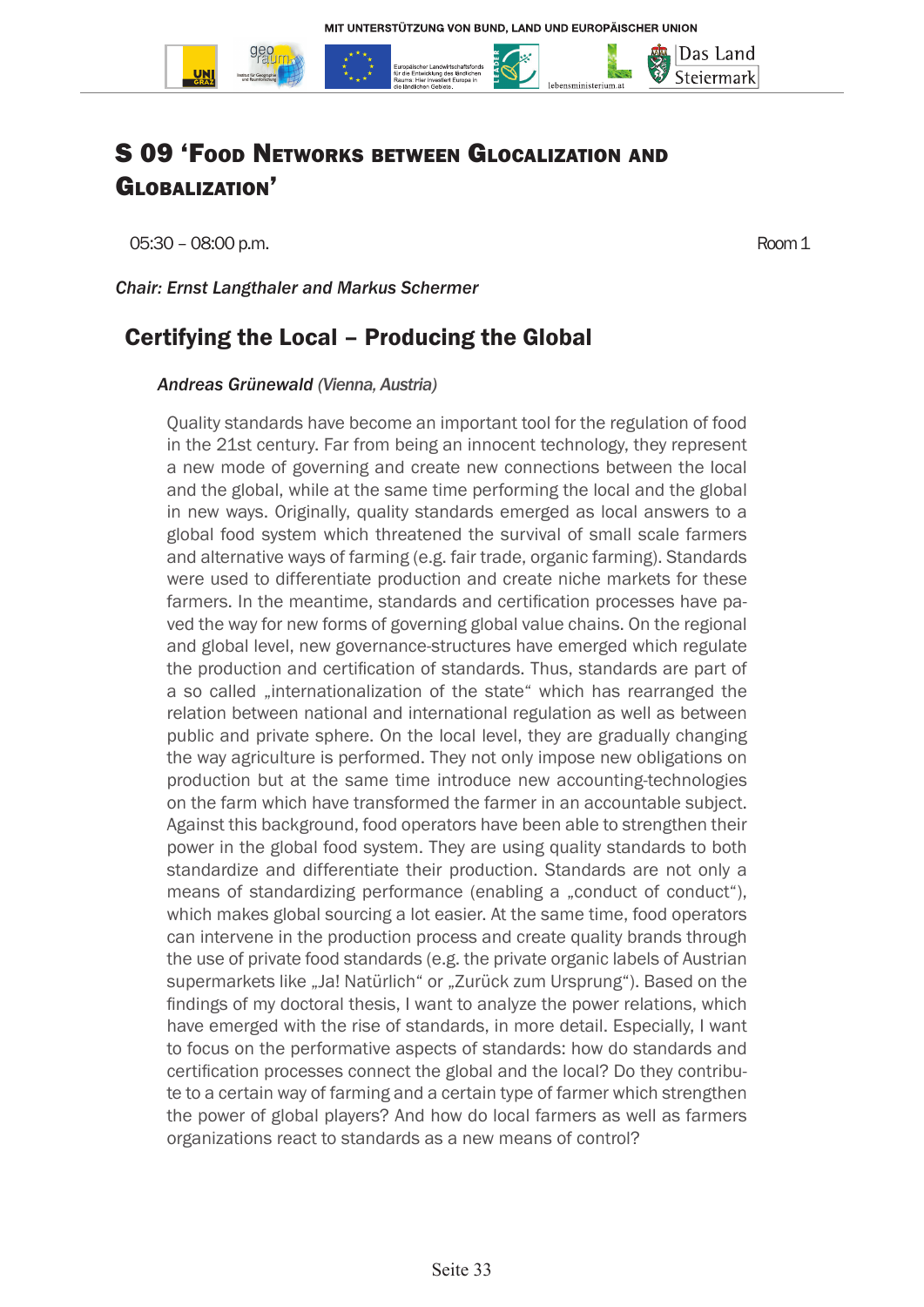# S 09 'Food Networks between Glocalization and Globalization'

05:30 – 08:00 p.m. Room 1

*Chair: Ernst Langthaler and Markus Schermer*

## Certifying the Local – Producing the Global

*Andreas Grünewald (Vienna, Austria)*

Quality standards have become an important tool for the regulation of food in the 21st century. Far from being an innocent technology, they represent a new mode of governing and create new connections between the local and the global, while at the same time performing the local and the global in new ways. Originally, quality standards emerged as local answers to a global food system which threatened the survival of small scale farmers and alternative ways of farming (e.g. fair trade, organic farming). Standards were used to differentiate production and create niche markets for these farmers. In the meantime, standards and certification processes have paved the way for new forms of governing global value chains. On the regional and global level, new governance-structures have emerged which regulate the production and certification of standards. Thus, standards are part of a so called „internationalization of the state" which has rearranged the relation between national and international regulation as well as between public and private sphere. On the local level, they are gradually changing the way agriculture is performed. They not only impose new obligations on production but at the same time introduce new accounting-technologies on the farm which have transformed the farmer in an accountable subject. Against this background, food operators have been able to strengthen their power in the global food system. They are using quality standards to both standardize and differentiate their production. Standards are not only a means of standardizing performance (enabling a „conduct of conduct"), which makes global sourcing a lot easier. At the same time, food operators can intervene in the production process and create quality brands through the use of private food standards (e.g. the private organic labels of Austrian supermarkets like „Ja! Natürlich" or „Zurück zum Ursprung"). Based on the findings of my doctoral thesis, I want to analyze the power relations, which have emerged with the rise of standards, in more detail. Especially, I want to focus on the performative aspects of standards: how do standards and certification processes connect the global and the local? Do they contribute to a certain way of farming and a certain type of farmer which strengthen the power of global players? And how do local farmers as well as farmers organizations react to standards as a new means of control?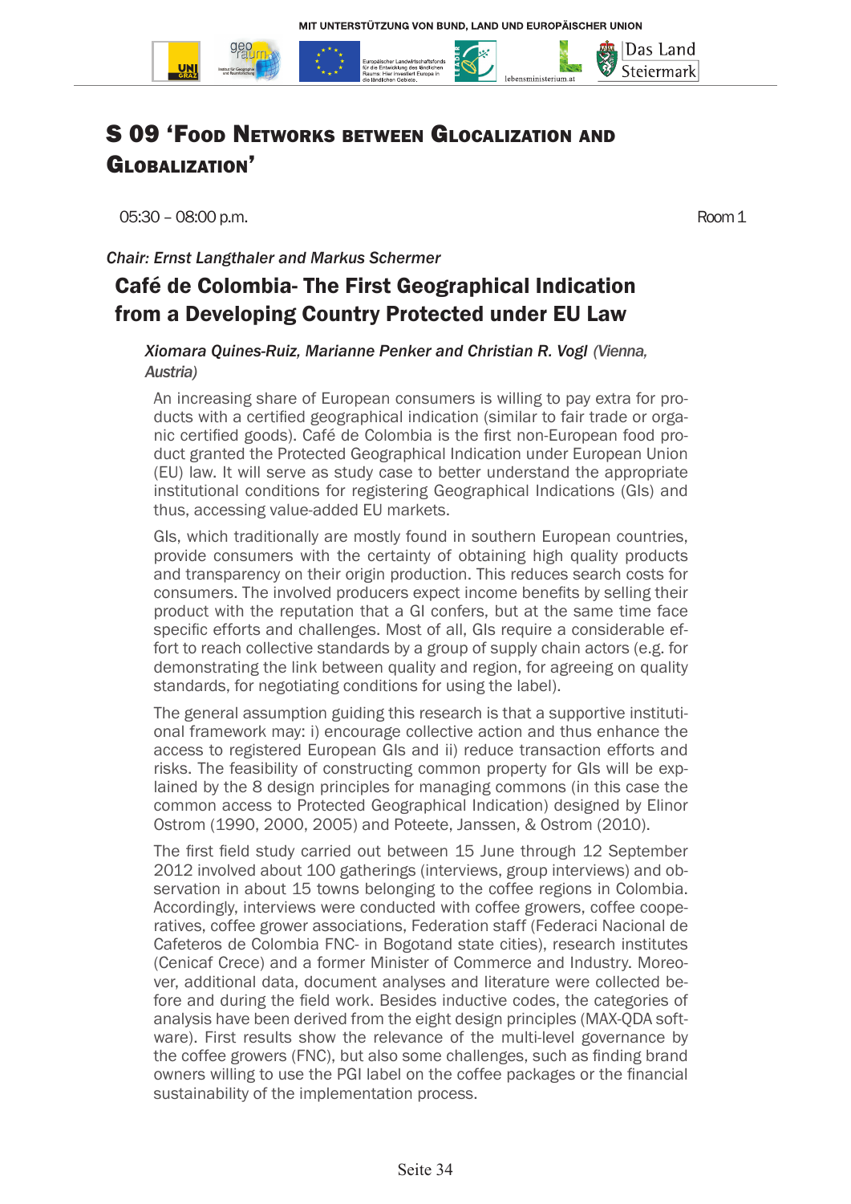# S 09 'Food Networks between Glocalization and Globalization'

05:30 – 08:00 p.m. Room 1

*Chair: Ernst Langthaler and Markus Schermer*

## Café de Colombia- The First Geographical Indication from a Developing Country Protected under EU Law

*Xiomara Quines-Ruiz, Marianne Penker and Christian R. Vogl (Vienna, Austria)*

An increasing share of European consumers is willing to pay extra for products with a certified geographical indication (similar to fair trade or organic certified goods). Café de Colombia is the first non-European food product granted the Protected Geographical Indication under European Union (EU) law. It will serve as study case to better understand the appropriate institutional conditions for registering Geographical Indications (GIs) and thus, accessing value-added EU markets.

GIs, which traditionally are mostly found in southern European countries, provide consumers with the certainty of obtaining high quality products and transparency on their origin production. This reduces search costs for consumers. The involved producers expect income benefits by selling their product with the reputation that a GI confers, but at the same time face specific efforts and challenges. Most of all, GIs require a considerable effort to reach collective standards by a group of supply chain actors (e.g. for demonstrating the link between quality and region, for agreeing on quality standards, for negotiating conditions for using the label).

The general assumption guiding this research is that a supportive institutional framework may: i) encourage collective action and thus enhance the access to registered European GIs and ii) reduce transaction efforts and risks. The feasibility of constructing common property for GIs will be explained by the 8 design principles for managing commons (in this case the common access to Protected Geographical Indication) designed by Elinor Ostrom (1990, 2000, 2005) and Poteete, Janssen, & Ostrom (2010).

The first field study carried out between 15 June through 12 September 2012 involved about 100 gatherings (interviews, group interviews) and observation in about 15 towns belonging to the coffee regions in Colombia. Accordingly, interviews were conducted with coffee growers, coffee cooperatives, coffee grower associations, Federation staff (Federaci Nacional de Cafeteros de Colombia FNC- in Bogotand state cities), research institutes (Cenicaf Crece) and a former Minister of Commerce and Industry. Moreover, additional data, document analyses and literature were collected before and during the field work. Besides inductive codes, the categories of analysis have been derived from the eight design principles (MAX-QDA software). First results show the relevance of the multi-level governance by the coffee growers (FNC), but also some challenges, such as finding brand owners willing to use the PGI label on the coffee packages or the financial sustainability of the implementation process.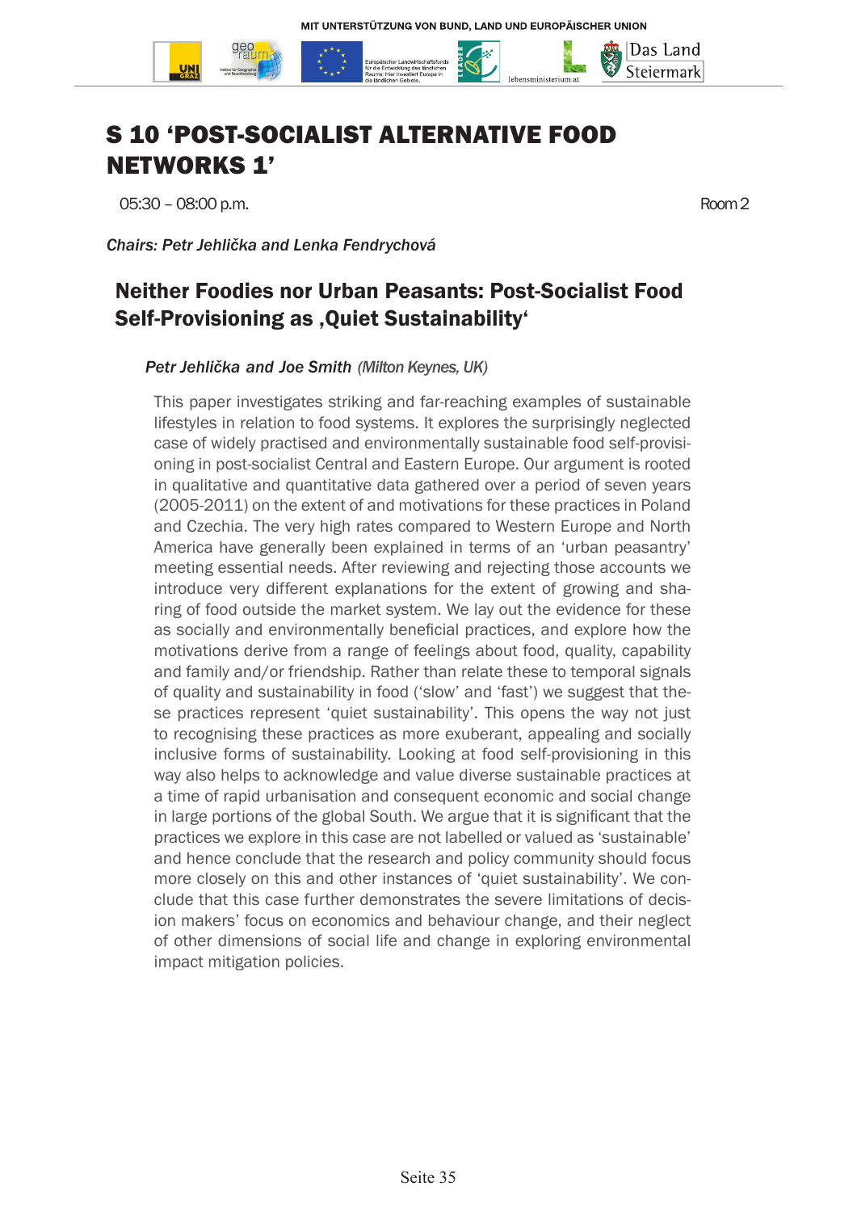# S 10 'POST-SOCIALIST ALTERNATIVE FOOD NETWORKS 1'

05:30 – 08:00 p.m. Room 2

*Chairs: Petr Jehlička and Lenka Fendrychová*

## Neither Foodies nor Urban Peasants: Post-Socialist Food Self-Provisioning as ,Quiet Sustainability'

*Petr Jehlička and Joe Smith (Milton Keynes, UK)*

This paper investigates striking and far-reaching examples of sustainable lifestyles in relation to food systems. It explores the surprisingly neglected case of widely practised and environmentally sustainable food self-provisioning in post-socialist Central and Eastern Europe. Our argument is rooted in qualitative and quantitative data gathered over a period of seven years (2005-2011) on the extent of and motivations for these practices in Poland and Czechia. The very high rates compared to Western Europe and North America have generally been explained in terms of an 'urban peasantry' meeting essential needs. After reviewing and rejecting those accounts we introduce very different explanations for the extent of growing and sharing of food outside the market system. We lay out the evidence for these as socially and environmentally beneficial practices, and explore how the motivations derive from a range of feelings about food, quality, capability and family and/or friendship. Rather than relate these to temporal signals of quality and sustainability in food ('slow' and 'fast') we suggest that these practices represent 'quiet sustainability'. This opens the way not just to recognising these practices as more exuberant, appealing and socially inclusive forms of sustainability. Looking at food self-provisioning in this way also helps to acknowledge and value diverse sustainable practices at a time of rapid urbanisation and consequent economic and social change in large portions of the global South. We argue that it is significant that the practices we explore in this case are not labelled or valued as 'sustainable' and hence conclude that the research and policy community should focus more closely on this and other instances of 'quiet sustainability'. We conclude that this case further demonstrates the severe limitations of decision makers' focus on economics and behaviour change, and their neglect of other dimensions of social life and change in exploring environmental impact mitigation policies.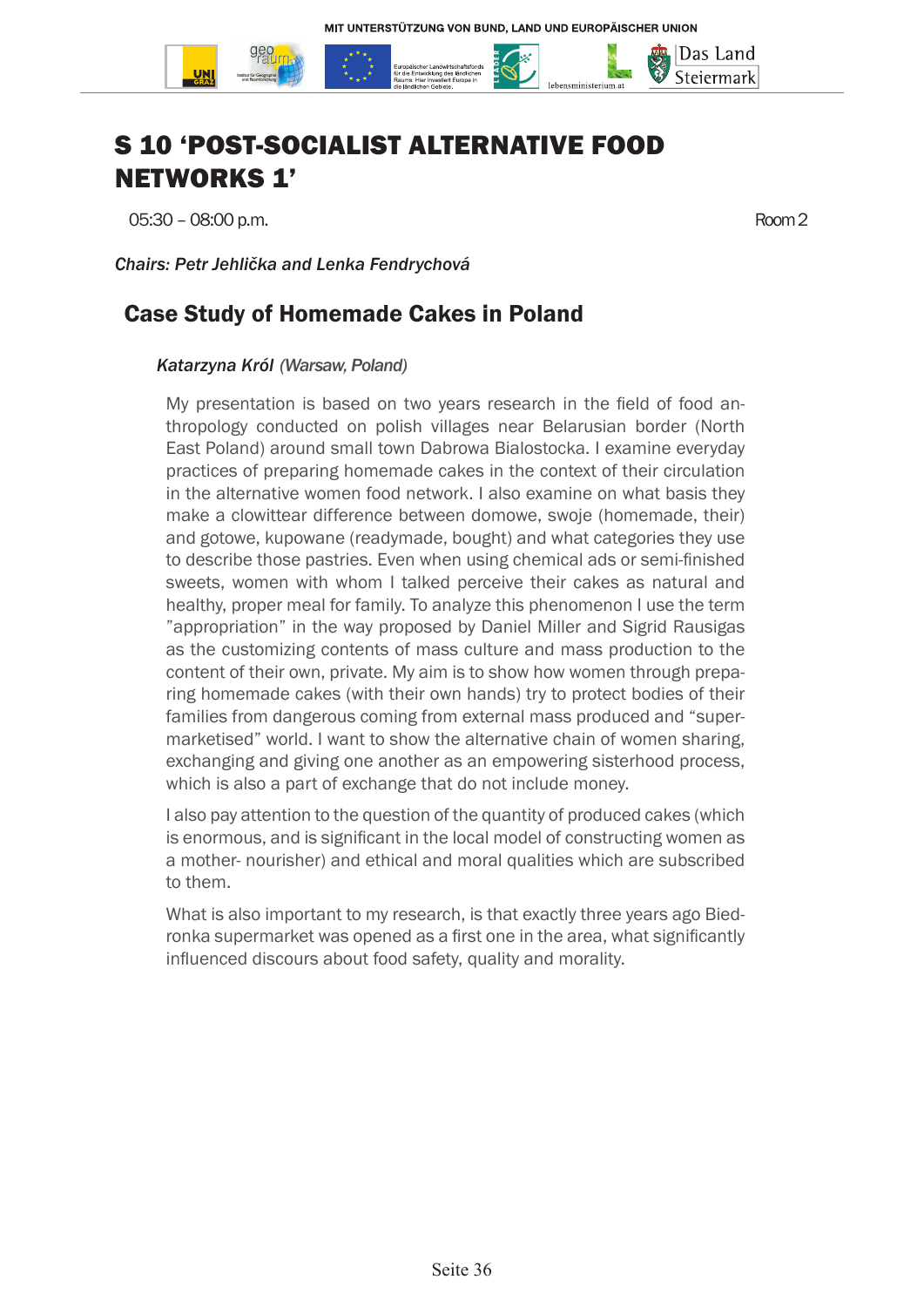# S 10 'POST-SOCIALIST ALTERNATIVE FOOD NETWORKS 1'

05:30 – 08:00 p.m. Room 2

*Chairs: Petr Jehlička and Lenka Fendrychová*

## Case Study of Homemade Cakes in Poland

*Katarzyna Król* *(Warsaw, Poland)*

My presentation is based on two years research in the field of food anthropology conducted on polish villages near Belarusian border (North East Poland) around small town Dabrowa Bialostocka. I examine everyday practices of preparing homemade cakes in the context of their circulation in the alternative women food network. I also examine on what basis they make a clowittear difference between domowe, swoje (homemade, their) and gotowe, kupowane (readymade, bought) and what categories they use to describe those pastries. Even when using chemical ads or semi-finished sweets, women with whom I talked perceive their cakes as natural and healthy, proper meal for family. To analyze this phenomenon I use the term "appropriation" in the way proposed by Daniel Miller and Sigrid Rausigas as the customizing contents of mass culture and mass production to the content of their own, private. My aim is to show how women through preparing homemade cakes (with their own hands) try to protect bodies of their families from dangerous coming from external mass produced and "supermarketised" world. I want to show the alternative chain of women sharing, exchanging and giving one another as an empowering sisterhood process, which is also a part of exchange that do not include money.

I also pay attention to the question of the quantity of produced cakes (which is enormous, and is significant in the local model of constructing women as a mother- nourisher) and ethical and moral qualities which are subscribed to them.

What is also important to my research, is that exactly three years ago Biedronka supermarket was opened as a first one in the area, what significantly influenced discours about food safety, quality and morality.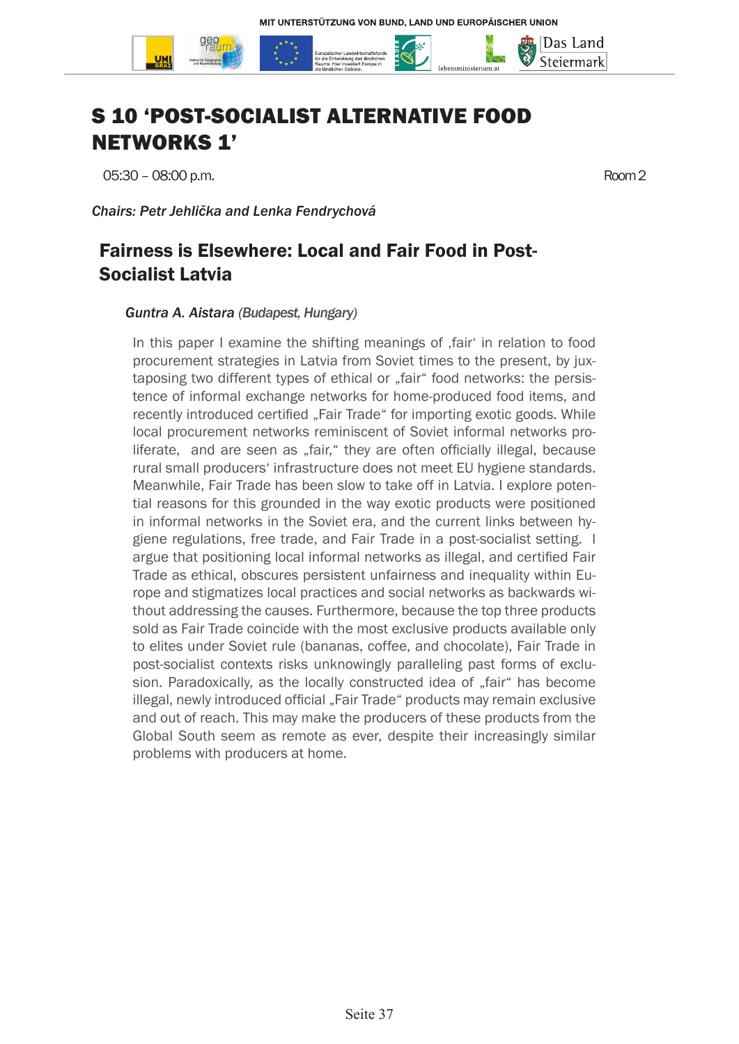# S 10 'POST-SOCIALIST ALTERNATIVE FOOD NETWORKS 1'

05:30 – 08:00 p.m. Room 2

*Chairs: Petr Jehlička and Lenka Fendrychová*

## Fairness is Elsewhere: Local and Fair Food in Post-Socialist Latvia

***Guntra A. Aistara** (Budapest, Hungary)*

In this paper I examine the shifting meanings of ‚fair' in relation to food procurement strategies in Latvia from Soviet times to the present, by juxtaposing two different types of ethical or „fair" food networks: the persistence of informal exchange networks for home-produced food items, and recently introduced certified „Fair Trade" for importing exotic goods. While local procurement networks reminiscent of Soviet informal networks proliferate, and are seen as „fair," they are often officially illegal, because rural small producers' infrastructure does not meet EU hygiene standards. Meanwhile, Fair Trade has been slow to take off in Latvia. I explore potential reasons for this grounded in the way exotic products were positioned in informal networks in the Soviet era, and the current links between hygiene regulations, free trade, and Fair Trade in a post-socialist setting. I argue that positioning local informal networks as illegal, and certified Fair Trade as ethical, obscures persistent unfairness and inequality within Europe and stigmatizes local practices and social networks as backwards without addressing the causes. Furthermore, because the top three products sold as Fair Trade coincide with the most exclusive products available only to elites under Soviet rule (bananas, coffee, and chocolate), Fair Trade in post-socialist contexts risks unknowingly paralleling past forms of exclusion. Paradoxically, as the locally constructed idea of „fair" has become illegal, newly introduced official „Fair Trade" products may remain exclusive and out of reach. This may make the producers of these products from the Global South seem as remote as ever, despite their increasingly similar problems with producers at home.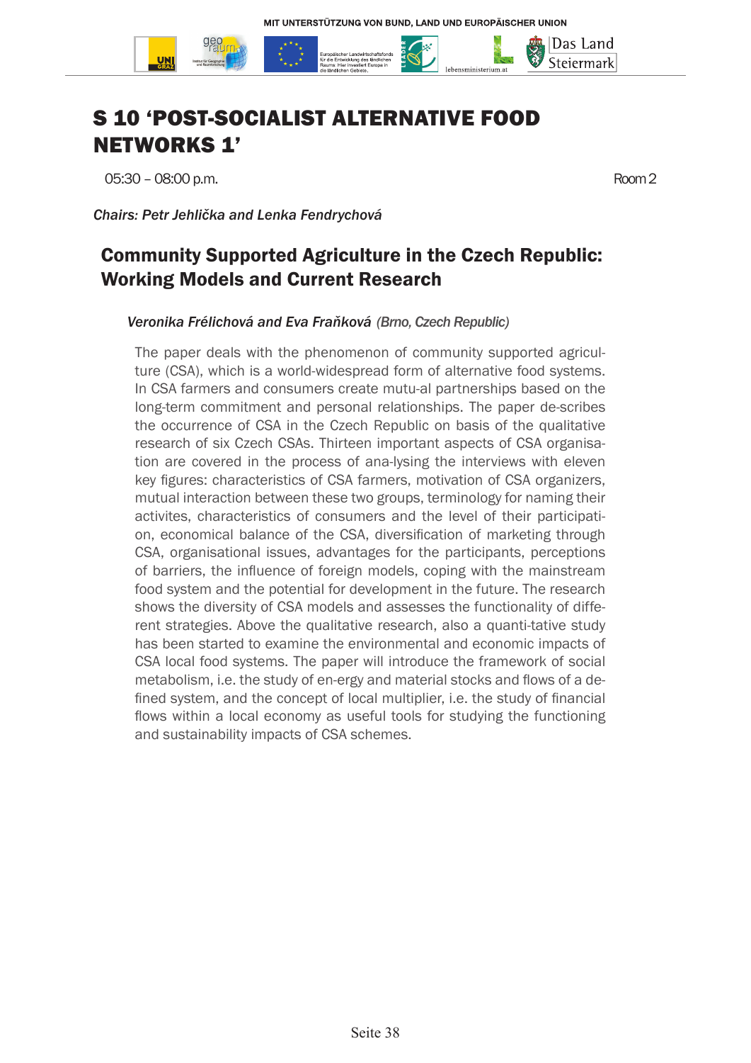# S 10 'POST-SOCIALIST ALTERNATIVE FOOD NETWORKS 1'

05:30 – 08:00 p.m. Room 2

*Chairs: Petr Jehlička and Lenka Fendrychová*

## Community Supported Agriculture in the Czech Republic: Working Models and Current Research

*Veronika Frélichová and Eva Fraňková* (Brno, Czech Republic)

The paper deals with the phenomenon of community supported agriculture (CSA), which is a world-widespread form of alternative food systems. In CSA farmers and consumers create mutu-al partnerships based on the long-term commitment and personal relationships. The paper de-scribes the occurrence of CSA in the Czech Republic on basis of the qualitative research of six Czech CSAs. Thirteen important aspects of CSA organisation are covered in the process of ana-lysing the interviews with eleven key figures: characteristics of CSA farmers, motivation of CSA organizers, mutual interaction between these two groups, terminology for naming their activites, characteristics of consumers and the level of their participation, economical balance of the CSA, diversification of marketing through CSA, organisational issues, advantages for the participants, perceptions of barriers, the influence of foreign models, coping with the mainstream food system and the potential for development in the future. The research shows the diversity of CSA models and assesses the functionality of different strategies. Above the qualitative research, also a quanti-tative study has been started to examine the environmental and economic impacts of CSA local food systems. The paper will introduce the framework of social metabolism, i.e. the study of en-ergy and material stocks and flows of a defined system, and the concept of local multiplier, i.e. the study of financial flows within a local economy as useful tools for studying the functioning and sustainability impacts of CSA schemes.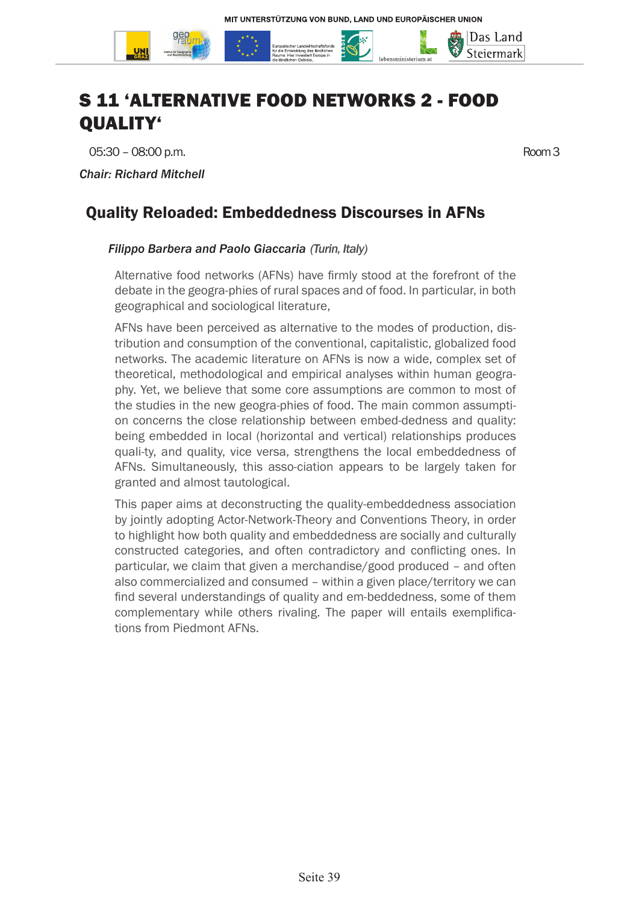# S 11 'ALTERNATIVE FOOD NETWORKS 2 - FOOD QUALITY'

05:30 – 08:00 p.m. Room 3

*Chair: Richard Mitchell*

## Quality Reloaded: Embeddedness Discourses in AFNs

***Filippo Barbera and Paolo Giaccaria*** *(Turin, Italy)*

Alternative food networks (AFNs) have firmly stood at the forefront of the debate in the geogra-phies of rural spaces and of food. In particular, in both geographical and sociological literature,

AFNs have been perceived as alternative to the modes of production, distribution and consumption of the conventional, capitalistic, globalized food networks. The academic literature on AFNs is now a wide, complex set of theoretical, methodological and empirical analyses within human geography. Yet, we believe that some core assumptions are common to most of the studies in the new geogra-phies of food. The main common assumption concerns the close relationship between embed-dedness and quality: being embedded in local (horizontal and vertical) relationships produces quali-ty, and quality, vice versa, strengthens the local embeddedness of AFNs. Simultaneously, this asso-ciation appears to be largely taken for granted and almost tautological.

This paper aims at deconstructing the quality-embeddedness association by jointly adopting Actor-Network-Theory and Conventions Theory, in order to highlight how both quality and embeddedness are socially and culturally constructed categories, and often contradictory and conflicting ones. In particular, we claim that given a merchandise/good produced – and often also commercialized and consumed – within a given place/territory we can find several understandings of quality and em-beddedness, some of them complementary while others rivaling. The paper will entails exemplifications from Piedmont AFNs.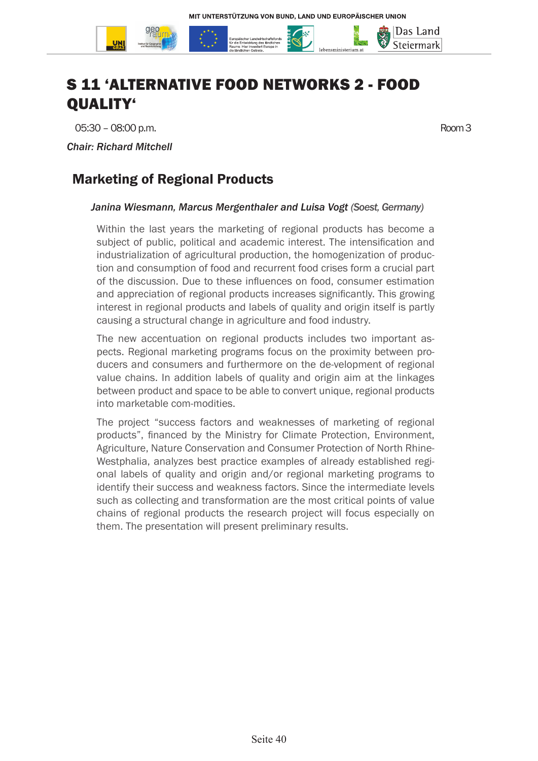# S 11 'ALTERNATIVE FOOD NETWORKS 2 - FOOD QUALITY'

05:30 – 08:00 p.m. Room 3

*Chair: Richard Mitchell*

## Marketing of Regional Products

*Janina Wiesmann, Marcus Mergenthaler and Luisa Vogt (Soest, Germany)*

Within the last years the marketing of regional products has become a subject of public, political and academic interest. The intensification and industrialization of agricultural production, the homogenization of production and consumption of food and recurrent food crises form a crucial part of the discussion. Due to these influences on food, consumer estimation and appreciation of regional products increases significantly. This growing interest in regional products and labels of quality and origin itself is partly causing a structural change in agriculture and food industry.

The new accentuation on regional products includes two important aspects. Regional marketing programs focus on the proximity between producers and consumers and furthermore on the de-velopment of regional value chains. In addition labels of quality and origin aim at the linkages between product and space to be able to convert unique, regional products into marketable com-modities.

The project "success factors and weaknesses of marketing of regional products", financed by the Ministry for Climate Protection, Environment, Agriculture, Nature Conservation and Consumer Protection of North Rhine-Westphalia, analyzes best practice examples of already established regional labels of quality and origin and/or regional marketing programs to identify their success and weakness factors. Since the intermediate levels such as collecting and transformation are the most critical points of value chains of regional products the research project will focus especially on them. The presentation will present preliminary results.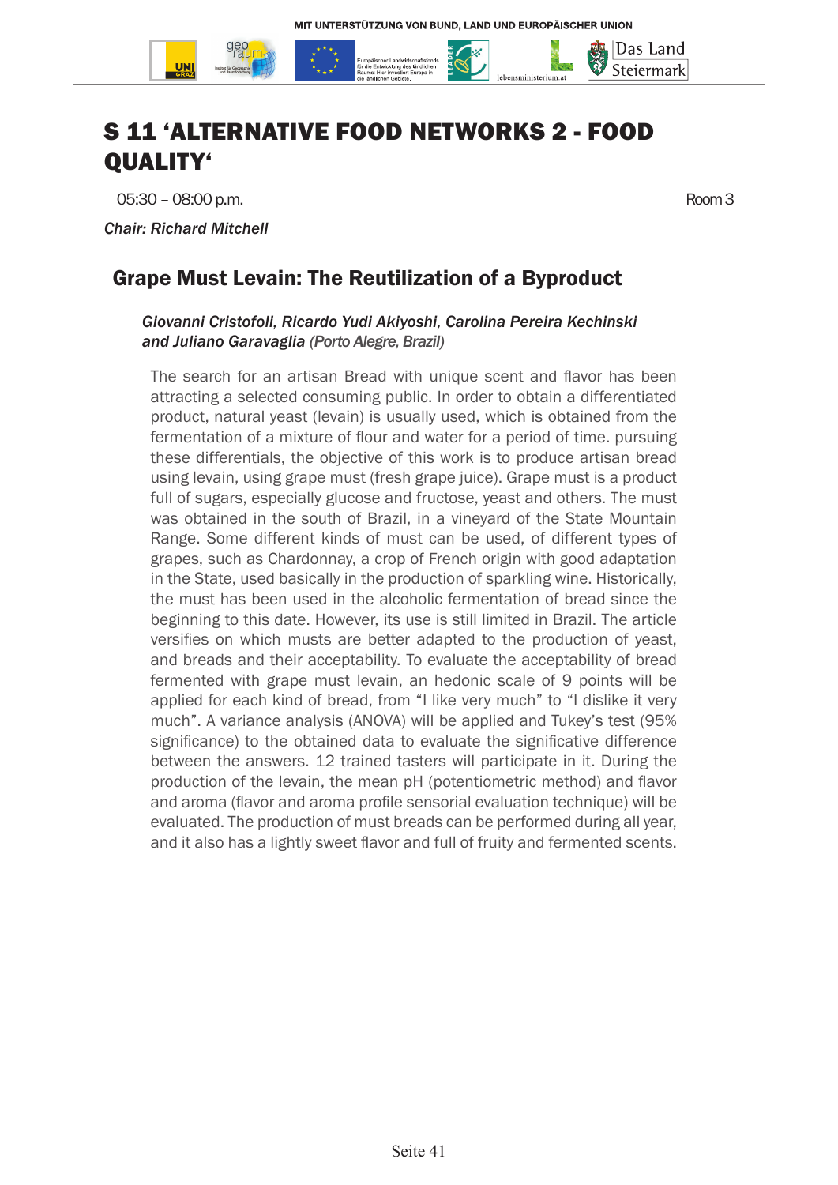# S 11 'ALTERNATIVE FOOD NETWORKS 2 - FOOD QUALITY'

05:30 – 08:00 p.m. Room 3

*Chair: Richard Mitchell*

## Grape Must Levain: The Reutilization of a Byproduct

*Giovanni Cristofoli, Ricardo Yudi Akiyoshi, Carolina Pereira Kechinski and Juliano Garavaglia (Porto Alegre, Brazil)*

The search for an artisan Bread with unique scent and flavor has been attracting a selected consuming public. In order to obtain a differentiated product, natural yeast (levain) is usually used, which is obtained from the fermentation of a mixture of flour and water for a period of time. pursuing these differentials, the objective of this work is to produce artisan bread using levain, using grape must (fresh grape juice). Grape must is a product full of sugars, especially glucose and fructose, yeast and others. The must was obtained in the south of Brazil, in a vineyard of the State Mountain Range. Some different kinds of must can be used, of different types of grapes, such as Chardonnay, a crop of French origin with good adaptation in the State, used basically in the production of sparkling wine. Historically, the must has been used in the alcoholic fermentation of bread since the beginning to this date. However, its use is still limited in Brazil. The article versifies on which musts are better adapted to the production of yeast, and breads and their acceptability. To evaluate the acceptability of bread fermented with grape must levain, an hedonic scale of 9 points will be applied for each kind of bread, from "I like very much" to "I dislike it very much". A variance analysis (ANOVA) will be applied and Tukey's test (95% significance) to the obtained data to evaluate the significative difference between the answers. 12 trained tasters will participate in it. During the production of the levain, the mean pH (potentiometric method) and flavor and aroma (flavor and aroma profile sensorial evaluation technique) will be evaluated. The production of must breads can be performed during all year, and it also has a lightly sweet flavor and full of fruity and fermented scents.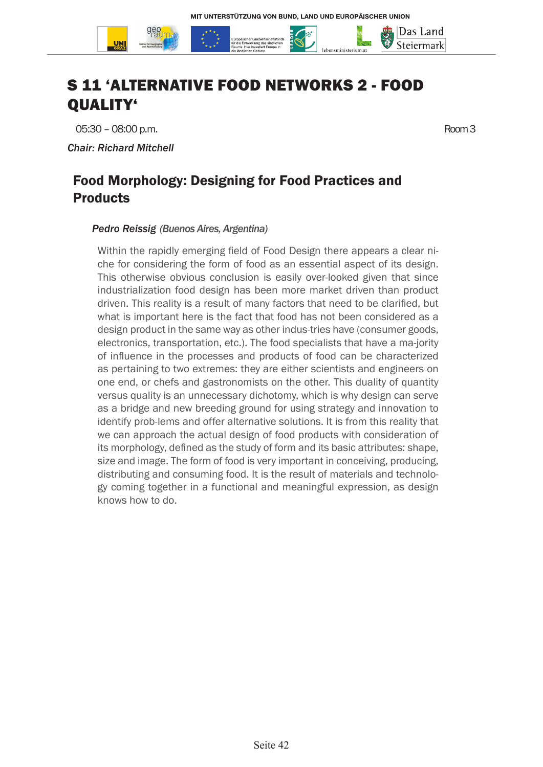# S 11 'ALTERNATIVE FOOD NETWORKS 2 - FOOD QUALITY'

05:30 – 08:00 p.m. Room 3

*Chair: Richard Mitchell*

## Food Morphology: Designing for Food Practices and Products

***Pedro Reissig** (Buenos Aires, Argentina)*

Within the rapidly emerging field of Food Design there appears a clear niche for considering the form of food as an essential aspect of its design. This otherwise obvious conclusion is easily over-looked given that since industrialization food design has been more market driven than product driven. This reality is a result of many factors that need to be clarified, but what is important here is the fact that food has not been considered as a design product in the same way as other indus-tries have (consumer goods, electronics, transportation, etc.). The food specialists that have a ma-jority of influence in the processes and products of food can be characterized as pertaining to two extremes: they are either scientists and engineers on one end, or chefs and gastronomists on the other. This duality of quantity versus quality is an unnecessary dichotomy, which is why design can serve as a bridge and new breeding ground for using strategy and innovation to identify prob-lems and offer alternative solutions. It is from this reality that we can approach the actual design of food products with consideration of its morphology, defined as the study of form and its basic attributes: shape, size and image. The form of food is very important in conceiving, producing, distributing and consuming food. It is the result of materials and technology coming together in a functional and meaningful expression, as design knows how to do.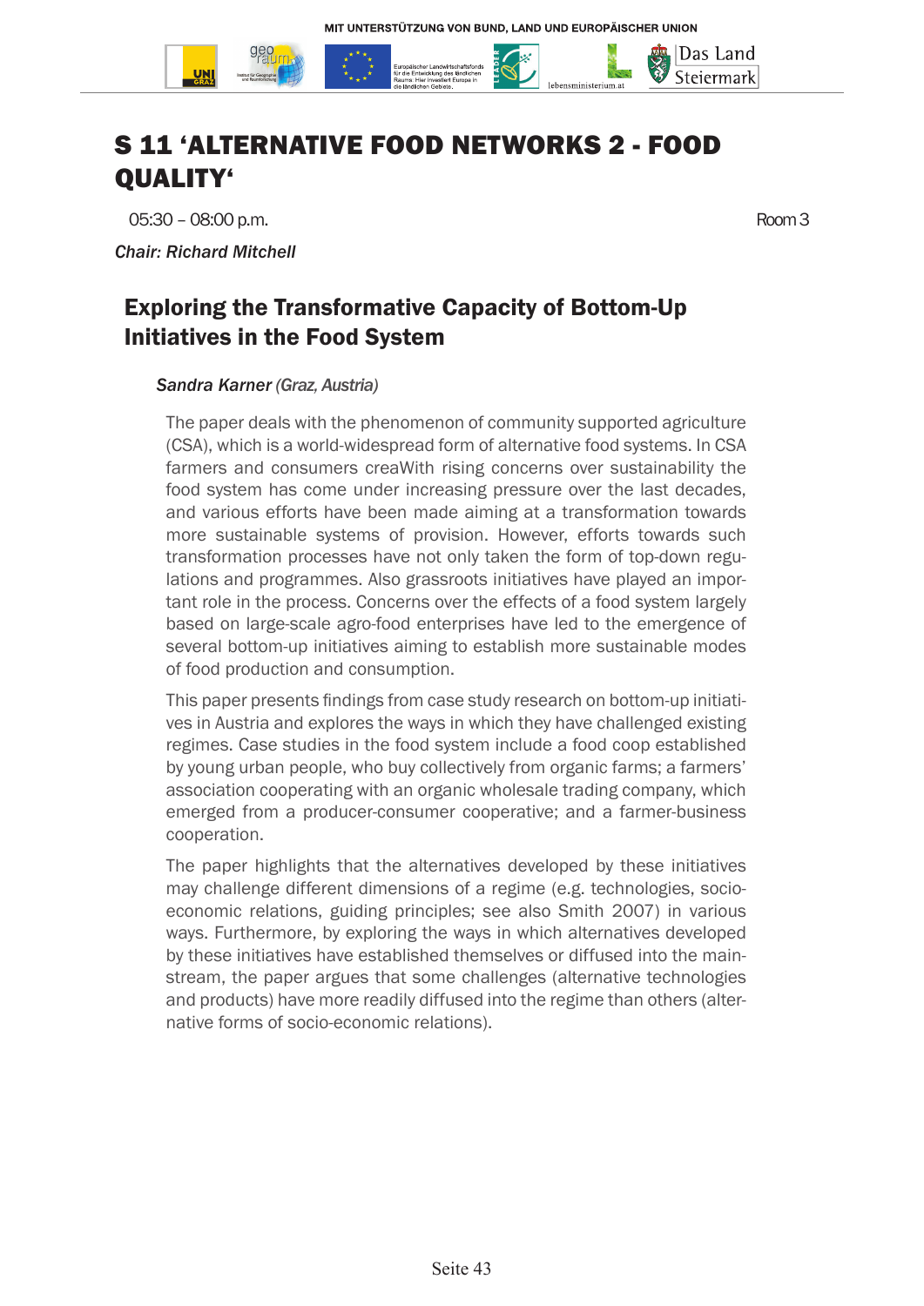# S 11 'ALTERNATIVE FOOD NETWORKS 2 - FOOD QUALITY'

05:30 – 08:00 p.m. Room 3

*Chair: Richard Mitchell*

## Exploring the Transformative Capacity of Bottom-Up Initiatives in the Food System

*Sandra Karner (Graz, Austria)*

The paper deals with the phenomenon of community supported agriculture (CSA), which is a world-widespread form of alternative food systems. In CSA farmers and consumers creaWith rising concerns over sustainability the food system has come under increasing pressure over the last decades, and various efforts have been made aiming at a transformation towards more sustainable systems of provision. However, efforts towards such transformation processes have not only taken the form of top-down regulations and programmes. Also grassroots initiatives have played an important role in the process. Concerns over the effects of a food system largely based on large-scale agro-food enterprises have led to the emergence of several bottom-up initiatives aiming to establish more sustainable modes of food production and consumption.

This paper presents findings from case study research on bottom-up initiatives in Austria and explores the ways in which they have challenged existing regimes. Case studies in the food system include a food coop established by young urban people, who buy collectively from organic farms; a farmers' association cooperating with an organic wholesale trading company, which emerged from a producer-consumer cooperative; and a farmer-business cooperation.

The paper highlights that the alternatives developed by these initiatives may challenge different dimensions of a regime (e.g. technologies, socio-economic relations, guiding principles; see also Smith 2007) in various ways. Furthermore, by exploring the ways in which alternatives developed by these initiatives have established themselves or diffused into the mainstream, the paper argues that some challenges (alternative technologies and products) have more readily diffused into the regime than others (alternative forms of socio-economic relations).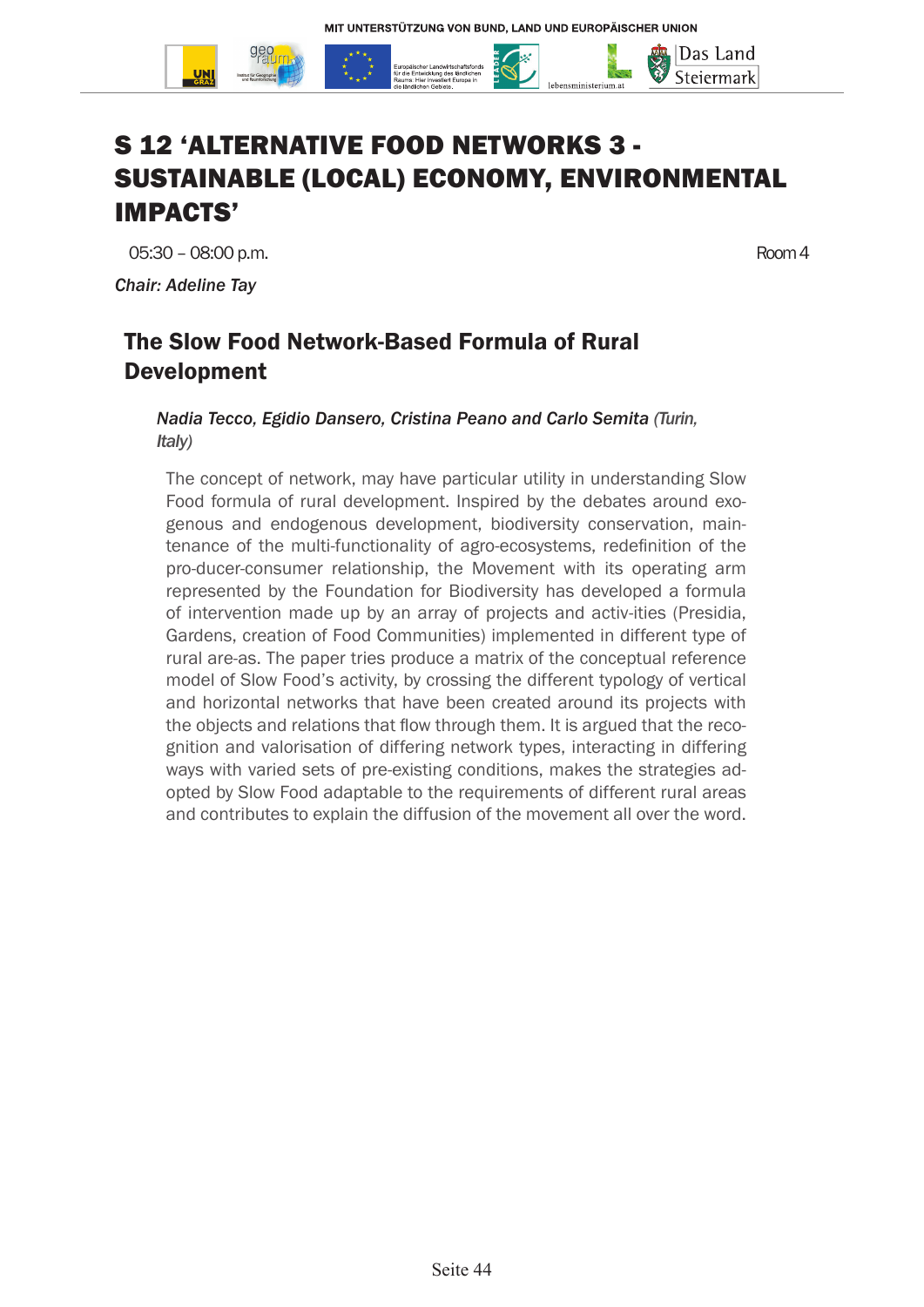# S 12 'ALTERNATIVE FOOD NETWORKS 3 - SUSTAINABLE (LOCAL) ECONOMY, ENVIRONMENTAL IMPACTS'

05:30 – 08:00 p.m. Room 4

*Chair: Adeline Tay*

## The Slow Food Network-Based Formula of Rural Development

*Nadia Tecco, Egidio Dansero, Cristina Peano and Carlo Semita (Turin, Italy)*

The concept of network, may have particular utility in understanding Slow Food formula of rural development. Inspired by the debates around exogenous and endogenous development, biodiversity conservation, maintenance of the multi-functionality of agro-ecosystems, redefinition of the pro-ducer-consumer relationship, the Movement with its operating arm represented by the Foundation for Biodiversity has developed a formula of intervention made up by an array of projects and activ-ities (Presidia, Gardens, creation of Food Communities) implemented in different type of rural are-as. The paper tries produce a matrix of the conceptual reference model of Slow Food's activity, by crossing the different typology of vertical and horizontal networks that have been created around its projects with the objects and relations that flow through them. It is argued that the recognition and valorisation of differing network types, interacting in differing ways with varied sets of pre-existing conditions, makes the strategies adopted by Slow Food adaptable to the requirements of different rural areas and contributes to explain the diffusion of the movement all over the word.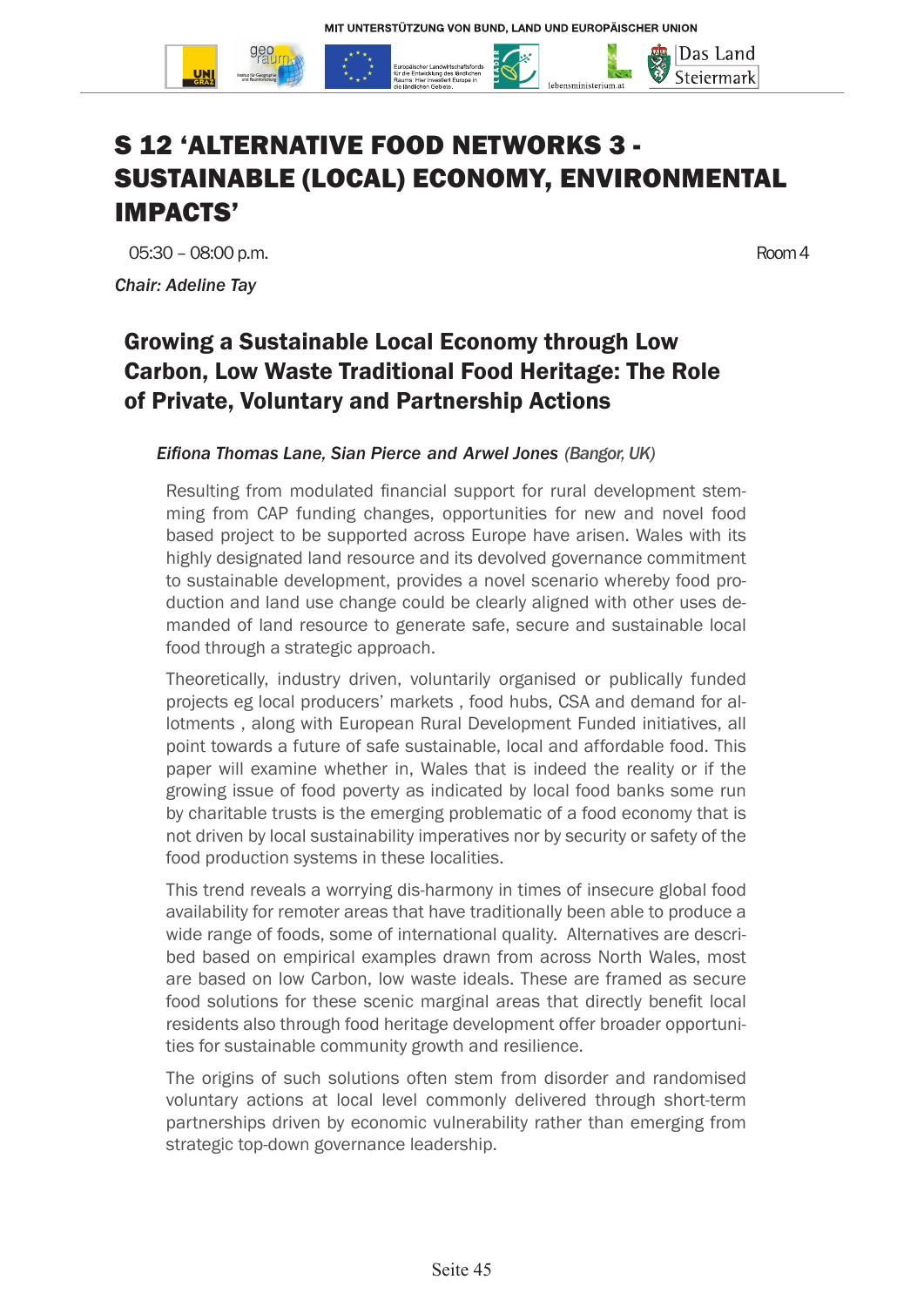# S 12 'ALTERNATIVE FOOD NETWORKS 3 - SUSTAINABLE (LOCAL) ECONOMY, ENVIRONMENTAL IMPACTS'

05:30 – 08:00 p.m. Room 4

*Chair: Adeline Tay*

## Growing a Sustainable Local Economy through Low Carbon, Low Waste Traditional Food Heritage: The Role of Private, Voluntary and Partnership Actions

*Eifiona Thomas Lane, Sian Pierce and Arwel Jones* (Bangor, UK)

Resulting from modulated financial support for rural development stemming from CAP funding changes, opportunities for new and novel food based project to be supported across Europe have arisen. Wales with its highly designated land resource and its devolved governance commitment to sustainable development, provides a novel scenario whereby food production and land use change could be clearly aligned with other uses demanded of land resource to generate safe, secure and sustainable local food through a strategic approach.

Theoretically, industry driven, voluntarily organised or publically funded projects eg local producers' markets , food hubs, CSA and demand for allotments , along with European Rural Development Funded initiatives, all point towards a future of safe sustainable, local and affordable food. This paper will examine whether in, Wales that is indeed the reality or if the growing issue of food poverty as indicated by local food banks some run by charitable trusts is the emerging problematic of a food economy that is not driven by local sustainability imperatives nor by security or safety of the food production systems in these localities.

This trend reveals a worrying dis-harmony in times of insecure global food availability for remoter areas that have traditionally been able to produce a wide range of foods, some of international quality. Alternatives are described based on empirical examples drawn from across North Wales, most are based on low Carbon, low waste ideals. These are framed as secure food solutions for these scenic marginal areas that directly benefit local residents also through food heritage development offer broader opportunities for sustainable community growth and resilience.

The origins of such solutions often stem from disorder and randomised voluntary actions at local level commonly delivered through short-term partnerships driven by economic vulnerability rather than emerging from strategic top-down governance leadership.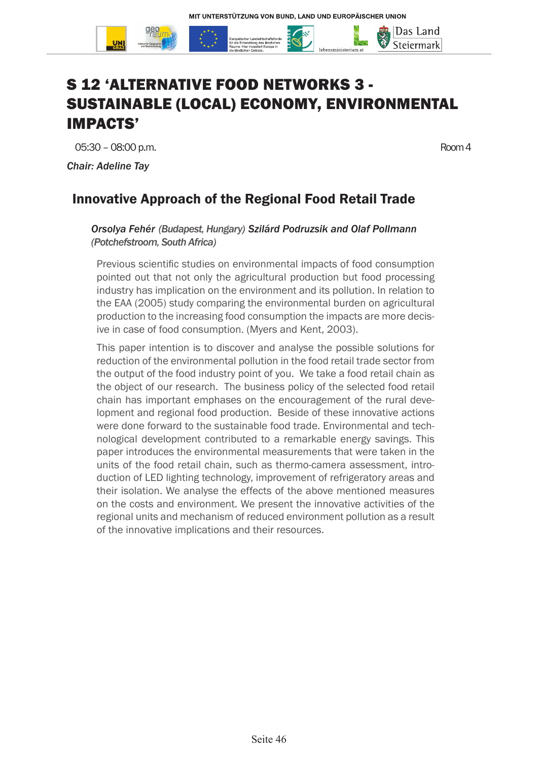# S 12 'ALTERNATIVE FOOD NETWORKS 3 - SUSTAINABLE (LOCAL) ECONOMY, ENVIRONMENTAL IMPACTS'

05:30 – 08:00 p.m. Room 4

*Chair: Adeline Tay*

## Innovative Approach of the Regional Food Retail Trade

***Orsolya Fehér*** *(Budapest, Hungary)* ***Szilárd Podruzsik and Olaf Pollmann*** *(Potchefstroom, South Africa)*

Previous scientific studies on environmental impacts of food consumption pointed out that not only the agricultural production but food processing industry has implication on the environment and its pollution. In relation to the EAA (2005) study comparing the environmental burden on agricultural production to the increasing food consumption the impacts are more decisive in case of food consumption. (Myers and Kent, 2003).

This paper intention is to discover and analyse the possible solutions for reduction of the environmental pollution in the food retail trade sector from the output of the food industry point of you. We take a food retail chain as the object of our research. The business policy of the selected food retail chain has important emphases on the encouragement of the rural development and regional food production. Beside of these innovative actions were done forward to the sustainable food trade. Environmental and technological development contributed to a remarkable energy savings. This paper introduces the environmental measurements that were taken in the units of the food retail chain, such as thermo-camera assessment, introduction of LED lighting technology, improvement of refrigeratory areas and their isolation. We analyse the effects of the above mentioned measures on the costs and environment. We present the innovative activities of the regional units and mechanism of reduced environment pollution as a result of the innovative implications and their resources.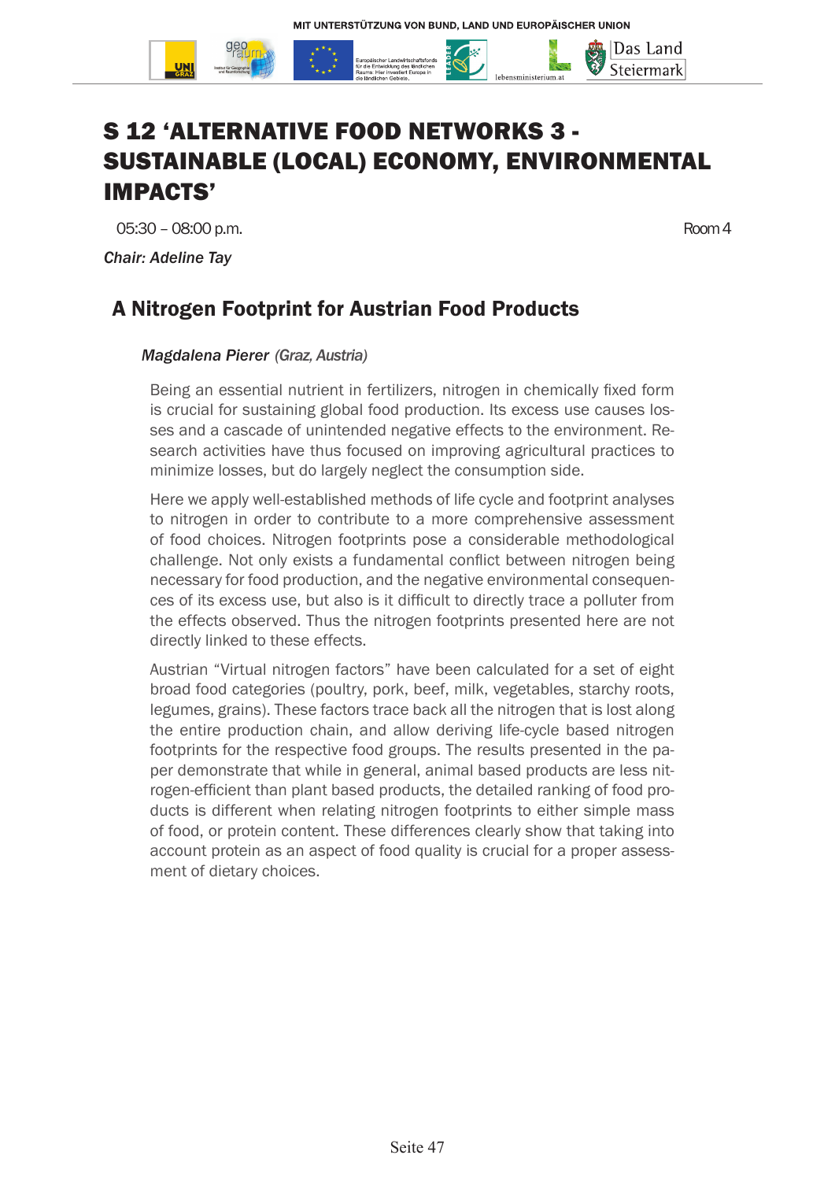# S 12 'ALTERNATIVE FOOD NETWORKS 3 - SUSTAINABLE (LOCAL) ECONOMY, ENVIRONMENTAL IMPACTS'

05:30 – 08:00 p.m. Room 4

*Chair: Adeline Tay*

## A Nitrogen Footprint for Austrian Food Products

*Magdalena Pierer (Graz, Austria)*

Being an essential nutrient in fertilizers, nitrogen in chemically fixed form is crucial for sustaining global food production. Its excess use causes losses and a cascade of unintended negative effects to the environment. Research activities have thus focused on improving agricultural practices to minimize losses, but do largely neglect the consumption side.

Here we apply well-established methods of life cycle and footprint analyses to nitrogen in order to contribute to a more comprehensive assessment of food choices. Nitrogen footprints pose a considerable methodological challenge. Not only exists a fundamental conflict between nitrogen being necessary for food production, and the negative environmental consequences of its excess use, but also is it difficult to directly trace a polluter from the effects observed. Thus the nitrogen footprints presented here are not directly linked to these effects.

Austrian "Virtual nitrogen factors" have been calculated for a set of eight broad food categories (poultry, pork, beef, milk, vegetables, starchy roots, legumes, grains). These factors trace back all the nitrogen that is lost along the entire production chain, and allow deriving life-cycle based nitrogen footprints for the respective food groups. The results presented in the paper demonstrate that while in general, animal based products are less nitrogen-efficient than plant based products, the detailed ranking of food products is different when relating nitrogen footprints to either simple mass of food, or protein content. These differences clearly show that taking into account protein as an aspect of food quality is crucial for a proper assessment of dietary choices.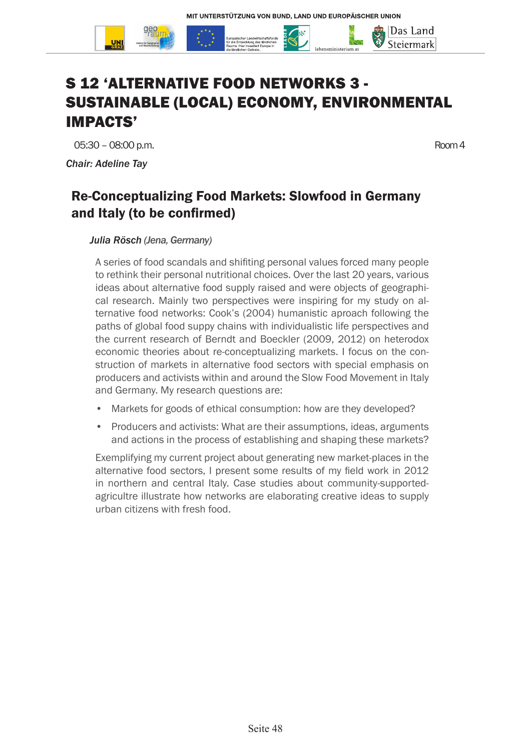# S 12 'ALTERNATIVE FOOD NETWORKS 3 - SUSTAINABLE (LOCAL) ECONOMY, ENVIRONMENTAL IMPACTS'

05:30 – 08:00 p.m. Room 4

*Chair: Adeline Tay*

## Re-Conceptualizing Food Markets: Slowfood in Germany and Italy (to be confirmed)

***Julia Rösch** (Jena, Germany)*

A series of food scandals and shifiting personal values forced many people to rethink their personal nutritional choices. Over the last 20 years, various ideas about alternative food supply raised and were objects of geographical research. Mainly two perspectives were inspiring for my study on alternative food networks: Cook's (2004) humanistic aproach following the paths of global food suppy chains with individualistic life perspectives and the current research of Berndt and Boeckler (2009, 2012) on heterodox economic theories about re-conceptualizing markets. I focus on the construction of markets in alternative food sectors with special emphasis on producers and activists within and around the Slow Food Movement in Italy and Germany. My research questions are:

- Markets for goods of ethical consumption: how are they developed?
- Producers and activists: What are their assumptions, ideas, arguments and actions in the process of establishing and shaping these markets?

Exemplifying my current project about generating new market-places in the alternative food sectors, I present some results of my field work in 2012 in northern and central Italy. Case studies about community-supported-agricultre illustrate how networks are elaborating creative ideas to supply urban citizens with fresh food.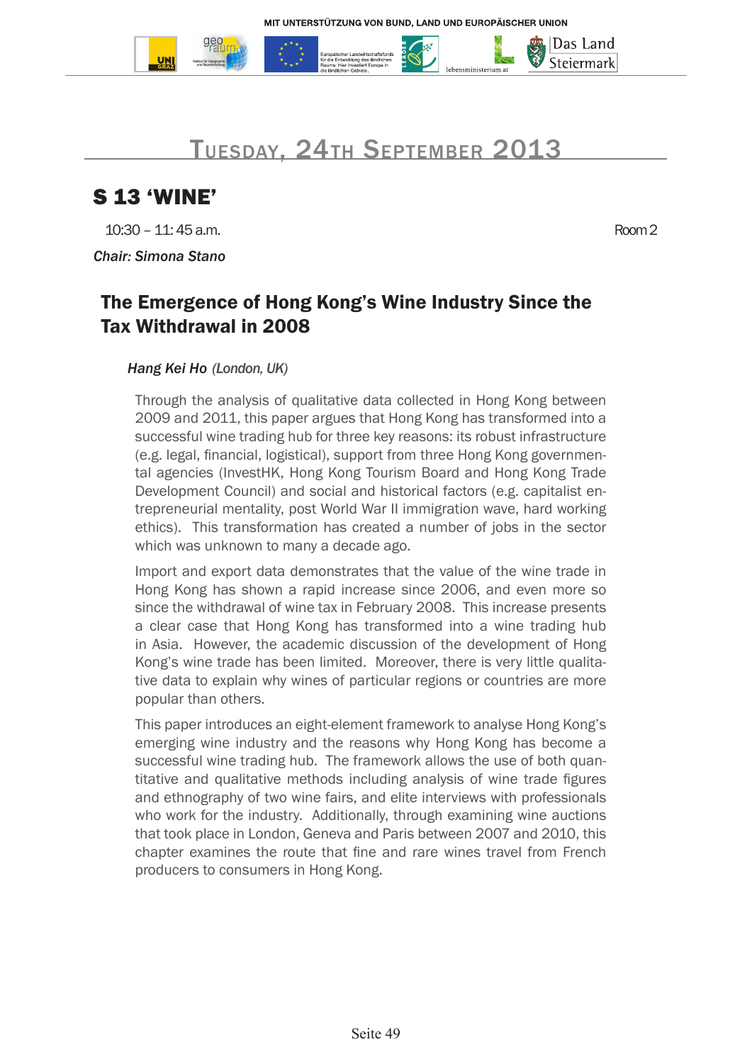# Tuesday, 24th September 2013

## S 13 'WINE'

10:30 – 11: 45 a.m. Room 2

*Chair: Simona Stano*

### The Emergence of Hong Kong's Wine Industry Since the Tax Withdrawal in 2008

***Hang Kei Ho** (London, UK)*

Through the analysis of qualitative data collected in Hong Kong between 2009 and 2011, this paper argues that Hong Kong has transformed into a successful wine trading hub for three key reasons: its robust infrastructure (e.g. legal, financial, logistical), support from three Hong Kong governmental agencies (InvestHK, Hong Kong Tourism Board and Hong Kong Trade Development Council) and social and historical factors (e.g. capitalist entrepreneurial mentality, post World War II immigration wave, hard working ethics). This transformation has created a number of jobs in the sector which was unknown to many a decade ago.

Import and export data demonstrates that the value of the wine trade in Hong Kong has shown a rapid increase since 2006, and even more so since the withdrawal of wine tax in February 2008. This increase presents a clear case that Hong Kong has transformed into a wine trading hub in Asia. However, the academic discussion of the development of Hong Kong's wine trade has been limited. Moreover, there is very little qualitative data to explain why wines of particular regions or countries are more popular than others.

This paper introduces an eight-element framework to analyse Hong Kong's emerging wine industry and the reasons why Hong Kong has become a successful wine trading hub. The framework allows the use of both quantitative and qualitative methods including analysis of wine trade figures and ethnography of two wine fairs, and elite interviews with professionals who work for the industry. Additionally, through examining wine auctions that took place in London, Geneva and Paris between 2007 and 2010, this chapter examines the route that fine and rare wines travel from French producers to consumers in Hong Kong.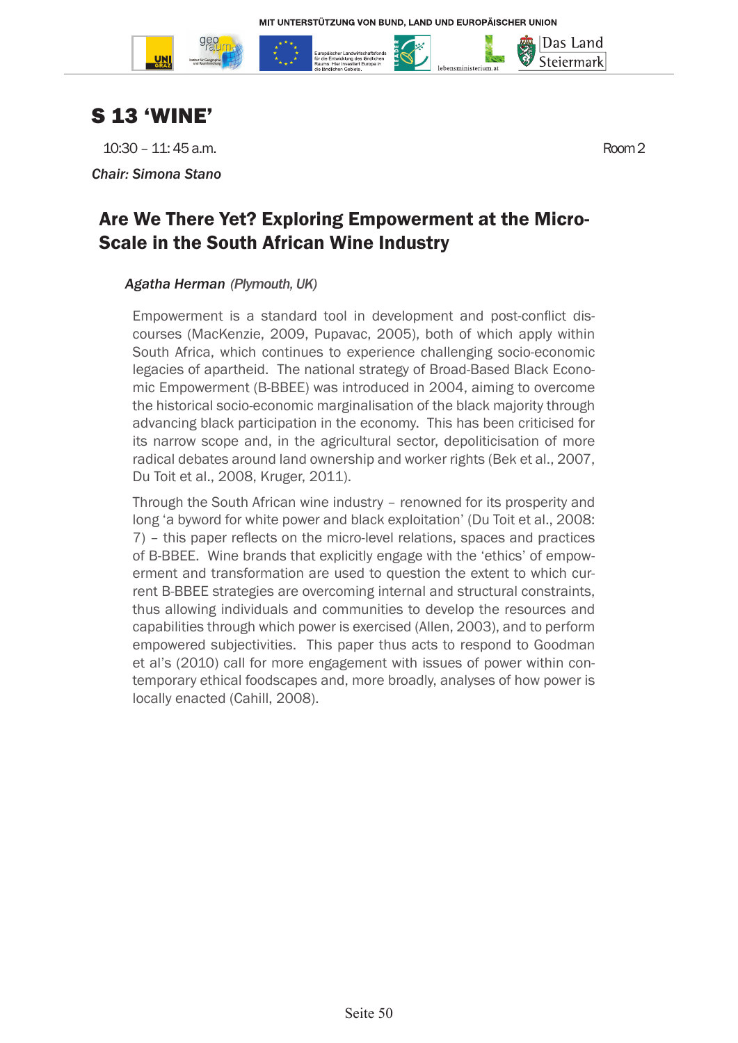# S 13 'WINE'

10:30 – 11: 45 a.m. Room 2

*Chair: Simona Stano*

## Are We There Yet? Exploring Empowerment at the Micro-Scale in the South African Wine Industry

*Agatha Herman (Plymouth, UK)*

Empowerment is a standard tool in development and post-conflict discourses (MacKenzie, 2009, Pupavac, 2005), both of which apply within South Africa, which continues to experience challenging socio-economic legacies of apartheid. The national strategy of Broad-Based Black Economic Empowerment (B-BBEE) was introduced in 2004, aiming to overcome the historical socio-economic marginalisation of the black majority through advancing black participation in the economy. This has been criticised for its narrow scope and, in the agricultural sector, depoliticisation of more radical debates around land ownership and worker rights (Bek et al., 2007, Du Toit et al., 2008, Kruger, 2011).

Through the South African wine industry – renowned for its prosperity and long 'a byword for white power and black exploitation' (Du Toit et al., 2008: 7) – this paper reflects on the micro-level relations, spaces and practices of B-BBEE. Wine brands that explicitly engage with the 'ethics' of empowerment and transformation are used to question the extent to which current B-BBEE strategies are overcoming internal and structural constraints, thus allowing individuals and communities to develop the resources and capabilities through which power is exercised (Allen, 2003), and to perform empowered subjectivities. This paper thus acts to respond to Goodman et al's (2010) call for more engagement with issues of power within contemporary ethical foodscapes and, more broadly, analyses of how power is locally enacted (Cahill, 2008).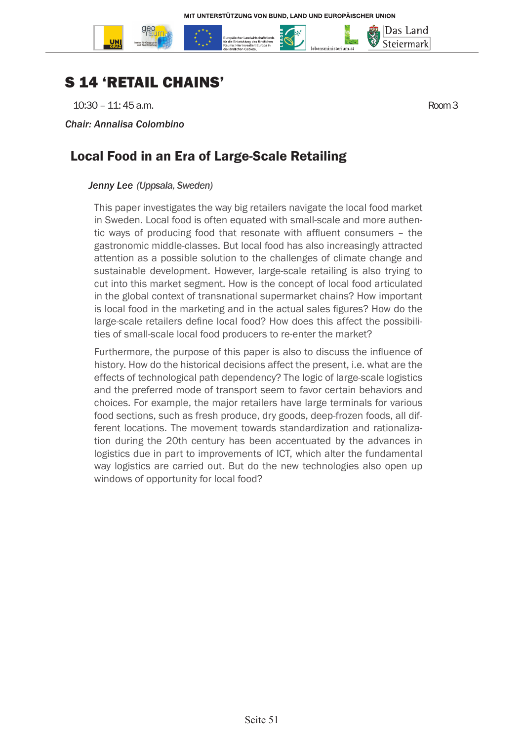# S 14 'RETAIL CHAINS'

10:30 – 11: 45 a.m. Room 3

*Chair: Annalisa Colombino*

## Local Food in an Era of Large-Scale Retailing

*Jenny Lee (Uppsala, Sweden)*

This paper investigates the way big retailers navigate the local food market in Sweden. Local food is often equated with small-scale and more authentic ways of producing food that resonate with affluent consumers – the gastronomic middle-classes. But local food has also increasingly attracted attention as a possible solution to the challenges of climate change and sustainable development. However, large-scale retailing is also trying to cut into this market segment. How is the concept of local food articulated in the global context of transnational supermarket chains? How important is local food in the marketing and in the actual sales figures? How do the large-scale retailers define local food? How does this affect the possibilities of small-scale local food producers to re-enter the market?

Furthermore, the purpose of this paper is also to discuss the influence of history. How do the historical decisions affect the present, i.e. what are the effects of technological path dependency? The logic of large-scale logistics and the preferred mode of transport seem to favor certain behaviors and choices. For example, the major retailers have large terminals for various food sections, such as fresh produce, dry goods, deep-frozen foods, all different locations. The movement towards standardization and rationalization during the 20th century has been accentuated by the advances in logistics due in part to improvements of ICT, which alter the fundamental way logistics are carried out. But do the new technologies also open up windows of opportunity for local food?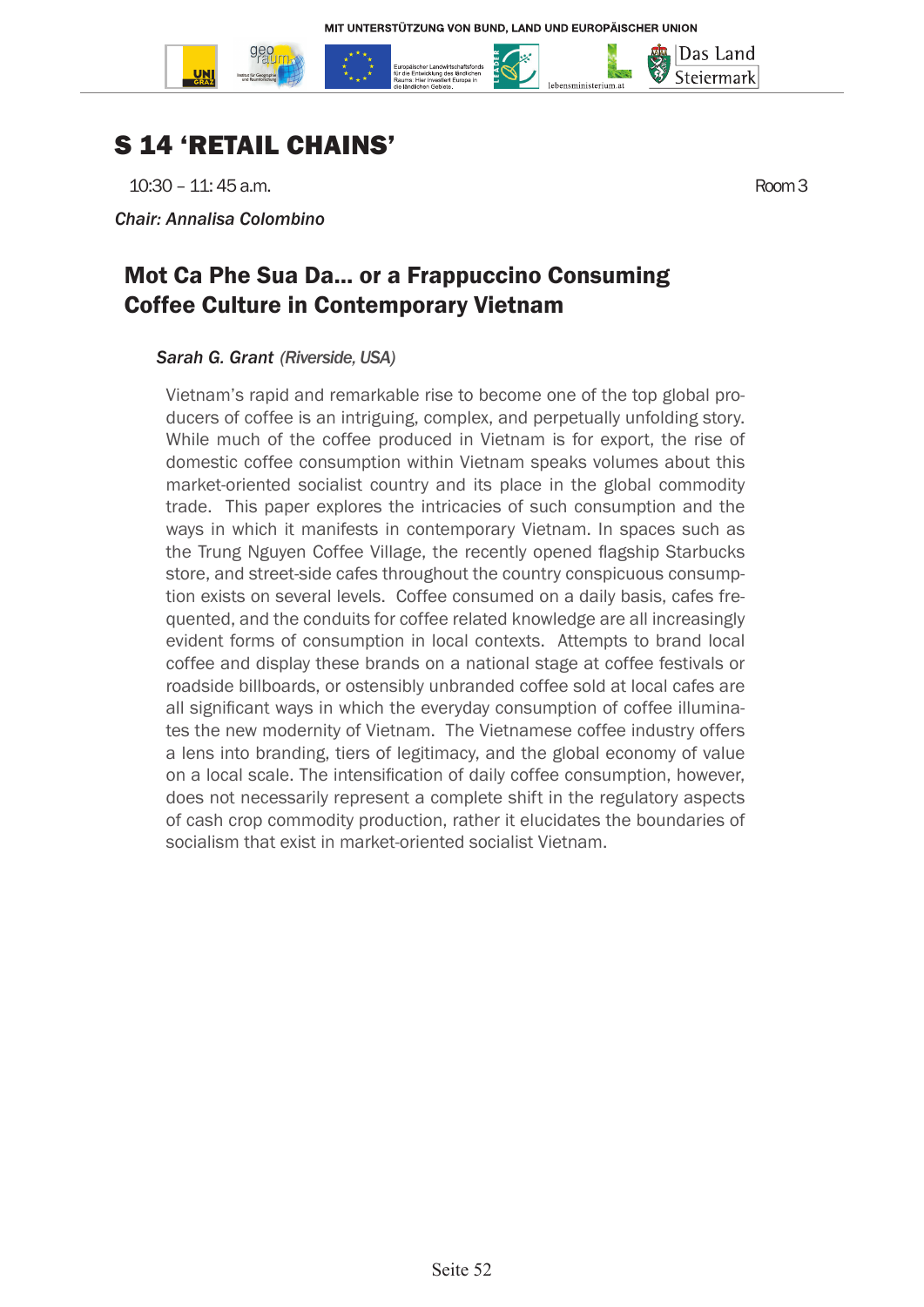# S 14 'RETAIL CHAINS'

10:30 – 11: 45 a.m. Room 3

*Chair: Annalisa Colombino*

## Mot Ca Phe Sua Da... or a Frappuccino Consuming Coffee Culture in Contemporary Vietnam

***Sarah G. Grant*** *(Riverside, USA)*

Vietnam's rapid and remarkable rise to become one of the top global producers of coffee is an intriguing, complex, and perpetually unfolding story. While much of the coffee produced in Vietnam is for export, the rise of domestic coffee consumption within Vietnam speaks volumes about this market-oriented socialist country and its place in the global commodity trade. This paper explores the intricacies of such consumption and the ways in which it manifests in contemporary Vietnam. In spaces such as the Trung Nguyen Coffee Village, the recently opened flagship Starbucks store, and street-side cafes throughout the country conspicuous consumption exists on several levels. Coffee consumed on a daily basis, cafes frequented, and the conduits for coffee related knowledge are all increasingly evident forms of consumption in local contexts. Attempts to brand local coffee and display these brands on a national stage at coffee festivals or roadside billboards, or ostensibly unbranded coffee sold at local cafes are all significant ways in which the everyday consumption of coffee illuminates the new modernity of Vietnam. The Vietnamese coffee industry offers a lens into branding, tiers of legitimacy, and the global economy of value on a local scale. The intensification of daily coffee consumption, however, does not necessarily represent a complete shift in the regulatory aspects of cash crop commodity production, rather it elucidates the boundaries of socialism that exist in market-oriented socialist Vietnam.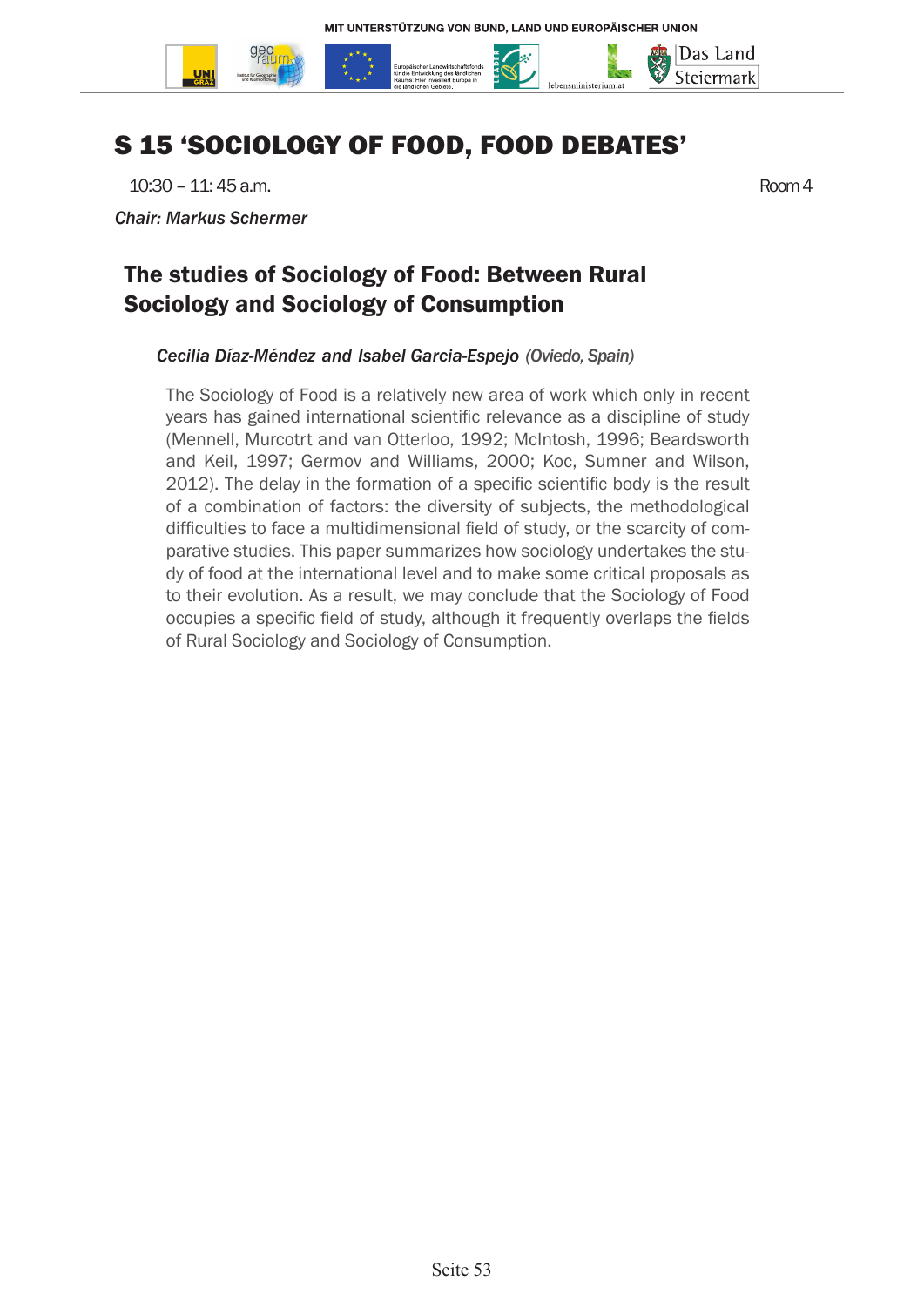# S 15 'SOCIOLOGY OF FOOD, FOOD DEBATES'

10:30 – 11: 45 a.m. Room 4

*Chair: Markus Schermer*

## The studies of Sociology of Food: Between Rural Sociology and Sociology of Consumption

*Cecilia Díaz-Méndez and Isabel Garcia-Espejo (Oviedo, Spain)*

The Sociology of Food is a relatively new area of work which only in recent years has gained international scientific relevance as a discipline of study (Mennell, Murcotrt and van Otterloo, 1992; McIntosh, 1996; Beardsworth and Keil, 1997; Germov and Williams, 2000; Koc, Sumner and Wilson, 2012). The delay in the formation of a specific scientific body is the result of a combination of factors: the diversity of subjects, the methodological difficulties to face a multidimensional field of study, or the scarcity of comparative studies. This paper summarizes how sociology undertakes the study of food at the international level and to make some critical proposals as to their evolution. As a result, we may conclude that the Sociology of Food occupies a specific field of study, although it frequently overlaps the fields of Rural Sociology and Sociology of Consumption.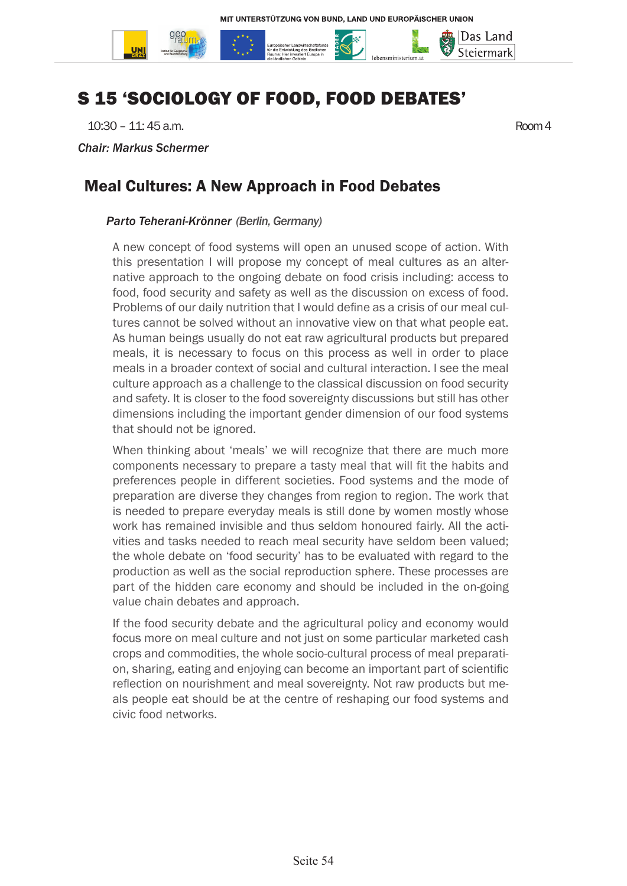# S 15 'SOCIOLOGY OF FOOD, FOOD DEBATES'

10:30 – 11: 45 a.m. Room 4

*Chair: Markus Schermer*

## Meal Cultures: A New Approach in Food Debates

*Parto Teherani-Krönner (Berlin, Germany)*

A new concept of food systems will open an unused scope of action. With this presentation I will propose my concept of meal cultures as an alternative approach to the ongoing debate on food crisis including: access to food, food security and safety as well as the discussion on excess of food. Problems of our daily nutrition that I would define as a crisis of our meal cultures cannot be solved without an innovative view on that what people eat. As human beings usually do not eat raw agricultural products but prepared meals, it is necessary to focus on this process as well in order to place meals in a broader context of social and cultural interaction. I see the meal culture approach as a challenge to the classical discussion on food security and safety. It is closer to the food sovereignty discussions but still has other dimensions including the important gender dimension of our food systems that should not be ignored.

When thinking about 'meals' we will recognize that there are much more components necessary to prepare a tasty meal that will fit the habits and preferences people in different societies. Food systems and the mode of preparation are diverse they changes from region to region. The work that is needed to prepare everyday meals is still done by women mostly whose work has remained invisible and thus seldom honoured fairly. All the activities and tasks needed to reach meal security have seldom been valued; the whole debate on 'food security' has to be evaluated with regard to the production as well as the social reproduction sphere. These processes are part of the hidden care economy and should be included in the on-going value chain debates and approach.

If the food security debate and the agricultural policy and economy would focus more on meal culture and not just on some particular marketed cash crops and commodities, the whole socio-cultural process of meal preparation, sharing, eating and enjoying can become an important part of scientific reflection on nourishment and meal sovereignty. Not raw products but meals people eat should be at the centre of reshaping our food systems and civic food networks.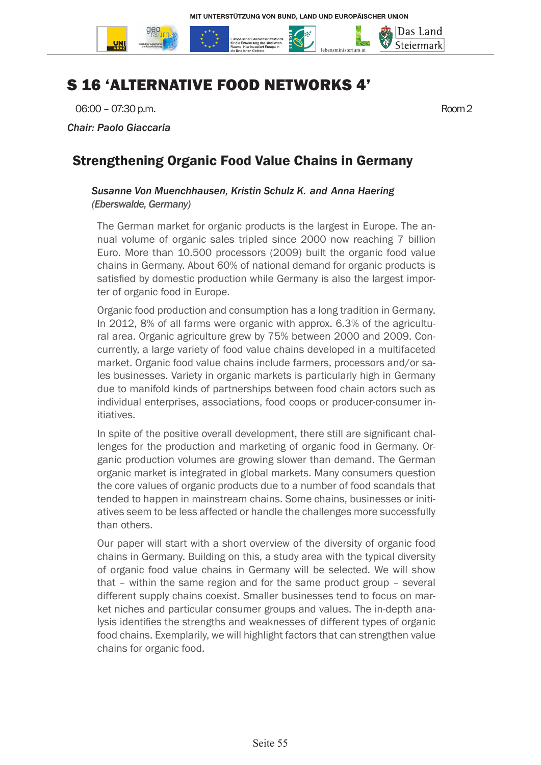# S 16 'ALTERNATIVE FOOD NETWORKS 4'

06:00 – 07:30 p.m. Room 2

*Chair: Paolo Giaccaria*

## Strengthening Organic Food Value Chains in Germany

*Susanne Von Muenchhausen, Kristin Schulz K. and Anna Haering*
*(Eberswalde, Germany)*

The German market for organic products is the largest in Europe. The annual volume of organic sales tripled since 2000 now reaching 7 billion Euro. More than 10.500 processors (2009) built the organic food value chains in Germany. About 60% of national demand for organic products is satisfied by domestic production while Germany is also the largest importer of organic food in Europe.

Organic food production and consumption has a long tradition in Germany. In 2012, 8% of all farms were organic with approx. 6.3% of the agricultural area. Organic agriculture grew by 75% between 2000 and 2009. Concurrently, a large variety of food value chains developed in a multifaceted market. Organic food value chains include farmers, processors and/or sales businesses. Variety in organic markets is particularly high in Germany due to manifold kinds of partnerships between food chain actors such as individual enterprises, associations, food coops or producer-consumer initiatives.

In spite of the positive overall development, there still are significant challenges for the production and marketing of organic food in Germany. Organic production volumes are growing slower than demand. The German organic market is integrated in global markets. Many consumers question the core values of organic products due to a number of food scandals that tended to happen in mainstream chains. Some chains, businesses or initiatives seem to be less affected or handle the challenges more successfully than others.

Our paper will start with a short overview of the diversity of organic food chains in Germany. Building on this, a study area with the typical diversity of organic food value chains in Germany will be selected. We will show that – within the same region and for the same product group – several different supply chains coexist. Smaller businesses tend to focus on market niches and particular consumer groups and values. The in-depth analysis identifies the strengths and weaknesses of different types of organic food chains. Exemplarily, we will highlight factors that can strengthen value chains for organic food.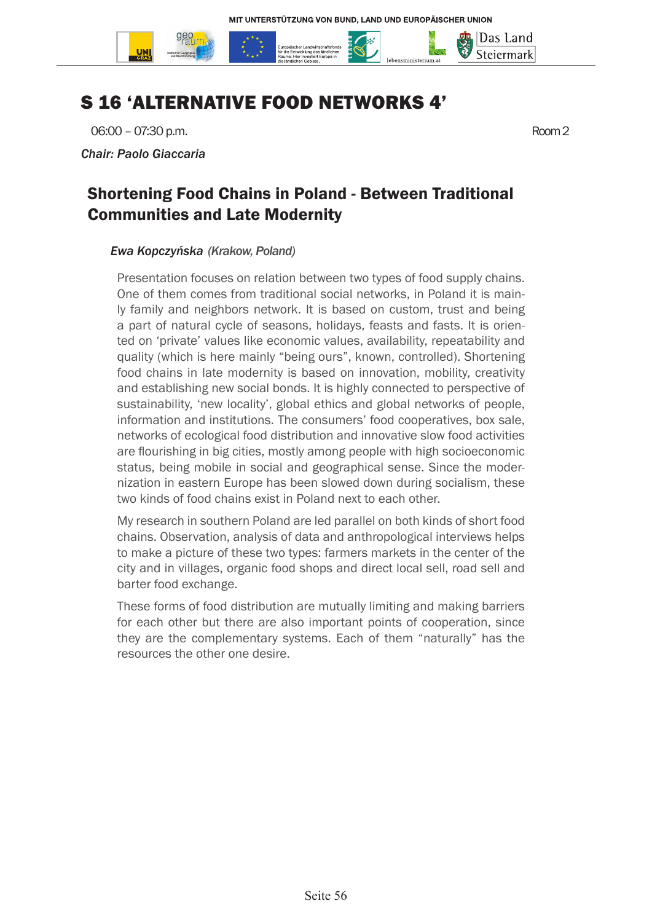# S 16 'ALTERNATIVE FOOD NETWORKS 4'

06:00 – 07:30 p.m. Room 2

*Chair: Paolo Giaccaria*

## Shortening Food Chains in Poland - Between Traditional Communities and Late Modernity

*Ewa Kopczyńska (Krakow, Poland)*

Presentation focuses on relation between two types of food supply chains. One of them comes from traditional social networks, in Poland it is mainly family and neighbors network. It is based on custom, trust and being a part of natural cycle of seasons, holidays, feasts and fasts. It is oriented on 'private' values like economic values, availability, repeatability and quality (which is here mainly "being ours", known, controlled). Shortening food chains in late modernity is based on innovation, mobility, creativity and establishing new social bonds. It is highly connected to perspective of sustainability, 'new locality', global ethics and global networks of people, information and institutions. The consumers' food cooperatives, box sale, networks of ecological food distribution and innovative slow food activities are flourishing in big cities, mostly among people with high socioeconomic status, being mobile in social and geographical sense. Since the modernization in eastern Europe has been slowed down during socialism, these two kinds of food chains exist in Poland next to each other.

My research in southern Poland are led parallel on both kinds of short food chains. Observation, analysis of data and anthropological interviews helps to make a picture of these two types: farmers markets in the center of the city and in villages, organic food shops and direct local sell, road sell and barter food exchange.

These forms of food distribution are mutually limiting and making barriers for each other but there are also important points of cooperation, since they are the complementary systems. Each of them "naturally" has the resources the other one desire.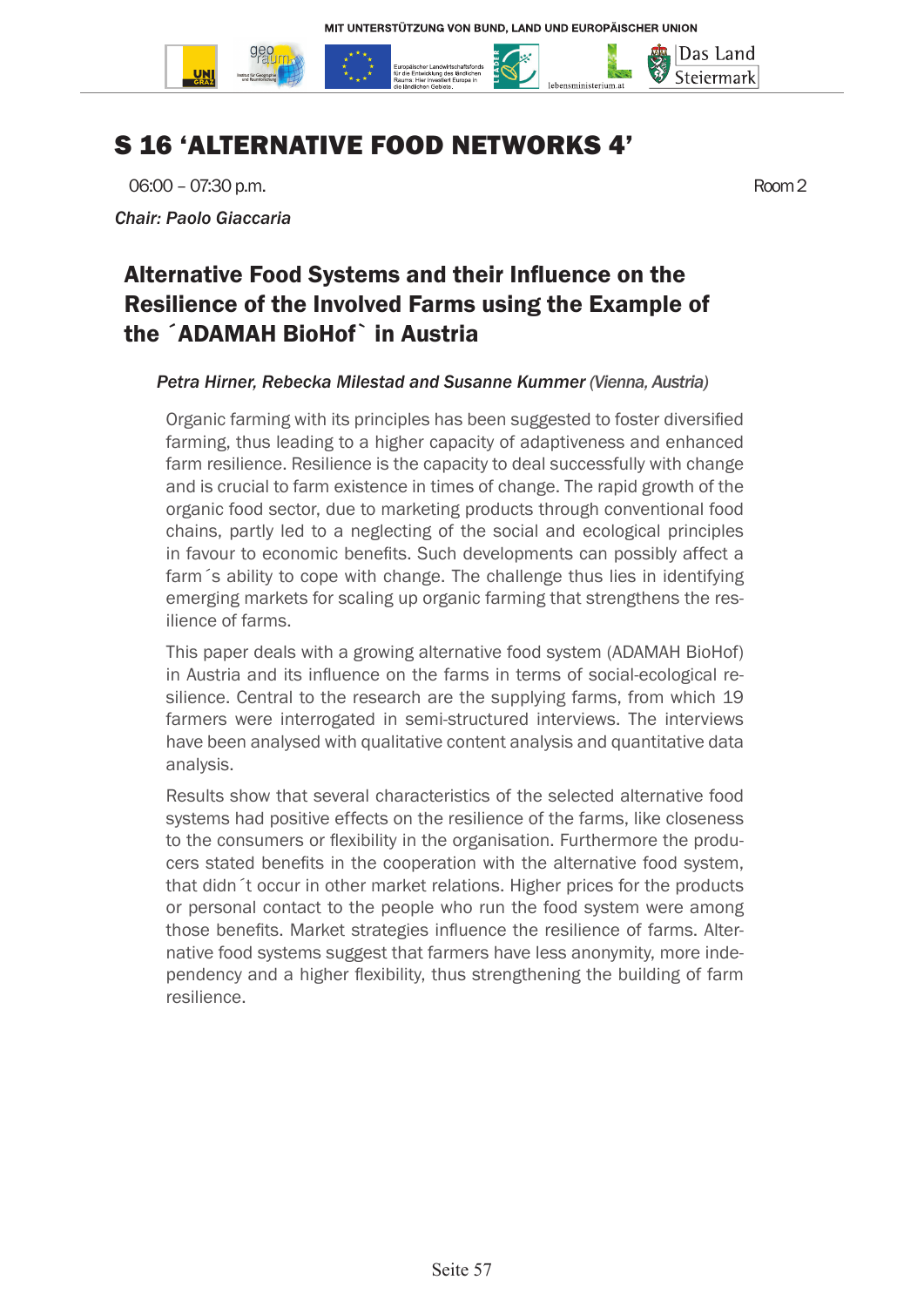# S 16 'ALTERNATIVE FOOD NETWORKS 4'

06:00 – 07:30 p.m. Room 2

*Chair: Paolo Giaccaria*

## Alternative Food Systems and their Influence on the Resilience of the Involved Farms using the Example of the ´ADAMAH BioHof` in Austria

*Petra Hirner, Rebecka Milestad and Susanne Kummer (Vienna, Austria)*

Organic farming with its principles has been suggested to foster diversified farming, thus leading to a higher capacity of adaptiveness and enhanced farm resilience. Resilience is the capacity to deal successfully with change and is crucial to farm existence in times of change. The rapid growth of the organic food sector, due to marketing products through conventional food chains, partly led to a neglecting of the social and ecological principles in favour to economic benefits. Such developments can possibly affect a farm´s ability to cope with change. The challenge thus lies in identifying emerging markets for scaling up organic farming that strengthens the resilience of farms.

This paper deals with a growing alternative food system (ADAMAH BioHof) in Austria and its influence on the farms in terms of social-ecological resilience. Central to the research are the supplying farms, from which 19 farmers were interrogated in semi-structured interviews. The interviews have been analysed with qualitative content analysis and quantitative data analysis.

Results show that several characteristics of the selected alternative food systems had positive effects on the resilience of the farms, like closeness to the consumers or flexibility in the organisation. Furthermore the producers stated benefits in the cooperation with the alternative food system, that didn´t occur in other market relations. Higher prices for the products or personal contact to the people who run the food system were among those benefits. Market strategies influence the resilience of farms. Alternative food systems suggest that farmers have less anonymity, more independency and a higher flexibility, thus strengthening the building of farm resilience.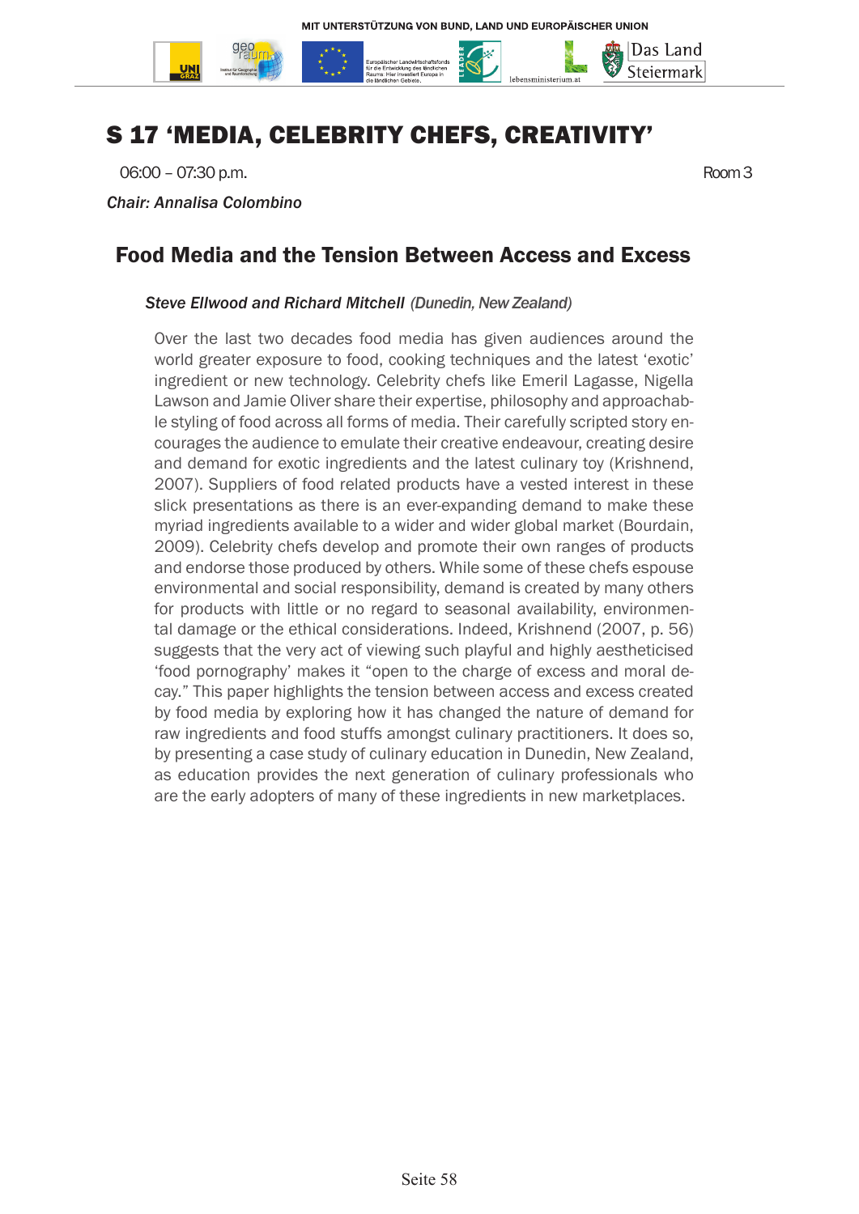# S 17 'MEDIA, CELEBRITY CHEFS, CREATIVITY'

06:00 – 07:30 p.m. Room 3

*Chair: Annalisa Colombino*

## Food Media and the Tension Between Access and Excess

***Steve Ellwood and Richard Mitchell*** *(Dunedin, New Zealand)*

Over the last two decades food media has given audiences around the world greater exposure to food, cooking techniques and the latest 'exotic' ingredient or new technology. Celebrity chefs like Emeril Lagasse, Nigella Lawson and Jamie Oliver share their expertise, philosophy and approachable styling of food across all forms of media. Their carefully scripted story encourages the audience to emulate their creative endeavour, creating desire and demand for exotic ingredients and the latest culinary toy (Krishnend, 2007). Suppliers of food related products have a vested interest in these slick presentations as there is an ever-expanding demand to make these myriad ingredients available to a wider and wider global market (Bourdain, 2009). Celebrity chefs develop and promote their own ranges of products and endorse those produced by others. While some of these chefs espouse environmental and social responsibility, demand is created by many others for products with little or no regard to seasonal availability, environmental damage or the ethical considerations. Indeed, Krishnend (2007, p. 56) suggests that the very act of viewing such playful and highly aestheticised 'food pornography' makes it "open to the charge of excess and moral decay." This paper highlights the tension between access and excess created by food media by exploring how it has changed the nature of demand for raw ingredients and food stuffs amongst culinary practitioners. It does so, by presenting a case study of culinary education in Dunedin, New Zealand, as education provides the next generation of culinary professionals who are the early adopters of many of these ingredients in new marketplaces.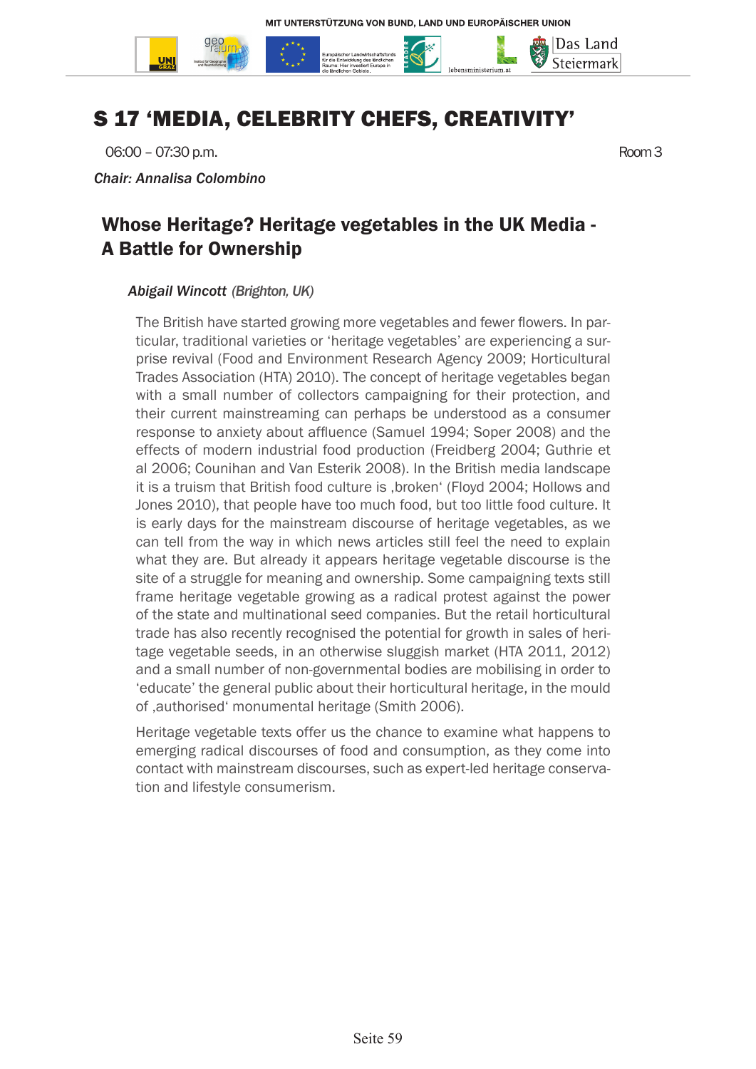# S 17 'MEDIA, CELEBRITY CHEFS, CREATIVITY'

06:00 – 07:30 p.m. Room 3

*Chair: Annalisa Colombino*

## Whose Heritage? Heritage vegetables in the UK Media - A Battle for Ownership

*Abigail Wincott (Brighton, UK)*

The British have started growing more vegetables and fewer flowers. In particular, traditional varieties or 'heritage vegetables' are experiencing a surprise revival (Food and Environment Research Agency 2009; Horticultural Trades Association (HTA) 2010). The concept of heritage vegetables began with a small number of collectors campaigning for their protection, and their current mainstreaming can perhaps be understood as a consumer response to anxiety about affluence (Samuel 1994; Soper 2008) and the effects of modern industrial food production (Freidberg 2004; Guthrie et al 2006; Counihan and Van Esterik 2008). In the British media landscape it is a truism that British food culture is ‚broken' (Floyd 2004; Hollows and Jones 2010), that people have too much food, but too little food culture. It is early days for the mainstream discourse of heritage vegetables, as we can tell from the way in which news articles still feel the need to explain what they are. But already it appears heritage vegetable discourse is the site of a struggle for meaning and ownership. Some campaigning texts still frame heritage vegetable growing as a radical protest against the power of the state and multinational seed companies. But the retail horticultural trade has also recently recognised the potential for growth in sales of heritage vegetable seeds, in an otherwise sluggish market (HTA 2011, 2012) and a small number of non-governmental bodies are mobilising in order to 'educate' the general public about their horticultural heritage, in the mould of ‚authorised' monumental heritage (Smith 2006).

Heritage vegetable texts offer us the chance to examine what happens to emerging radical discourses of food and consumption, as they come into contact with mainstream discourses, such as expert-led heritage conservation and lifestyle consumerism.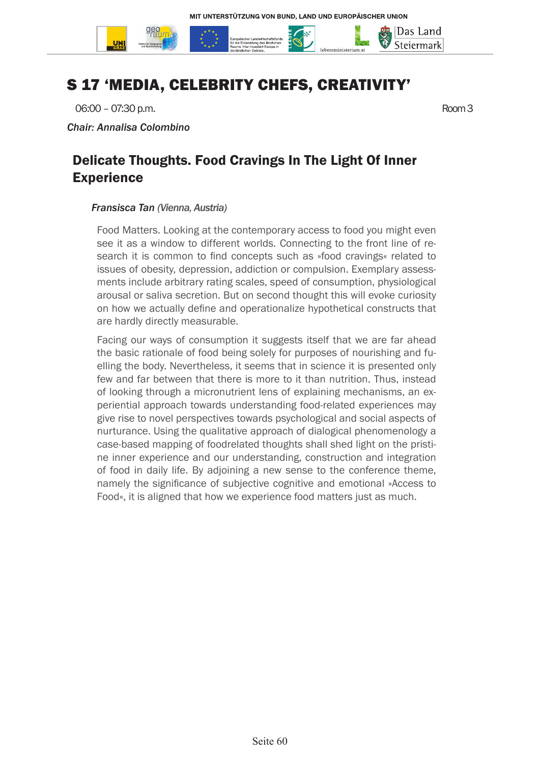# S 17 'MEDIA, CELEBRITY CHEFS, CREATIVITY'

06:00 – 07:30 p.m. Room 3

*Chair: Annalisa Colombino*

## Delicate Thoughts. Food Cravings In The Light Of Inner Experience

*Fransisca Tan (Vienna, Austria)*

Food Matters. Looking at the contemporary access to food you might even see it as a window to different worlds. Connecting to the front line of research it is common to find concepts such as »food cravings« related to issues of obesity, depression, addiction or compulsion. Exemplary assessments include arbitrary rating scales, speed of consumption, physiological arousal or saliva secretion. But on second thought this will evoke curiosity on how we actually define and operationalize hypothetical constructs that are hardly directly measurable.

Facing our ways of consumption it suggests itself that we are far ahead the basic rationale of food being solely for purposes of nourishing and fuelling the body. Nevertheless, it seems that in science it is presented only few and far between that there is more to it than nutrition. Thus, instead of looking through a micronutrient lens of explaining mechanisms, an experiential approach towards understanding food-related experiences may give rise to novel perspectives towards psychological and social aspects of nurturance. Using the qualitative approach of dialogical phenomenology a case-based mapping of foodrelated thoughts shall shed light on the pristine inner experience and our understanding, construction and integration of food in daily life. By adjoining a new sense to the conference theme, namely the significance of subjective cognitive and emotional »Access to Food«, it is aligned that how we experience food matters just as much.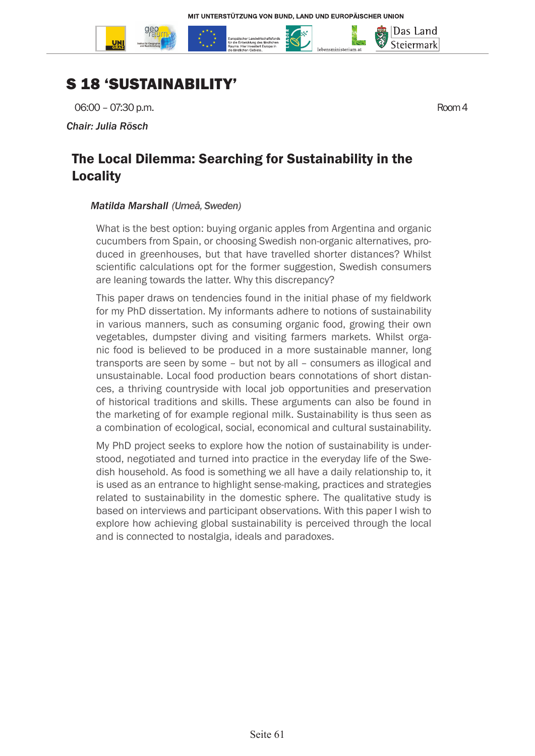# S 18 'SUSTAINABILITY'

06:00 – 07:30 p.m. Room 4

*Chair: Julia Rösch*

## The Local Dilemma: Searching for Sustainability in the Locality

*Matilda Marshall (Umeå, Sweden)*

What is the best option: buying organic apples from Argentina and organic cucumbers from Spain, or choosing Swedish non-organic alternatives, produced in greenhouses, but that have travelled shorter distances? Whilst scientific calculations opt for the former suggestion, Swedish consumers are leaning towards the latter. Why this discrepancy?

This paper draws on tendencies found in the initial phase of my fieldwork for my PhD dissertation. My informants adhere to notions of sustainability in various manners, such as consuming organic food, growing their own vegetables, dumpster diving and visiting farmers markets. Whilst organic food is believed to be produced in a more sustainable manner, long transports are seen by some – but not by all – consumers as illogical and unsustainable. Local food production bears connotations of short distances, a thriving countryside with local job opportunities and preservation of historical traditions and skills. These arguments can also be found in the marketing of for example regional milk. Sustainability is thus seen as a combination of ecological, social, economical and cultural sustainability.

My PhD project seeks to explore how the notion of sustainability is understood, negotiated and turned into practice in the everyday life of the Swedish household. As food is something we all have a daily relationship to, it is used as an entrance to highlight sense-making, practices and strategies related to sustainability in the domestic sphere. The qualitative study is based on interviews and participant observations. With this paper I wish to explore how achieving global sustainability is perceived through the local and is connected to nostalgia, ideals and paradoxes.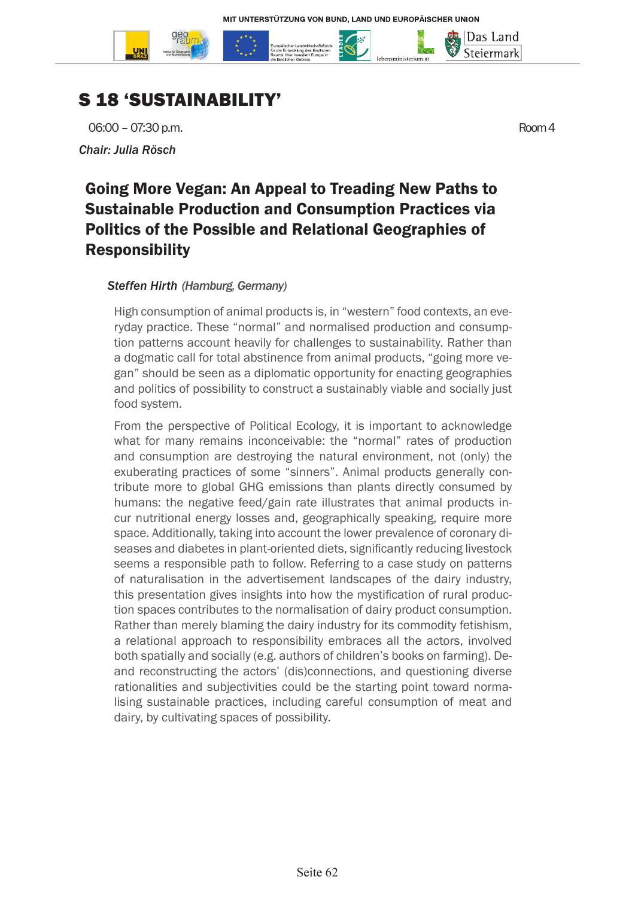# S 18 'SUSTAINABILITY'

06:00 – 07:30 p.m. Room 4

*Chair: Julia Rösch*

## Going More Vegan: An Appeal to Treading New Paths to Sustainable Production and Consumption Practices via Politics of the Possible and Relational Geographies of Responsibility

***Steffen Hirth** (Hamburg, Germany)*

High consumption of animal products is, in "western" food contexts, an everyday practice. These "normal" and normalised production and consumption patterns account heavily for challenges to sustainability. Rather than a dogmatic call for total abstinence from animal products, "going more vegan" should be seen as a diplomatic opportunity for enacting geographies and politics of possibility to construct a sustainably viable and socially just food system.

From the perspective of Political Ecology, it is important to acknowledge what for many remains inconceivable: the "normal" rates of production and consumption are destroying the natural environment, not (only) the exuberating practices of some "sinners". Animal products generally contribute more to global GHG emissions than plants directly consumed by humans: the negative feed/gain rate illustrates that animal products incur nutritional energy losses and, geographically speaking, require more space. Additionally, taking into account the lower prevalence of coronary diseases and diabetes in plant-oriented diets, significantly reducing livestock seems a responsible path to follow. Referring to a case study on patterns of naturalisation in the advertisement landscapes of the dairy industry, this presentation gives insights into how the mystification of rural production spaces contributes to the normalisation of dairy product consumption. Rather than merely blaming the dairy industry for its commodity fetishism, a relational approach to responsibility embraces all the actors, involved both spatially and socially (e.g. authors of children's books on farming). De- and reconstructing the actors' (dis)connections, and questioning diverse rationalities and subjectivities could be the starting point toward normalising sustainable practices, including careful consumption of meat and dairy, by cultivating spaces of possibility.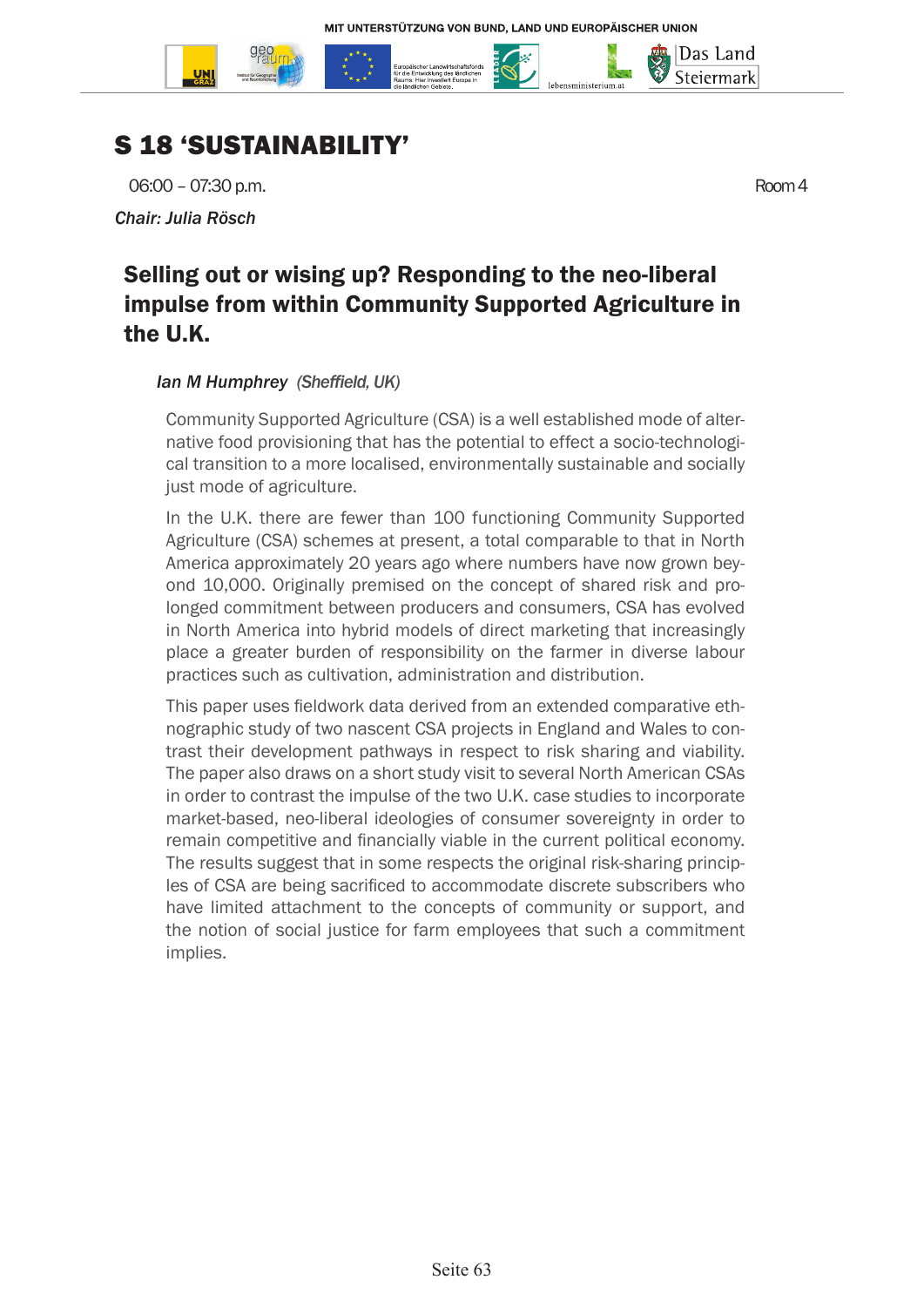# S 18 'SUSTAINABILITY'

06:00 – 07:30 p.m. Room 4

*Chair: Julia Rösch*

## Selling out or wising up? Responding to the neo-liberal impulse from within Community Supported Agriculture in the U.K.

*Ian M Humphrey (Sheffield, UK)*

Community Supported Agriculture (CSA) is a well established mode of alternative food provisioning that has the potential to effect a socio-technological transition to a more localised, environmentally sustainable and socially just mode of agriculture.

In the U.K. there are fewer than 100 functioning Community Supported Agriculture (CSA) schemes at present, a total comparable to that in North America approximately 20 years ago where numbers have now grown beyond 10,000. Originally premised on the concept of shared risk and prolonged commitment between producers and consumers, CSA has evolved in North America into hybrid models of direct marketing that increasingly place a greater burden of responsibility on the farmer in diverse labour practices such as cultivation, administration and distribution.

This paper uses fieldwork data derived from an extended comparative ethnographic study of two nascent CSA projects in England and Wales to contrast their development pathways in respect to risk sharing and viability. The paper also draws on a short study visit to several North American CSAs in order to contrast the impulse of the two U.K. case studies to incorporate market-based, neo-liberal ideologies of consumer sovereignty in order to remain competitive and financially viable in the current political economy. The results suggest that in some respects the original risk-sharing principles of CSA are being sacrificed to accommodate discrete subscribers who have limited attachment to the concepts of community or support, and the notion of social justice for farm employees that such a commitment implies.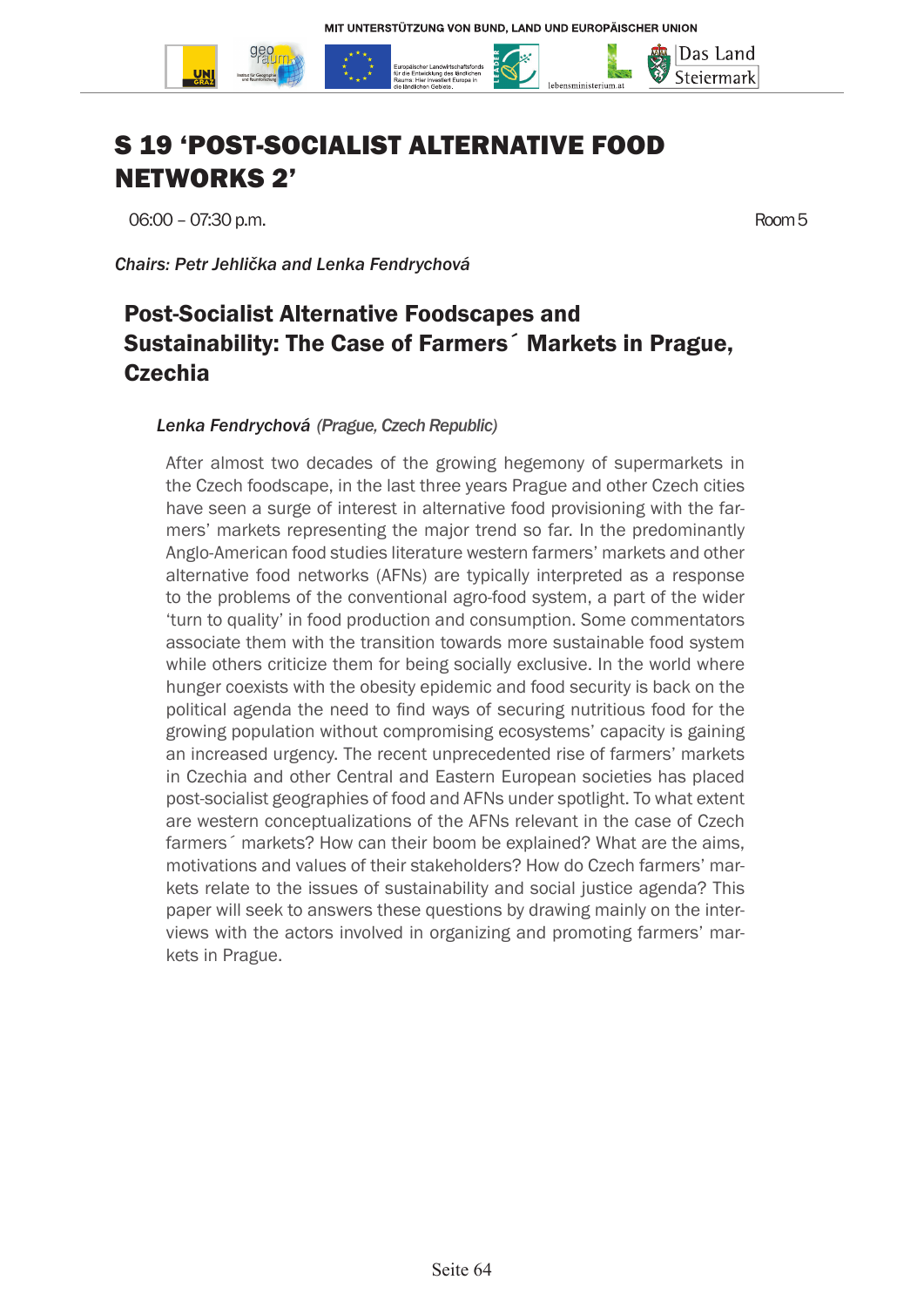# S 19 'POST-SOCIALIST ALTERNATIVE FOOD NETWORKS 2'

06:00 – 07:30 p.m. Room 5

*Chairs: Petr Jehlička and Lenka Fendrychová*

## Post-Socialist Alternative Foodscapes and Sustainability: The Case of Farmers´ Markets in Prague, Czechia

*Lenka Fendrychová (Prague, Czech Republic)*

After almost two decades of the growing hegemony of supermarkets in the Czech foodscape, in the last three years Prague and other Czech cities have seen a surge of interest in alternative food provisioning with the farmers' markets representing the major trend so far. In the predominantly Anglo-American food studies literature western farmers' markets and other alternative food networks (AFNs) are typically interpreted as a response to the problems of the conventional agro-food system, a part of the wider 'turn to quality' in food production and consumption. Some commentators associate them with the transition towards more sustainable food system while others criticize them for being socially exclusive. In the world where hunger coexists with the obesity epidemic and food security is back on the political agenda the need to find ways of securing nutritious food for the growing population without compromising ecosystems' capacity is gaining an increased urgency. The recent unprecedented rise of farmers' markets in Czechia and other Central and Eastern European societies has placed post-socialist geographies of food and AFNs under spotlight. To what extent are western conceptualizations of the AFNs relevant in the case of Czech farmers´ markets? How can their boom be explained? What are the aims, motivations and values of their stakeholders? How do Czech farmers' markets relate to the issues of sustainability and social justice agenda? This paper will seek to answers these questions by drawing mainly on the interviews with the actors involved in organizing and promoting farmers' markets in Prague.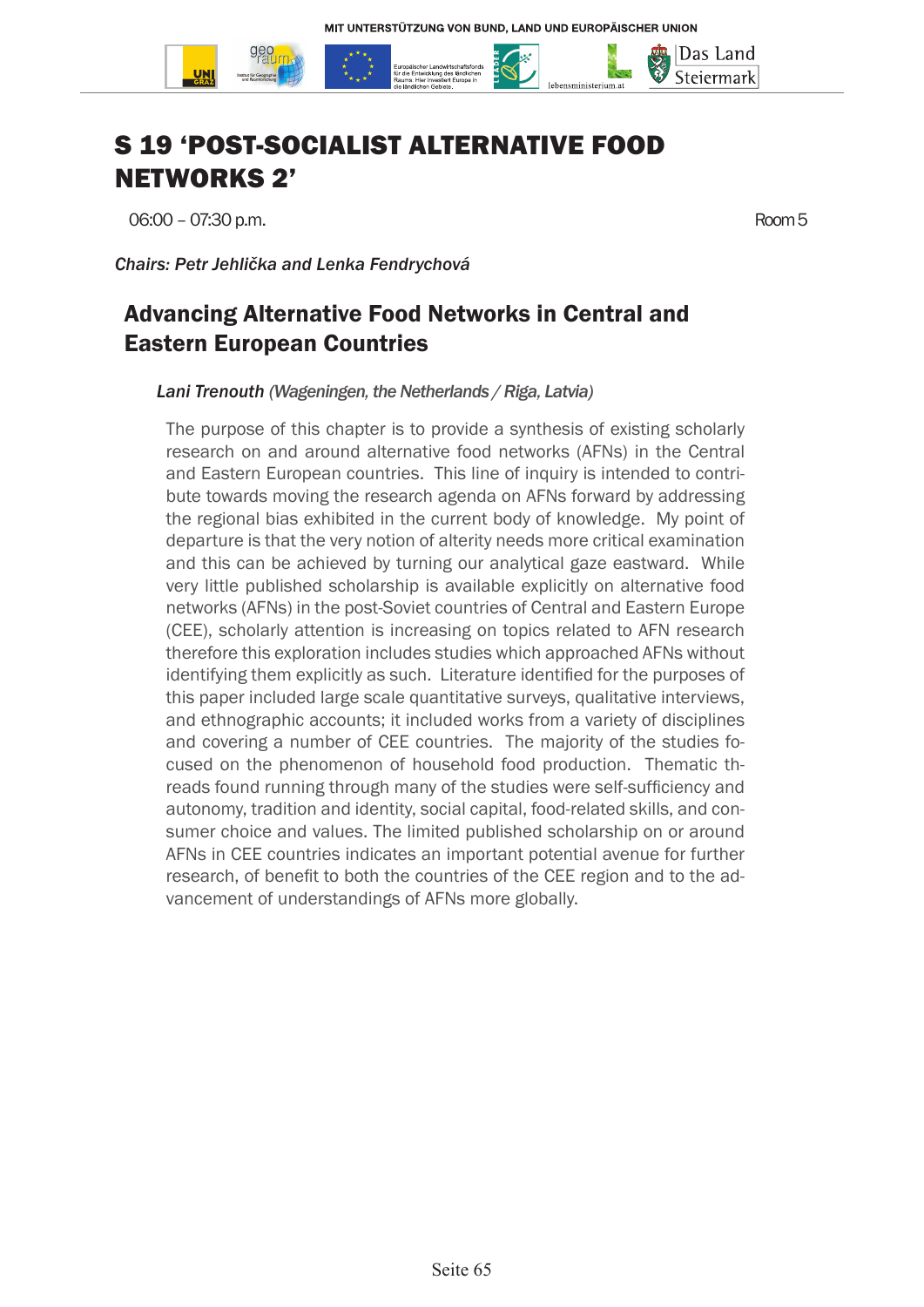# S 19 'POST-SOCIALIST ALTERNATIVE FOOD NETWORKS 2'

06:00 – 07:30 p.m. Room 5

*Chairs: Petr Jehlička and Lenka Fendrychová*

## Advancing Alternative Food Networks in Central and Eastern European Countries

*Lani Trenouth (Wageningen, the Netherlands / Riga, Latvia)*

The purpose of this chapter is to provide a synthesis of existing scholarly research on and around alternative food networks (AFNs) in the Central and Eastern European countries. This line of inquiry is intended to contribute towards moving the research agenda on AFNs forward by addressing the regional bias exhibited in the current body of knowledge. My point of departure is that the very notion of alterity needs more critical examination and this can be achieved by turning our analytical gaze eastward. While very little published scholarship is available explicitly on alternative food networks (AFNs) in the post-Soviet countries of Central and Eastern Europe (CEE), scholarly attention is increasing on topics related to AFN research therefore this exploration includes studies which approached AFNs without identifying them explicitly as such. Literature identified for the purposes of this paper included large scale quantitative surveys, qualitative interviews, and ethnographic accounts; it included works from a variety of disciplines and covering a number of CEE countries. The majority of the studies focused on the phenomenon of household food production. Thematic threads found running through many of the studies were self-sufficiency and autonomy, tradition and identity, social capital, food-related skills, and consumer choice and values. The limited published scholarship on or around AFNs in CEE countries indicates an important potential avenue for further research, of benefit to both the countries of the CEE region and to the advancement of understandings of AFNs more globally.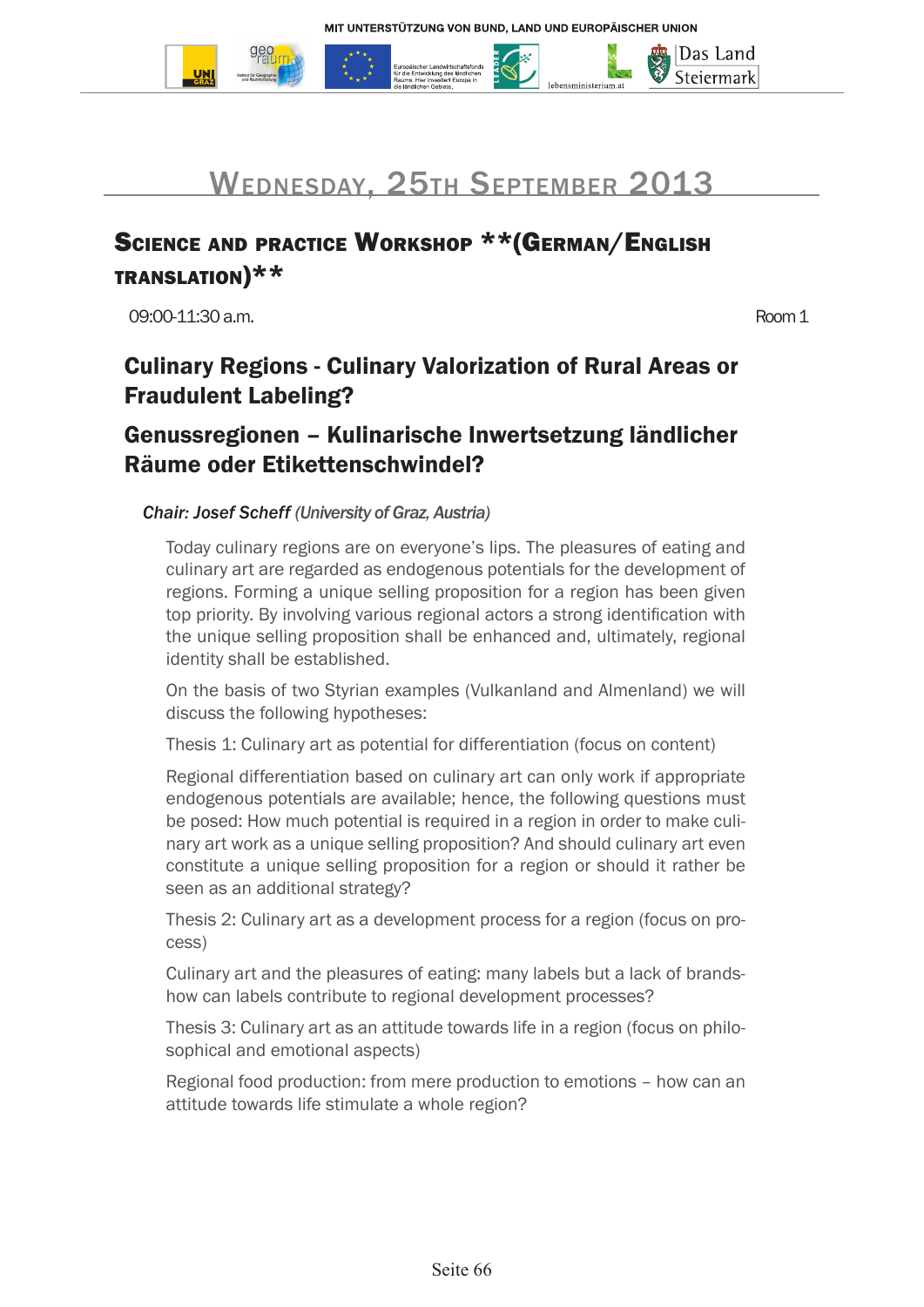# Wednesday, 25th September 2013

## Science and practice Workshop **(German/English translation)**

09:00-11:30 a.m. Room 1

### Culinary Regions - Culinary Valorization of Rural Areas or Fraudulent Labeling?

### Genussregionen – Kulinarische Inwertsetzung ländlicher Räume oder Etikettenschwindel?

*Chair: **Josef Scheff** (University of Graz, Austria)*

Today culinary regions are on everyone's lips. The pleasures of eating and culinary art are regarded as endogenous potentials for the development of regions. Forming a unique selling proposition for a region has been given top priority. By involving various regional actors a strong identification with the unique selling proposition shall be enhanced and, ultimately, regional identity shall be established.

On the basis of two Styrian examples (Vulkanland and Almenland) we will discuss the following hypotheses:

Thesis 1: Culinary art as potential for differentiation (focus on content)

Regional differentiation based on culinary art can only work if appropriate endogenous potentials are available; hence, the following questions must be posed: How much potential is required in a region in order to make culinary art work as a unique selling proposition? And should culinary art even constitute a unique selling proposition for a region or should it rather be seen as an additional strategy?

Thesis 2: Culinary art as a development process for a region (focus on process)

Culinary art and the pleasures of eating: many labels but a lack of brands- how can labels contribute to regional development processes?

Thesis 3: Culinary art as an attitude towards life in a region (focus on philosophical and emotional aspects)

Regional food production: from mere production to emotions – how can an attitude towards life stimulate a whole region?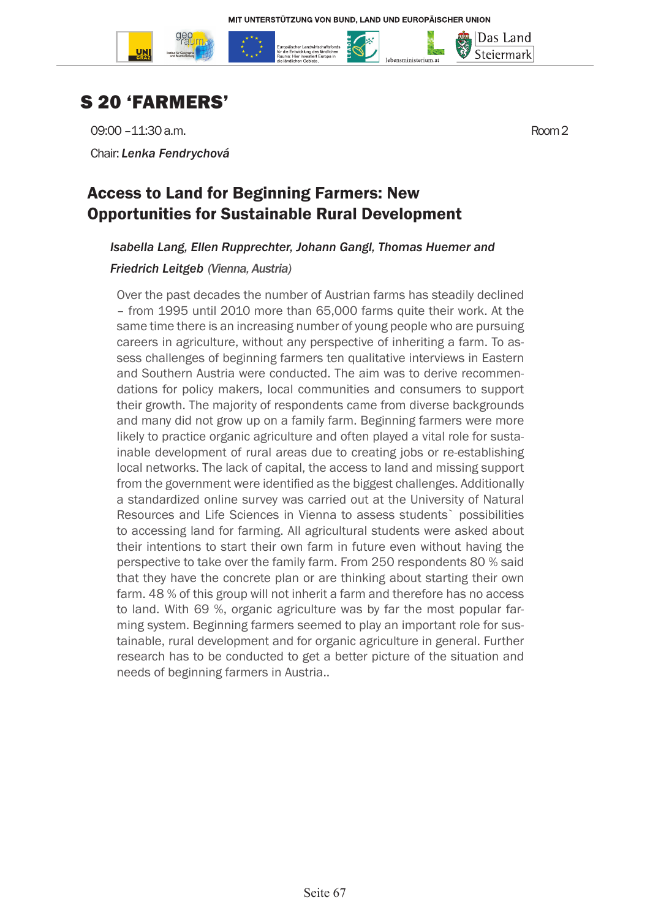# S 20 'FARMERS'

09:00 –11:30 a.m. Room 2

Chair: ***Lenka Fendrychová***

## Access to Land for Beginning Farmers: New Opportunities for Sustainable Rural Development

***Isabella Lang, Ellen Rupprechter, Johann Gangl, Thomas Huemer and Friedrich Leitgeb*** *(Vienna, Austria)*

Over the past decades the number of Austrian farms has steadily declined – from 1995 until 2010 more than 65,000 farms quite their work. At the same time there is an increasing number of young people who are pursuing careers in agriculture, without any perspective of inheriting a farm. To assess challenges of beginning farmers ten qualitative interviews in Eastern and Southern Austria were conducted. The aim was to derive recommendations for policy makers, local communities and consumers to support their growth. The majority of respondents came from diverse backgrounds and many did not grow up on a family farm. Beginning farmers were more likely to practice organic agriculture and often played a vital role for sustainable development of rural areas due to creating jobs or re-establishing local networks. The lack of capital, the access to land and missing support from the government were identified as the biggest challenges. Additionally a standardized online survey was carried out at the University of Natural Resources and Life Sciences in Vienna to assess students` possibilities to accessing land for farming. All agricultural students were asked about their intentions to start their own farm in future even without having the perspective to take over the family farm. From 250 respondents 80 % said that they have the concrete plan or are thinking about starting their own farm. 48 % of this group will not inherit a farm and therefore has no access to land. With 69 %, organic agriculture was by far the most popular farming system. Beginning farmers seemed to play an important role for sustainable, rural development and for organic agriculture in general. Further research has to be conducted to get a better picture of the situation and needs of beginning farmers in Austria..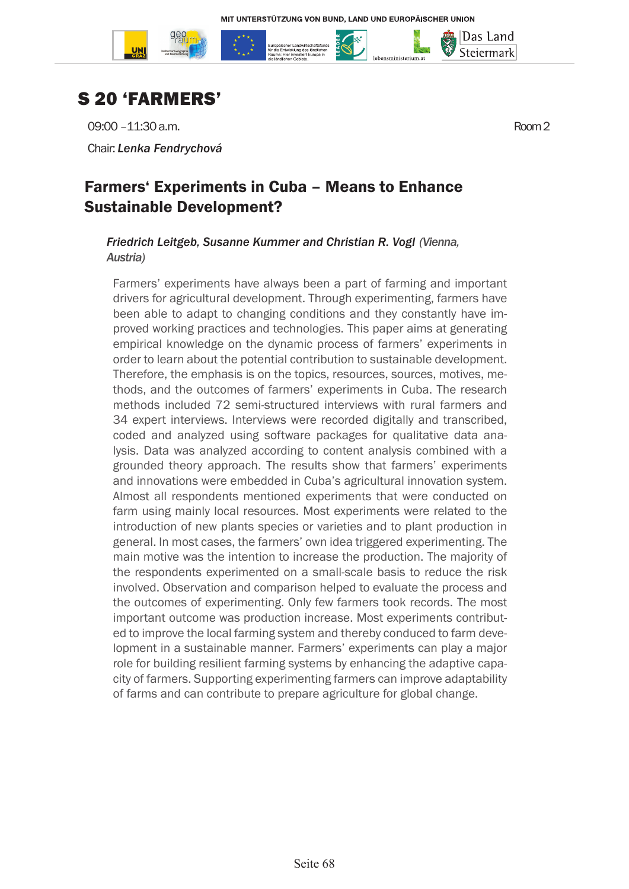# S 20 'FARMERS'

09:00 –11:30 a.m. Room 2

Chair: ***Lenka Fendrychová***

## Farmers' Experiments in Cuba – Means to Enhance Sustainable Development?

***Friedrich Leitgeb, Susanne Kummer and Christian R. Vogl*** *(Vienna, Austria)*

Farmers' experiments have always been a part of farming and important drivers for agricultural development. Through experimenting, farmers have been able to adapt to changing conditions and they constantly have improved working practices and technologies. This paper aims at generating empirical knowledge on the dynamic process of farmers' experiments in order to learn about the potential contribution to sustainable development. Therefore, the emphasis is on the topics, resources, sources, motives, methods, and the outcomes of farmers' experiments in Cuba. The research methods included 72 semi-structured interviews with rural farmers and 34 expert interviews. Interviews were recorded digitally and transcribed, coded and analyzed using software packages for qualitative data analysis. Data was analyzed according to content analysis combined with a grounded theory approach. The results show that farmers' experiments and innovations were embedded in Cuba's agricultural innovation system. Almost all respondents mentioned experiments that were conducted on farm using mainly local resources. Most experiments were related to the introduction of new plants species or varieties and to plant production in general. In most cases, the farmers' own idea triggered experimenting. The main motive was the intention to increase the production. The majority of the respondents experimented on a small-scale basis to reduce the risk involved. Observation and comparison helped to evaluate the process and the outcomes of experimenting. Only few farmers took records. The most important outcome was production increase. Most experiments contributed to improve the local farming system and thereby conduced to farm development in a sustainable manner. Farmers' experiments can play a major role for building resilient farming systems by enhancing the adaptive capacity of farmers. Supporting experimenting farmers can improve adaptability of farms and can contribute to prepare agriculture for global change.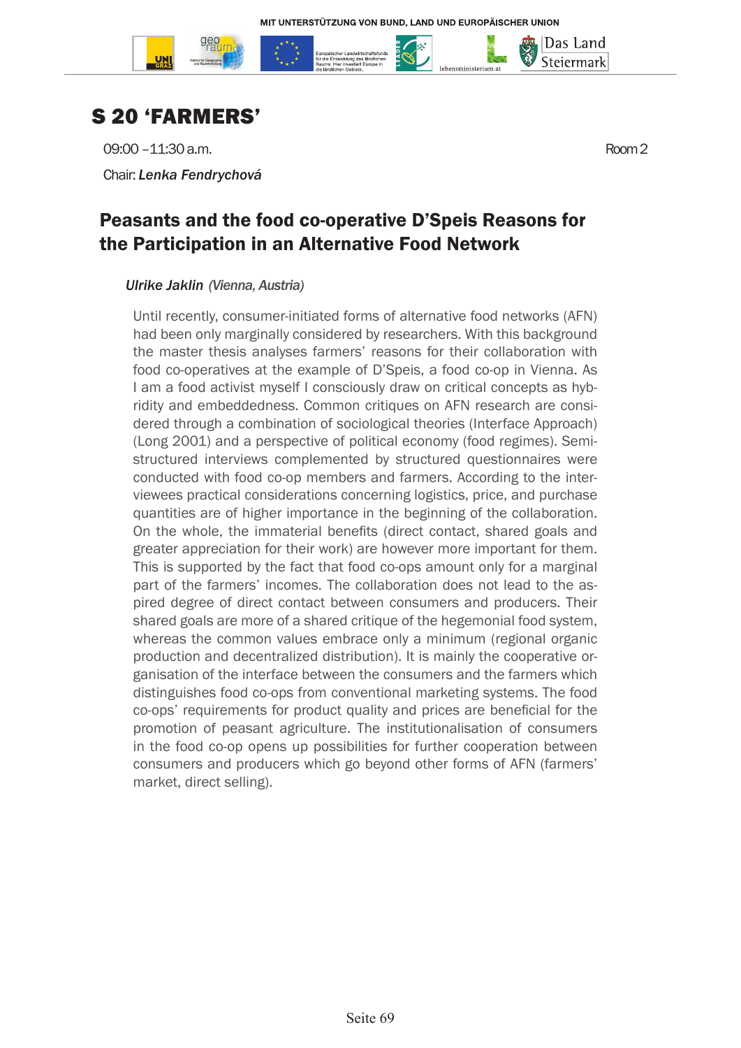# S 20 'FARMERS'

09:00 –11:30 a.m. Room 2

Chair: ***Lenka Fendrychová***

## Peasants and the food co-operative D'Speis Reasons for the Participation in an Alternative Food Network

*Ulrike Jaklin (Vienna, Austria)*

Until recently, consumer-initiated forms of alternative food networks (AFN) had been only marginally considered by researchers. With this background the master thesis analyses farmers' reasons for their collaboration with food co-operatives at the example of D'Speis, a food co-op in Vienna. As I am a food activist myself I consciously draw on critical concepts as hybridity and embeddedness. Common critiques on AFN research are considered through a combination of sociological theories (Interface Approach) (Long 2001) and a perspective of political economy (food regimes). Semi-structured interviews complemented by structured questionnaires were conducted with food co-op members and farmers. According to the interviewees practical considerations concerning logistics, price, and purchase quantities are of higher importance in the beginning of the collaboration. On the whole, the immaterial benefits (direct contact, shared goals and greater appreciation for their work) are however more important for them. This is supported by the fact that food co-ops amount only for a marginal part of the farmers' incomes. The collaboration does not lead to the aspired degree of direct contact between consumers and producers. Their shared goals are more of a shared critique of the hegemonial food system, whereas the common values embrace only a minimum (regional organic production and decentralized distribution). It is mainly the cooperative organisation of the interface between the consumers and the farmers which distinguishes food co-ops from conventional marketing systems. The food co-ops' requirements for product quality and prices are beneficial for the promotion of peasant agriculture. The institutionalisation of consumers in the food co-op opens up possibilities for further cooperation between consumers and producers which go beyond other forms of AFN (farmers' market, direct selling).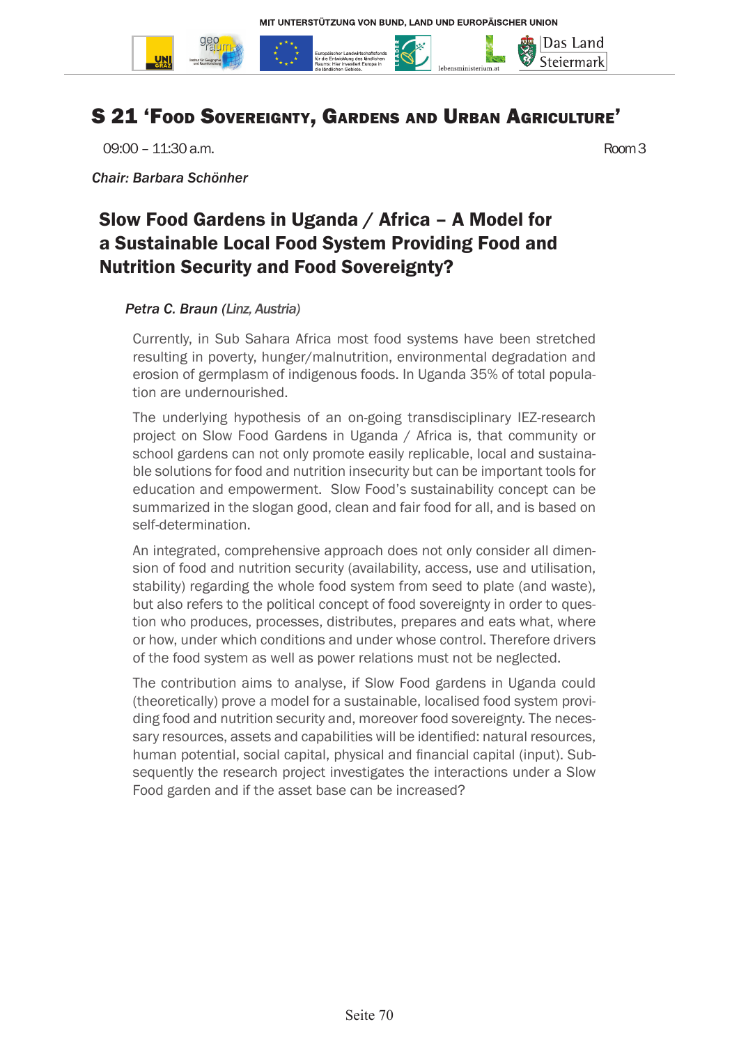# S 21 'Food Sovereignty, Gardens and Urban Agriculture'

09:00 – 11:30 a.m. Room 3

*Chair: Barbara Schönher*

## Slow Food Gardens in Uganda / Africa – A Model for a Sustainable Local Food System Providing Food and Nutrition Security and Food Sovereignty?

*Petra C. Braun (Linz, Austria)*

Currently, in Sub Sahara Africa most food systems have been stretched resulting in poverty, hunger/malnutrition, environmental degradation and erosion of germplasm of indigenous foods. In Uganda 35% of total population are undernourished.

The underlying hypothesis of an on-going transdisciplinary IEZ-research project on Slow Food Gardens in Uganda / Africa is, that community or school gardens can not only promote easily replicable, local and sustainable solutions for food and nutrition insecurity but can be important tools for education and empowerment. Slow Food's sustainability concept can be summarized in the slogan good, clean and fair food for all, and is based on self-determination.

An integrated, comprehensive approach does not only consider all dimension of food and nutrition security (availability, access, use and utilisation, stability) regarding the whole food system from seed to plate (and waste), but also refers to the political concept of food sovereignty in order to question who produces, processes, distributes, prepares and eats what, where or how, under which conditions and under whose control. Therefore drivers of the food system as well as power relations must not be neglected.

The contribution aims to analyse, if Slow Food gardens in Uganda could (theoretically) prove a model for a sustainable, localised food system providing food and nutrition security and, moreover food sovereignty. The necessary resources, assets and capabilities will be identified: natural resources, human potential, social capital, physical and financial capital (input). Subsequently the research project investigates the interactions under a Slow Food garden and if the asset base can be increased?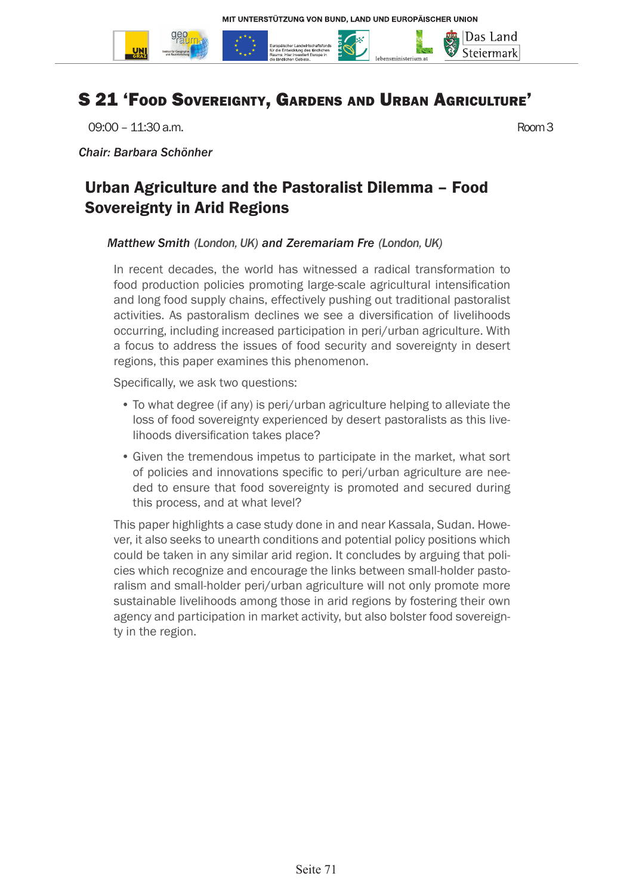## S 21 'Food Sovereignty, Gardens and Urban Agriculture'

09:00 – 11:30 a.m. Room 3

*Chair: Barbara Schönher*

### Urban Agriculture and the Pastoralist Dilemma – Food Sovereignty in Arid Regions

***Matthew Smith** (London, UK) **and Zeremariam Fre** (London, UK)*

In recent decades, the world has witnessed a radical transformation to food production policies promoting large-scale agricultural intensification and long food supply chains, effectively pushing out traditional pastoralist activities. As pastoralism declines we see a diversification of livelihoods occurring, including increased participation in peri/urban agriculture. With a focus to address the issues of food security and sovereignty in desert regions, this paper examines this phenomenon.

Specifically, we ask two questions:

- To what degree (if any) is peri/urban agriculture helping to alleviate the loss of food sovereignty experienced by desert pastoralists as this livelihoods diversification takes place?
- Given the tremendous impetus to participate in the market, what sort of policies and innovations specific to peri/urban agriculture are needed to ensure that food sovereignty is promoted and secured during this process, and at what level?

This paper highlights a case study done in and near Kassala, Sudan. However, it also seeks to unearth conditions and potential policy positions which could be taken in any similar arid region. It concludes by arguing that policies which recognize and encourage the links between small-holder pastoralism and small-holder peri/urban agriculture will not only promote more sustainable livelihoods among those in arid regions by fostering their own agency and participation in market activity, but also bolster food sovereignty in the region.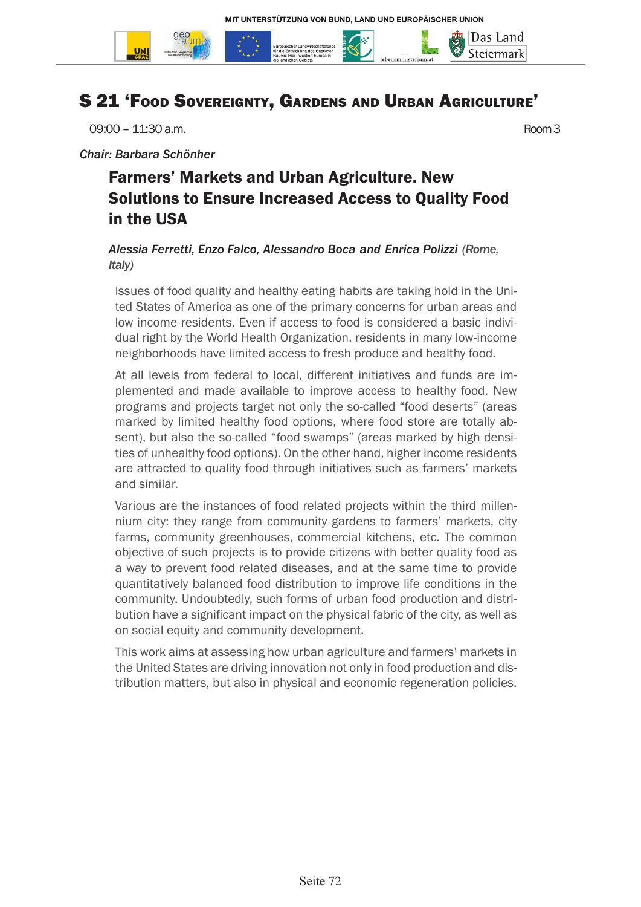## S 21 'Food Sovereignty, Gardens and Urban Agriculture'

09:00 – 11:30 a.m. Room 3

*Chair: Barbara Schönher*

### Farmers' Markets and Urban Agriculture. New Solutions to Ensure Increased Access to Quality Food in the USA

*Alessia Ferretti, Enzo Falco, Alessandro Boca and Enrica Polizzi (Rome, Italy)*

Issues of food quality and healthy eating habits are taking hold in the United States of America as one of the primary concerns for urban areas and low income residents. Even if access to food is considered a basic individual right by the World Health Organization, residents in many low-income neighborhoods have limited access to fresh produce and healthy food.

At all levels from federal to local, different initiatives and funds are implemented and made available to improve access to healthy food. New programs and projects target not only the so-called "food deserts" (areas marked by limited healthy food options, where food store are totally absent), but also the so-called "food swamps" (areas marked by high densities of unhealthy food options). On the other hand, higher income residents are attracted to quality food through initiatives such as farmers' markets and similar.

Various are the instances of food related projects within the third millennium city: they range from community gardens to farmers' markets, city farms, community greenhouses, commercial kitchens, etc. The common objective of such projects is to provide citizens with better quality food as a way to prevent food related diseases, and at the same time to provide quantitatively balanced food distribution to improve life conditions in the community. Undoubtedly, such forms of urban food production and distribution have a significant impact on the physical fabric of the city, as well as on social equity and community development.

This work aims at assessing how urban agriculture and farmers' markets in the United States are driving innovation not only in food production and distribution matters, but also in physical and economic regeneration policies.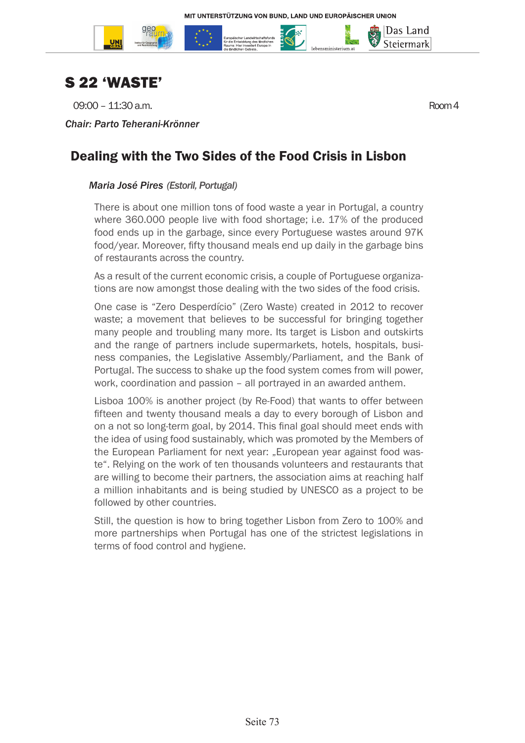# S 22 'WASTE'

09:00 – 11:30 a.m. Room 4

*Chair: Parto Teherani-Krönner*

## Dealing with the Two Sides of the Food Crisis in Lisbon

***Maria José Pires*** *(Estoril, Portugal)*

There is about one million tons of food waste a year in Portugal, a country where 360.000 people live with food shortage; i.e. 17% of the produced food ends up in the garbage, since every Portuguese wastes around 97K food/year. Moreover, fifty thousand meals end up daily in the garbage bins of restaurants across the country.

As a result of the current economic crisis, a couple of Portuguese organizations are now amongst those dealing with the two sides of the food crisis.

One case is "Zero Desperdício" (Zero Waste) created in 2012 to recover waste; a movement that believes to be successful for bringing together many people and troubling many more. Its target is Lisbon and outskirts and the range of partners include supermarkets, hotels, hospitals, business companies, the Legislative Assembly/Parliament, and the Bank of Portugal. The success to shake up the food system comes from will power, work, coordination and passion – all portrayed in an awarded anthem.

Lisboa 100% is another project (by Re-Food) that wants to offer between fifteen and twenty thousand meals a day to every borough of Lisbon and on a not so long-term goal, by 2014. This final goal should meet ends with the idea of using food sustainably, which was promoted by the Members of the European Parliament for next year: „European year against food waste". Relying on the work of ten thousands volunteers and restaurants that are willing to become their partners, the association aims at reaching half a million inhabitants and is being studied by UNESCO as a project to be followed by other countries.

Still, the question is how to bring together Lisbon from Zero to 100% and more partnerships when Portugal has one of the strictest legislations in terms of food control and hygiene.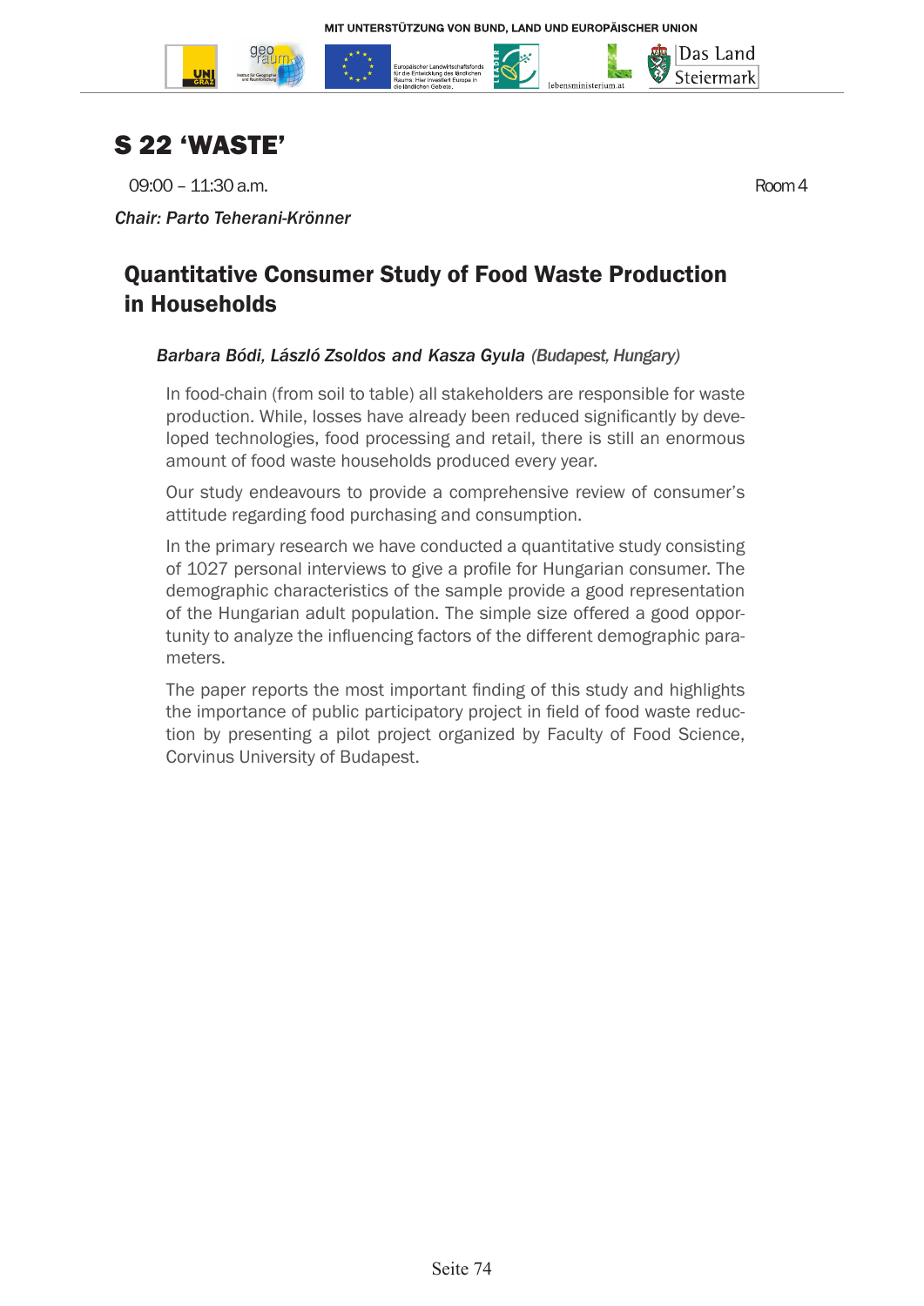# S 22 'WASTE'

09:00 – 11:30 a.m. Room 4

*Chair: Parto Teherani-Krönner*

## Quantitative Consumer Study of Food Waste Production in Households

*Barbara Bódi, László Zsoldos and Kasza Gyula (Budapest, Hungary)*

In food-chain (from soil to table) all stakeholders are responsible for waste production. While, losses have already been reduced significantly by developed technologies, food processing and retail, there is still an enormous amount of food waste households produced every year.

Our study endeavours to provide a comprehensive review of consumer's attitude regarding food purchasing and consumption.

In the primary research we have conducted a quantitative study consisting of 1027 personal interviews to give a profile for Hungarian consumer. The demographic characteristics of the sample provide a good representation of the Hungarian adult population. The simple size offered a good opportunity to analyze the influencing factors of the different demographic parameters.

The paper reports the most important finding of this study and highlights the importance of public participatory project in field of food waste reduction by presenting a pilot project organized by Faculty of Food Science, Corvinus University of Budapest.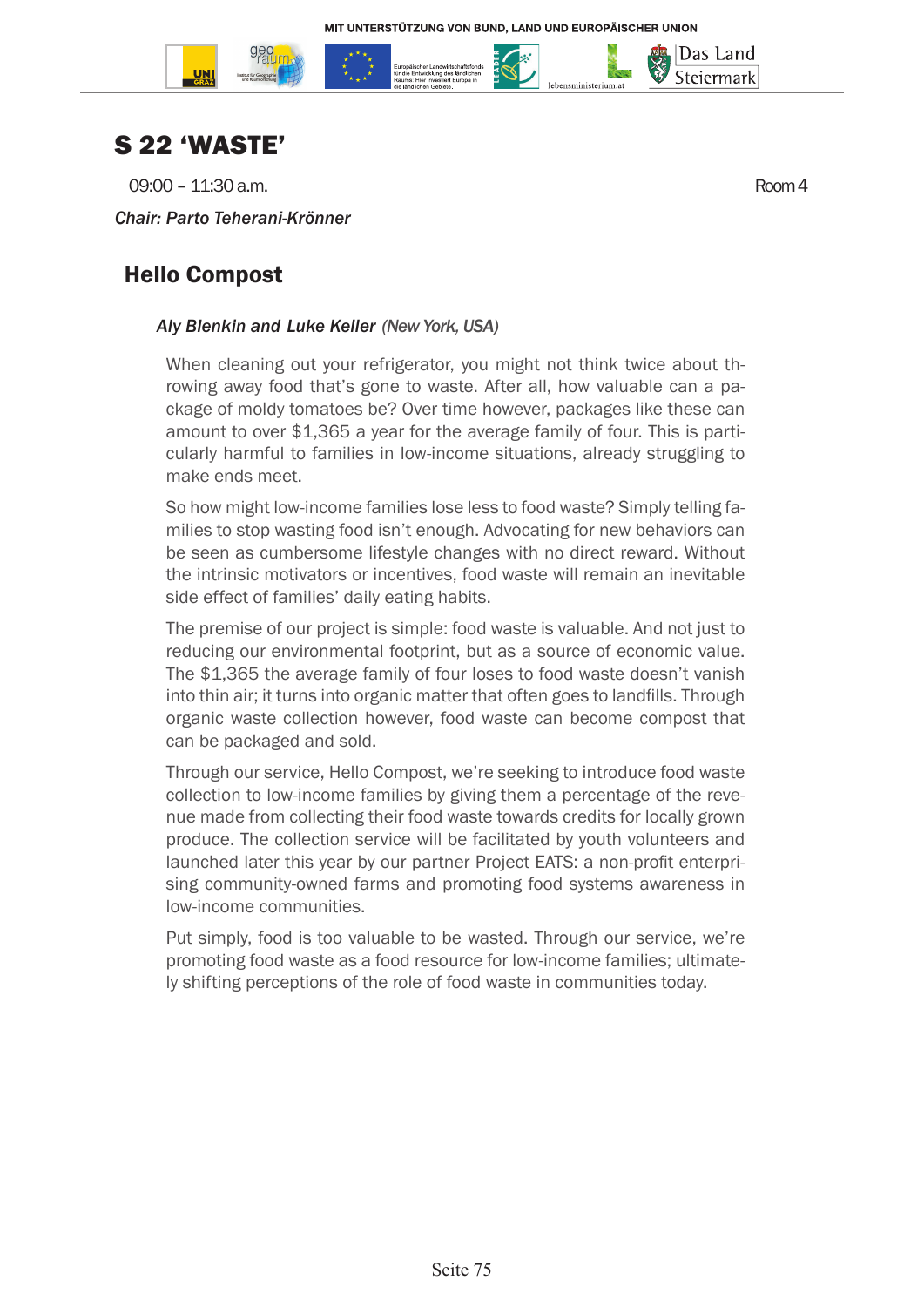# S 22 'WASTE'

09:00 – 11:30 a.m. Room 4

*Chair: Parto Teherani-Krönner*

## Hello Compost

***Aly Blenkin and Luke Keller** (New York, USA)*

When cleaning out your refrigerator, you might not think twice about throwing away food that's gone to waste. After all, how valuable can a package of moldy tomatoes be? Over time however, packages like these can amount to over $1,365 a year for the average family of four. This is particularly harmful to families in low-income situations, already struggling to make ends meet.

So how might low-income families lose less to food waste? Simply telling families to stop wasting food isn't enough. Advocating for new behaviors can be seen as cumbersome lifestyle changes with no direct reward. Without the intrinsic motivators or incentives, food waste will remain an inevitable side effect of families' daily eating habits.

The premise of our project is simple: food waste is valuable. And not just to reducing our environmental footprint, but as a source of economic value. The $1,365 the average family of four loses to food waste doesn't vanish into thin air; it turns into organic matter that often goes to landfills. Through organic waste collection however, food waste can become compost that can be packaged and sold.

Through our service, Hello Compost, we're seeking to introduce food waste collection to low-income families by giving them a percentage of the revenue made from collecting their food waste towards credits for locally grown produce. The collection service will be facilitated by youth volunteers and launched later this year by our partner Project EATS: a non-profit enterprising community-owned farms and promoting food systems awareness in low-income communities.

Put simply, food is too valuable to be wasted. Through our service, we're promoting food waste as a food resource for low-income families; ultimately shifting perceptions of the role of food waste in communities today.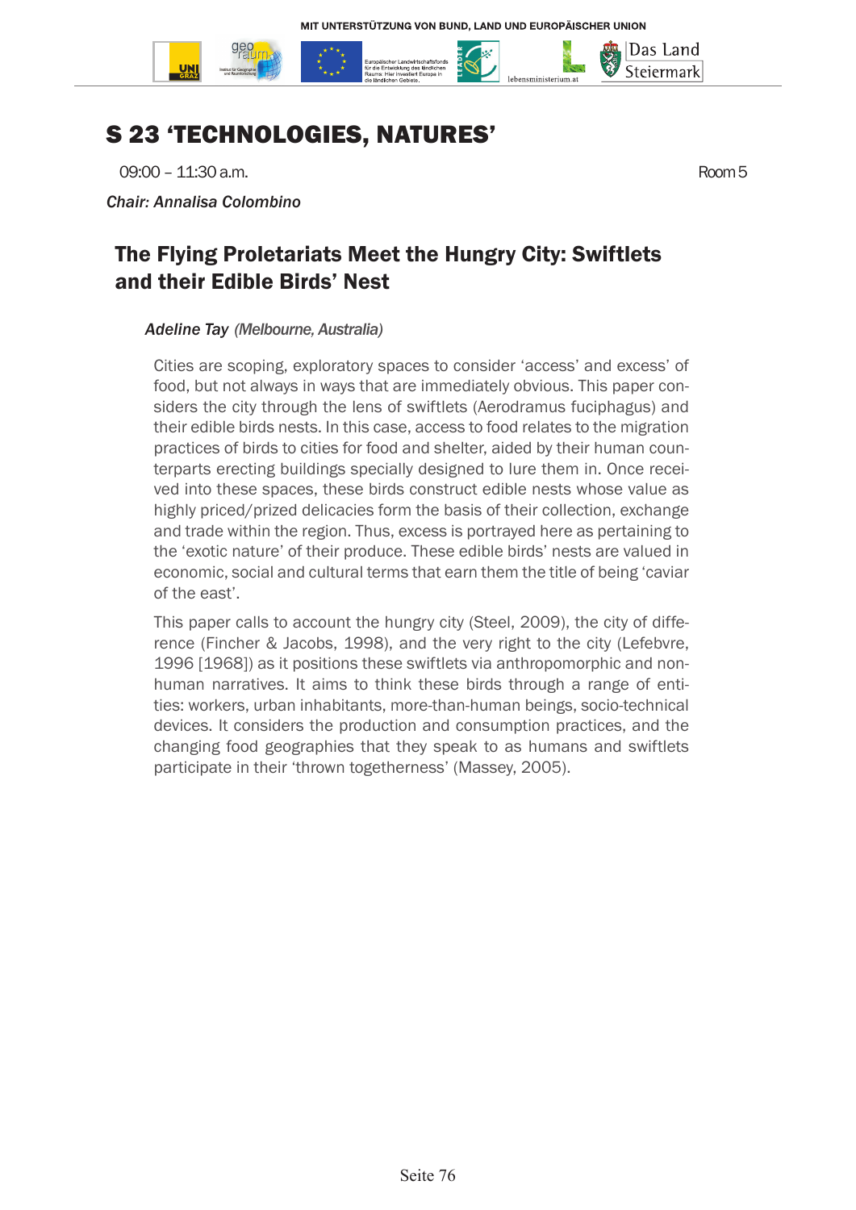# S 23 'TECHNOLOGIES, NATURES'

09:00 – 11:30 a.m. Room 5

*Chair: Annalisa Colombino*

## The Flying Proletariats Meet the Hungry City: Swiftlets and their Edible Birds' Nest

***Adeline Tay*** *(Melbourne, Australia)*

Cities are scoping, exploratory spaces to consider 'access' and excess' of food, but not always in ways that are immediately obvious. This paper considers the city through the lens of swiftlets (Aerodramus fuciphagus) and their edible birds nests. In this case, access to food relates to the migration practices of birds to cities for food and shelter, aided by their human counterparts erecting buildings specially designed to lure them in. Once received into these spaces, these birds construct edible nests whose value as highly priced/prized delicacies form the basis of their collection, exchange and trade within the region. Thus, excess is portrayed here as pertaining to the 'exotic nature' of their produce. These edible birds' nests are valued in economic, social and cultural terms that earn them the title of being 'caviar of the east'.

This paper calls to account the hungry city (Steel, 2009), the city of difference (Fincher & Jacobs, 1998), and the very right to the city (Lefebvre, 1996 [1968]) as it positions these swiftlets via anthropomorphic and non-human narratives. It aims to think these birds through a range of entities: workers, urban inhabitants, more-than-human beings, socio-technical devices. It considers the production and consumption practices, and the changing food geographies that they speak to as humans and swiftlets participate in their 'thrown togetherness' (Massey, 2005).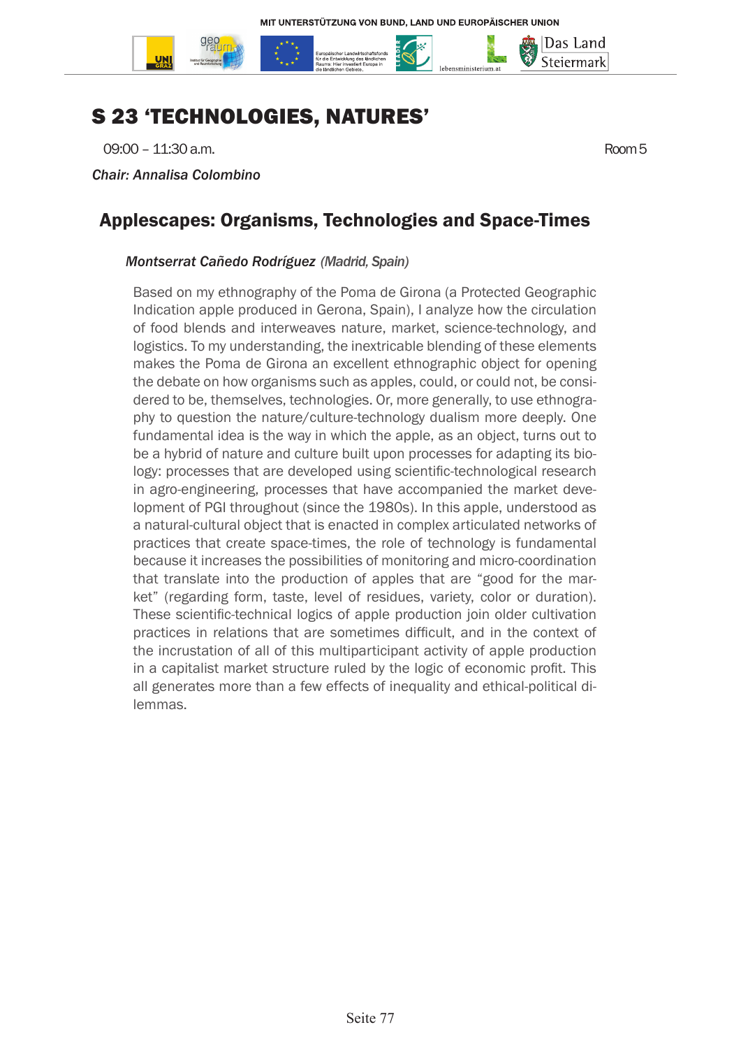# S 23 'TECHNOLOGIES, NATURES'

09:00 – 11:30 a.m. Room 5

*Chair: Annalisa Colombino*

## Applescapes: Organisms, Technologies and Space-Times

*Montserrat Cañedo Rodríguez* (Madrid, Spain)

Based on my ethnography of the Poma de Girona (a Protected Geographic Indication apple produced in Gerona, Spain), I analyze how the circulation of food blends and interweaves nature, market, science-technology, and logistics. To my understanding, the inextricable blending of these elements makes the Poma de Girona an excellent ethnographic object for opening the debate on how organisms such as apples, could, or could not, be considered to be, themselves, technologies. Or, more generally, to use ethnography to question the nature/culture-technology dualism more deeply. One fundamental idea is the way in which the apple, as an object, turns out to be a hybrid of nature and culture built upon processes for adapting its biology: processes that are developed using scientific-technological research in agro-engineering, processes that have accompanied the market development of PGI throughout (since the 1980s). In this apple, understood as a natural-cultural object that is enacted in complex articulated networks of practices that create space-times, the role of technology is fundamental because it increases the possibilities of monitoring and micro-coordination that translate into the production of apples that are "good for the market" (regarding form, taste, level of residues, variety, color or duration). These scientific-technical logics of apple production join older cultivation practices in relations that are sometimes difficult, and in the context of the incrustation of all of this multiparticipant activity of apple production in a capitalist market structure ruled by the logic of economic profit. This all generates more than a few effects of inequality and ethical-political dilemmas.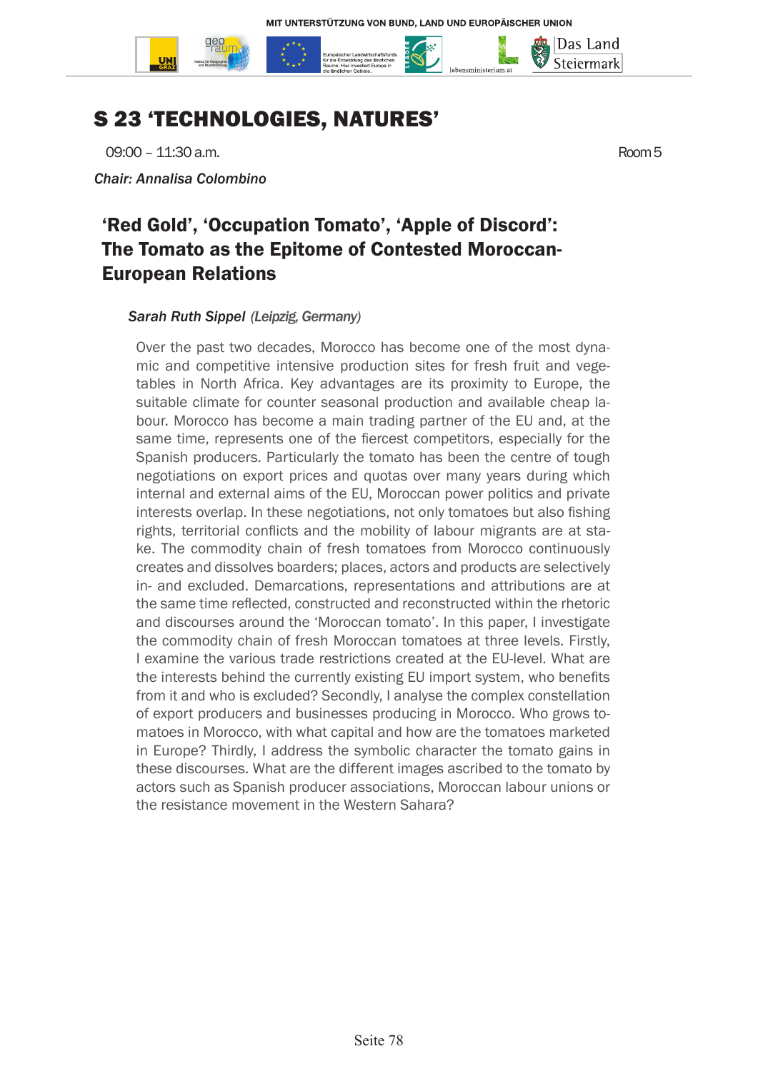# S 23 'TECHNOLOGIES, NATURES'

09:00 – 11:30 a.m. Room 5

*Chair: Annalisa Colombino*

## 'Red Gold', 'Occupation Tomato', 'Apple of Discord': The Tomato as the Epitome of Contested Moroccan-European Relations

***Sarah Ruth Sippel*** *(Leipzig, Germany)*

Over the past two decades, Morocco has become one of the most dynamic and competitive intensive production sites for fresh fruit and vegetables in North Africa. Key advantages are its proximity to Europe, the suitable climate for counter seasonal production and available cheap labour. Morocco has become a main trading partner of the EU and, at the same time, represents one of the fiercest competitors, especially for the Spanish producers. Particularly the tomato has been the centre of tough negotiations on export prices and quotas over many years during which internal and external aims of the EU, Moroccan power politics and private interests overlap. In these negotiations, not only tomatoes but also fishing rights, territorial conflicts and the mobility of labour migrants are at stake. The commodity chain of fresh tomatoes from Morocco continuously creates and dissolves boarders; places, actors and products are selectively in- and excluded. Demarcations, representations and attributions are at the same time reflected, constructed and reconstructed within the rhetoric and discourses around the 'Moroccan tomato'. In this paper, I investigate the commodity chain of fresh Moroccan tomatoes at three levels. Firstly, I examine the various trade restrictions created at the EU-level. What are the interests behind the currently existing EU import system, who benefits from it and who is excluded? Secondly, I analyse the complex constellation of export producers and businesses producing in Morocco. Who grows tomatoes in Morocco, with what capital and how are the tomatoes marketed in Europe? Thirdly, I address the symbolic character the tomato gains in these discourses. What are the different images ascribed to the tomato by actors such as Spanish producer associations, Moroccan labour unions or the resistance movement in the Western Sahara?